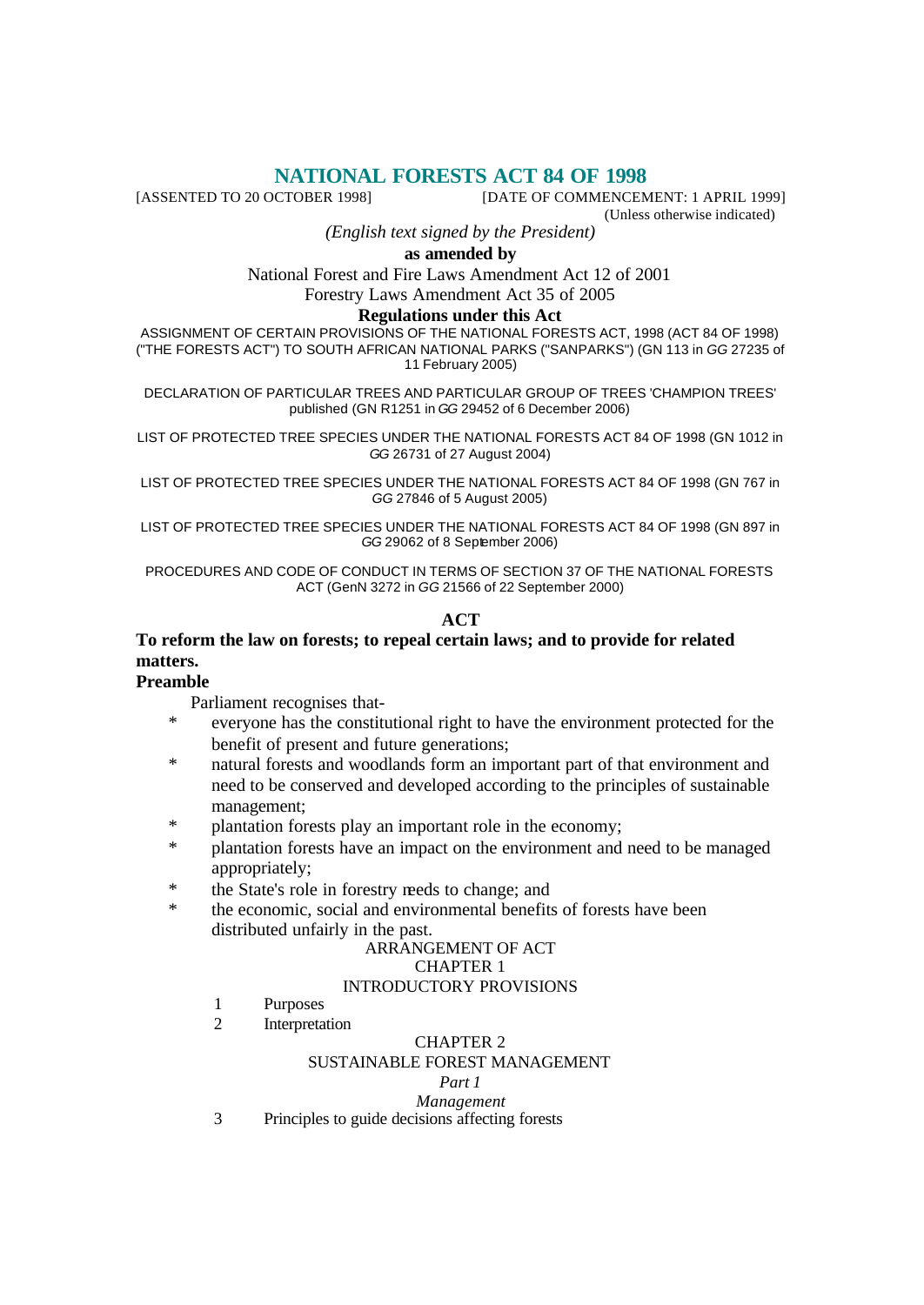# NATIONAL FORESTS ACT 84 OF 1998

[ASSENTED TO 20 OCTOBER 1998] [DATE OF COMMENCEMENT: 1 APRIL 1999]

(Unless otherwise indicated)

*(English text signed by the President)*

**as amended by**

National Forest and Fire Laws Amendment Act 12 of 2001

Forestry Laws Amendment Act 35 of 2005

**Regulations under this Act**

ASSIGNMENT OF CERTAIN PROVISIONS OF THE NATIONAL FORESTS ACT, 1998 (ACT 84 OF 1998) ("THE FORESTS ACT") TO SOUTH AFRICAN NATIONAL PARKS ("SANPARKS") (GN 113 in *GG* 27235 of 11 February 2005)

DECLARATION OF PARTICULAR TREES AND PARTICULAR GROUP OF TREES 'CHAMPION TREES' published (GN R1251 in *GG* 29452 of 6 December 2006)

LIST OF PROTECTED TREE SPECIES UNDER THE NATIONAL FORESTS ACT 84 OF 1998 (GN 1012 in *GG* 26731 of 27 August 2004)

LIST OF PROTECTED TREE SPECIES UNDER THE NATIONAL FORESTS ACT 84 OF 1998 (GN 767 in *GG* 27846 of 5 August 2005)

LIST OF PROTECTED TREE SPECIES UNDER THE NATIONAL FORESTS ACT 84 OF 1998 (GN 897 in *GG* 29062 of 8 September 2006)

PROCEDURES AND CODE OF CONDUCT IN TERMS OF SECTION 37 OF THE NATIONAL FORESTS ACT (GenN 3272 in *GG* 21566 of 22 September 2000)

## ACT

**To reform the law on forests; to repeal certain laws; and to provide for related matters.**

### Preamble

Parliament recognises that-

* everyone has the constitutional right to have the environment protected for the benefit of present and future generations;
* natural forests and woodlands form an important part of that environment and need to be conserved and developed according to the principles of sustainable management;
* plantation forests play an important role in the economy;
* plantation forests have an impact on the environment and need to be managed appropriately;
* the State's role in forestry needs to change; and
* the economic, social and environmental benefits of forests have been distributed unfairly in the past.

ARRANGEMENT OF ACT

CHAPTER 1

INTRODUCTORY PROVISIONS

1 Purposes

2 Interpretation

CHAPTER 2

SUSTAINABLE FOREST MANAGEMENT

*Part 1*

*Management*

3 Principles to guide decisions affecting forests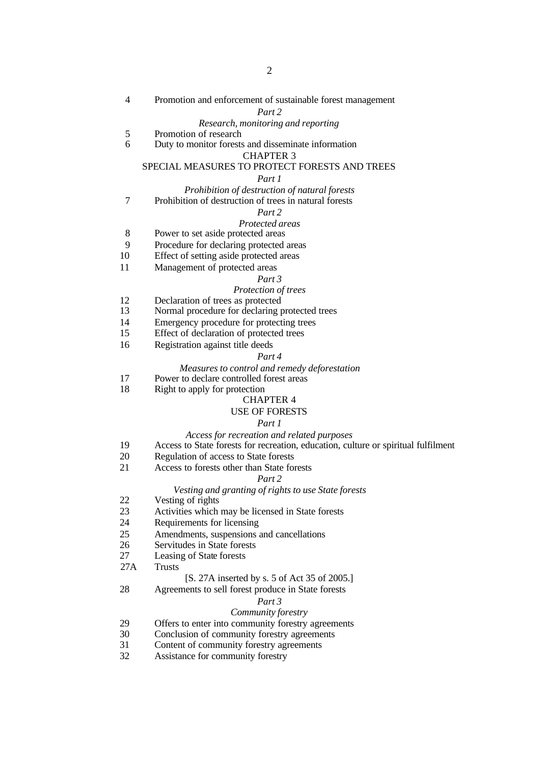4 Promotion and enforcement of sustainable forest management

*Part 2*

*Research, monitoring and reporting*

5 Promotion of research
6 Duty to monitor forests and disseminate information

CHAPTER 3

SPECIAL MEASURES TO PROTECT FORESTS AND TREES

*Part 1*

*Prohibition of destruction of natural forests*

7 Prohibition of destruction of trees in natural forests

*Part 2*

*Protected areas*

8 Power to set aside protected areas
9 Procedure for declaring protected areas
10 Effect of setting aside protected areas
11 Management of protected areas

*Part 3*

*Protection of trees*

12 Declaration of trees as protected
13 Normal procedure for declaring protected trees
14 Emergency procedure for protecting trees
15 Effect of declaration of protected trees
16 Registration against title deeds

*Part 4*

*Measures to control and remedy deforestation*

17 Power to declare controlled forest areas
18 Right to apply for protection

CHAPTER 4

USE OF FORESTS

*Part 1*

*Access for recreation and related purposes*

19 Access to State forests for recreation, education, culture or spiritual fulfilment
20 Regulation of access to State forests
21 Access to forests other than State forests

*Part 2*

*Vesting and granting of rights to use State forests*

22 Vesting of rights
23 Activities which may be licensed in State forests
24 Requirements for licensing
25 Amendments, suspensions and cancellations
26 Servitudes in State forests
27 Leasing of State forests
27A Trusts

[S. 27A inserted by s. 5 of Act 35 of 2005.]

28 Agreements to sell forest produce in State forests

*Part 3*

*Community forestry*

29 Offers to enter into community forestry agreements
30 Conclusion of community forestry agreements
31 Content of community forestry agreements
32 Assistance for community forestry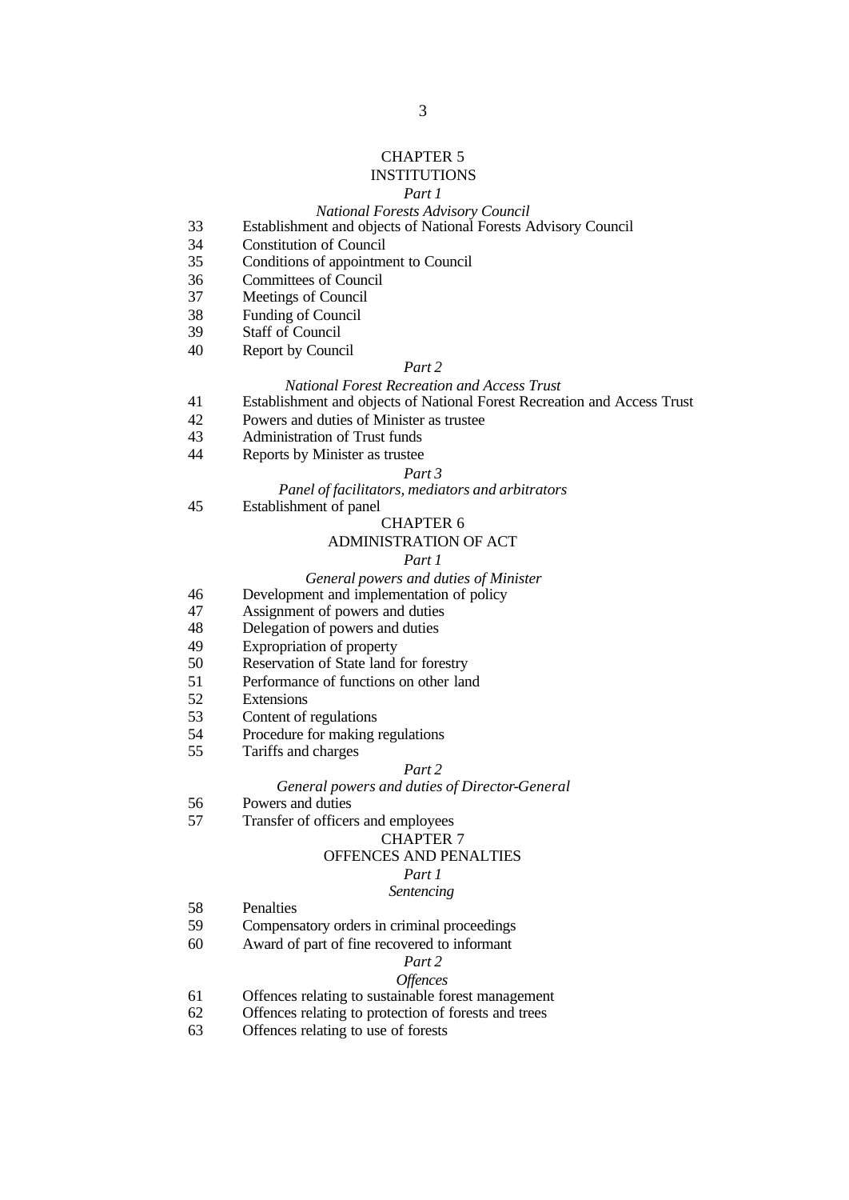## CHAPTER 5
## INSTITUTIONS

*Part 1*

*National Forests Advisory Council*

33 Establishment and objects of National Forests Advisory Council
34 Constitution of Council
35 Conditions of appointment to Council
36 Committees of Council
37 Meetings of Council
38 Funding of Council
39 Staff of Council
40 Report by Council

*Part 2*

*National Forest Recreation and Access Trust*

41 Establishment and objects of National Forest Recreation and Access Trust
42 Powers and duties of Minister as trustee
43 Administration of Trust funds
44 Reports by Minister as trustee

*Part 3*

*Panel of facilitators, mediators and arbitrators*

45 Establishment of panel

## CHAPTER 6
## ADMINISTRATION OF ACT

*Part 1*

*General powers and duties of Minister*

46 Development and implementation of policy
47 Assignment of powers and duties
48 Delegation of powers and duties
49 Expropriation of property
50 Reservation of State land for forestry
51 Performance of functions on other land
52 Extensions
53 Content of regulations
54 Procedure for making regulations
55 Tariffs and charges

*Part 2*

*General powers and duties of Director-General*

56 Powers and duties
57 Transfer of officers and employees

## CHAPTER 7
## OFFENCES AND PENALTIES

*Part 1*

*Sentencing*

58 Penalties
59 Compensatory orders in criminal proceedings
60 Award of part of fine recovered to informant

*Part 2*

*Offences*

61 Offences relating to sustainable forest management
62 Offences relating to protection of forests and trees
63 Offences relating to use of forests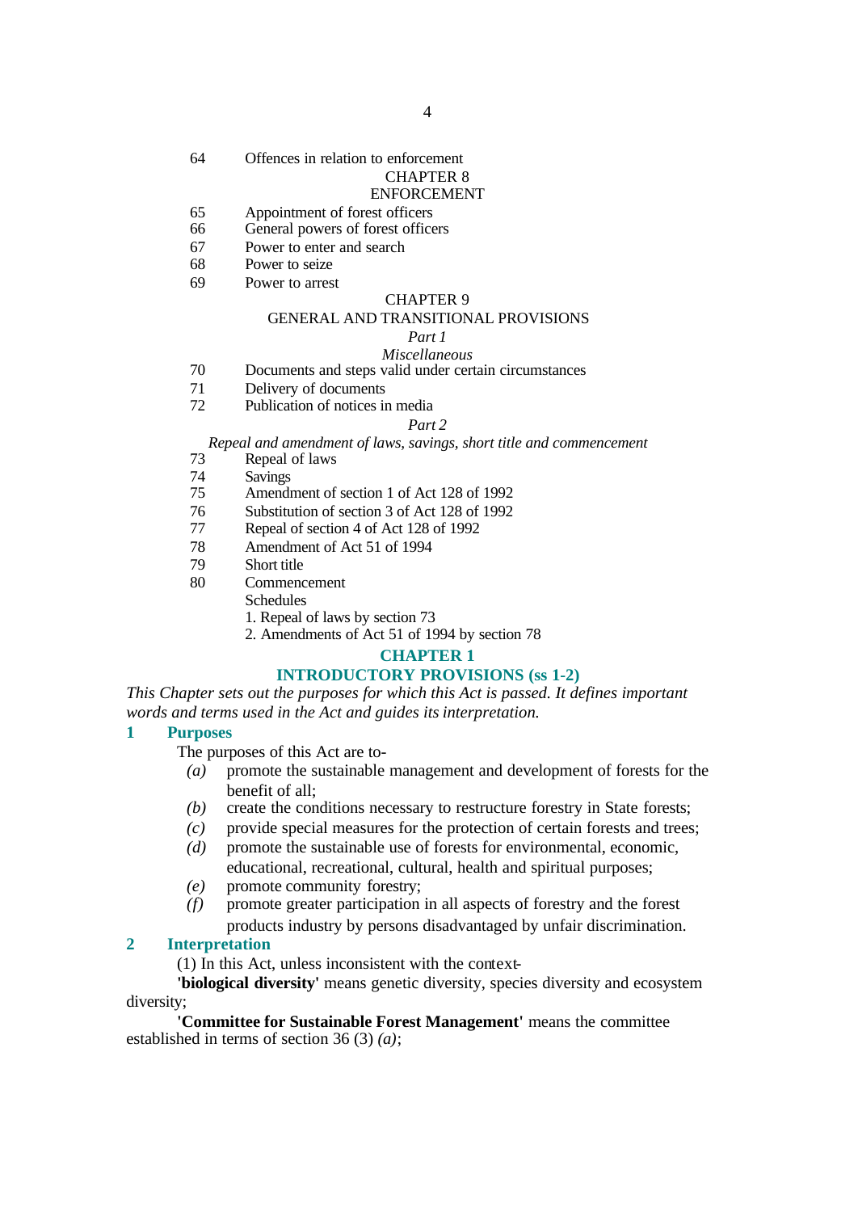64 Offences in relation to enforcement

CHAPTER 8

ENFORCEMENT

65 Appointment of forest officers
66 General powers of forest officers
67 Power to enter and search
68 Power to seize
69 Power to arrest

CHAPTER 9

GENERAL AND TRANSITIONAL PROVISIONS

*Part 1*

*Miscellaneous*

70 Documents and steps valid under certain circumstances
71 Delivery of documents
72 Publication of notices in media

*Part 2*

*Repeal and amendment of laws, savings, short title and commencement*

73 Repeal of laws
74 Savings
75 Amendment of section 1 of Act 128 of 1992
76 Substitution of section 3 of Act 128 of 1992
77 Repeal of section 4 of Act 128 of 1992
78 Amendment of Act 51 of 1994
79 Short title
80 Commencement

Schedules

1. Repeal of laws by section 73
2. Amendments of Act 51 of 1994 by section 78

## CHAPTER 1
## INTRODUCTORY PROVISIONS (ss 1-2)

*This Chapter sets out the purposes for which this Act is passed. It defines important words and terms used in the Act and guides its interpretation.*

### 1 Purposes

The purposes of this Act are to-

*(a)* promote the sustainable management and development of forests for the benefit of all;

*(b)* create the conditions necessary to restructure forestry in State forests;

*(c)* provide special measures for the protection of certain forests and trees;

*(d)* promote the sustainable use of forests for environmental, economic, educational, recreational, cultural, health and spiritual purposes;

*(e)* promote community forestry;

*(f)* promote greater participation in all aspects of forestry and the forest products industry by persons disadvantaged by unfair discrimination.

### 2 Interpretation

(1) In this Act, unless inconsistent with the context-

**'biological diversity'** means genetic diversity, species diversity and ecosystem diversity;

**'Committee for Sustainable Forest Management'** means the committee established in terms of section 36 (3) *(a)*;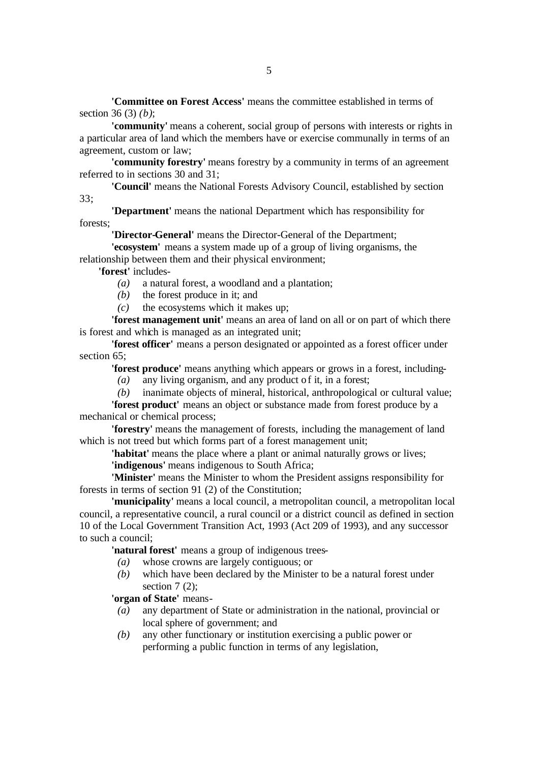**'Committee on Forest Access'** means the committee established in terms of section 36 (3) *(b)*;

**'community'** means a coherent, social group of persons with interests or rights in a particular area of land which the members have or exercise communally in terms of an agreement, custom or law;

**'community forestry'** means forestry by a community in terms of an agreement referred to in sections 30 and 31;

**'Council'** means the National Forests Advisory Council, established by section 33;

**'Department'** means the national Department which has responsibility for forests;

**'Director-General'** means the Director-General of the Department;

**'ecosystem'** means a system made up of a group of living organisms, the relationship between them and their physical environment;

**'forest'** includes-

*(a)* a natural forest, a woodland and a plantation;

*(b)* the forest produce in it; and

*(c)* the ecosystems which it makes up;

**'forest management unit'** means an area of land on all or on part of which there is forest and which is managed as an integrated unit;

**'forest officer'** means a person designated or appointed as a forest officer under section 65;

**'forest produce'** means anything which appears or grows in a forest, including-

*(a)* any living organism, and any product of it, in a forest;

*(b)* inanimate objects of mineral, historical, anthropological or cultural value;

**'forest product'** means an object or substance made from forest produce by a mechanical or chemical process;

**'forestry'** means the management of forests, including the management of land which is not treed but which forms part of a forest management unit;

**'habitat'** means the place where a plant or animal naturally grows or lives;

**'indigenous'** means indigenous to South Africa;

**'Minister'** means the Minister to whom the President assigns responsibility for forests in terms of section 91 (2) of the Constitution;

**'municipality'** means a local council, a metropolitan council, a metropolitan local council, a representative council, a rural council or a district council as defined in section 10 of the Local Government Transition Act, 1993 (Act 209 of 1993), and any successor to such a council;

**'natural forest'** means a group of indigenous trees-

*(a)* whose crowns are largely contiguous; or

*(b)* which have been declared by the Minister to be a natural forest under section 7 (2);

**'organ of State'** means-

*(a)* any department of State or administration in the national, provincial or local sphere of government; and

*(b)* any other functionary or institution exercising a public power or performing a public function in terms of any legislation,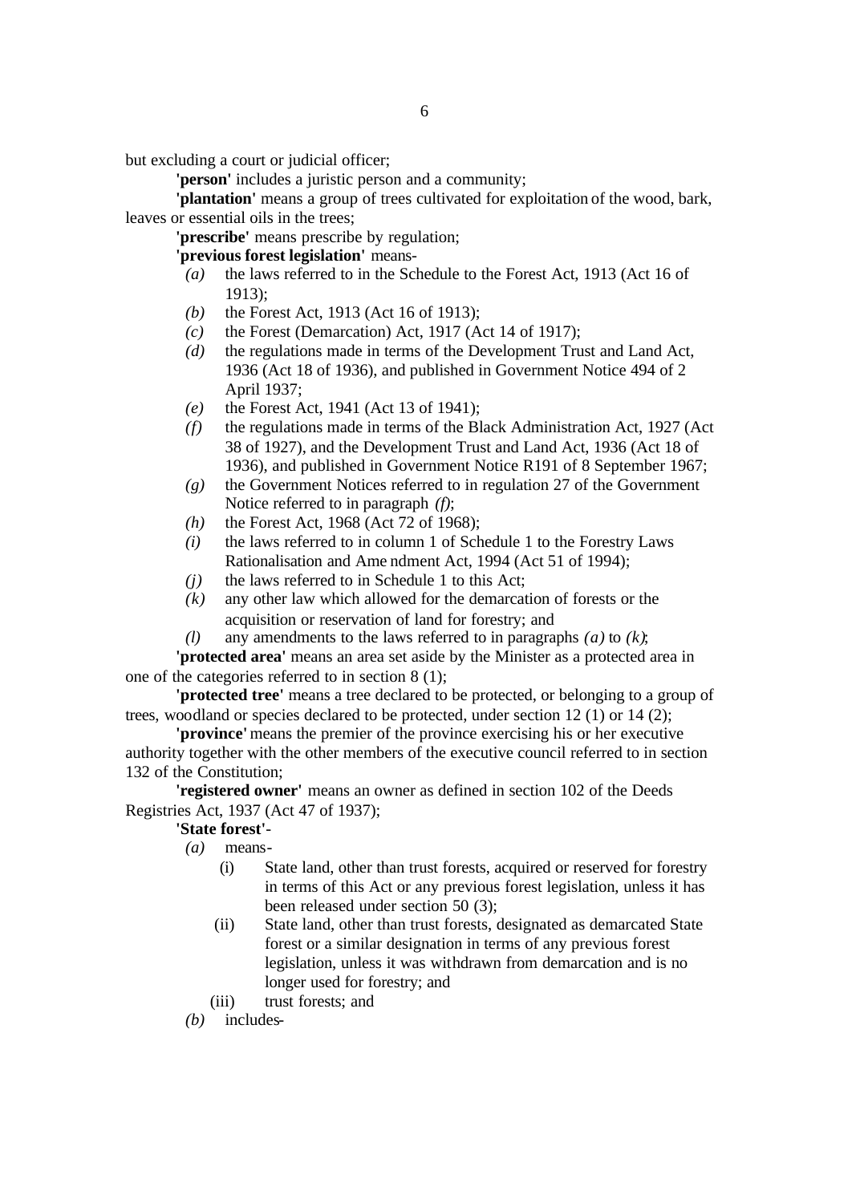but excluding a court or judicial officer;

**'person'** includes a juristic person and a community;

**'plantation'** means a group of trees cultivated for exploitation of the wood, bark, leaves or essential oils in the trees;

**'prescribe'** means prescribe by regulation;

**'previous forest legislation'** means-

*(a)* the laws referred to in the Schedule to the Forest Act, 1913 (Act 16 of 1913);

*(b)* the Forest Act, 1913 (Act 16 of 1913);

*(c)* the Forest (Demarcation) Act, 1917 (Act 14 of 1917);

*(d)* the regulations made in terms of the Development Trust and Land Act, 1936 (Act 18 of 1936), and published in Government Notice 494 of 2 April 1937;

*(e)* the Forest Act, 1941 (Act 13 of 1941);

*(f)* the regulations made in terms of the Black Administration Act, 1927 (Act 38 of 1927), and the Development Trust and Land Act, 1936 (Act 18 of 1936), and published in Government Notice R191 of 8 September 1967;

*(g)* the Government Notices referred to in regulation 27 of the Government Notice referred to in paragraph *(f)*;

*(h)* the Forest Act, 1968 (Act 72 of 1968);

*(i)* the laws referred to in column 1 of Schedule 1 to the Forestry Laws Rationalisation and Amendment Act, 1994 (Act 51 of 1994);

*(j)* the laws referred to in Schedule 1 to this Act;

*(k)* any other law which allowed for the demarcation of forests or the acquisition or reservation of land for forestry; and

*(l)* any amendments to the laws referred to in paragraphs *(a)* to *(k)*;

**'protected area'** means an area set aside by the Minister as a protected area in one of the categories referred to in section 8 (1);

**'protected tree'** means a tree declared to be protected, or belonging to a group of trees, woodland or species declared to be protected, under section 12 (1) or 14 (2);

**'province'** means the premier of the province exercising his or her executive authority together with the other members of the executive council referred to in section 132 of the Constitution;

**'registered owner'** means an owner as defined in section 102 of the Deeds Registries Act, 1937 (Act 47 of 1937);

**'State forest'**-

*(a)* means-

(i) State land, other than trust forests, acquired or reserved for forestry in terms of this Act or any previous forest legislation, unless it has been released under section 50 (3);

(ii) State land, other than trust forests, designated as demarcated State forest or a similar designation in terms of any previous forest legislation, unless it was withdrawn from demarcation and is no longer used for forestry; and

(iii) trust forests; and

*(b)* includes-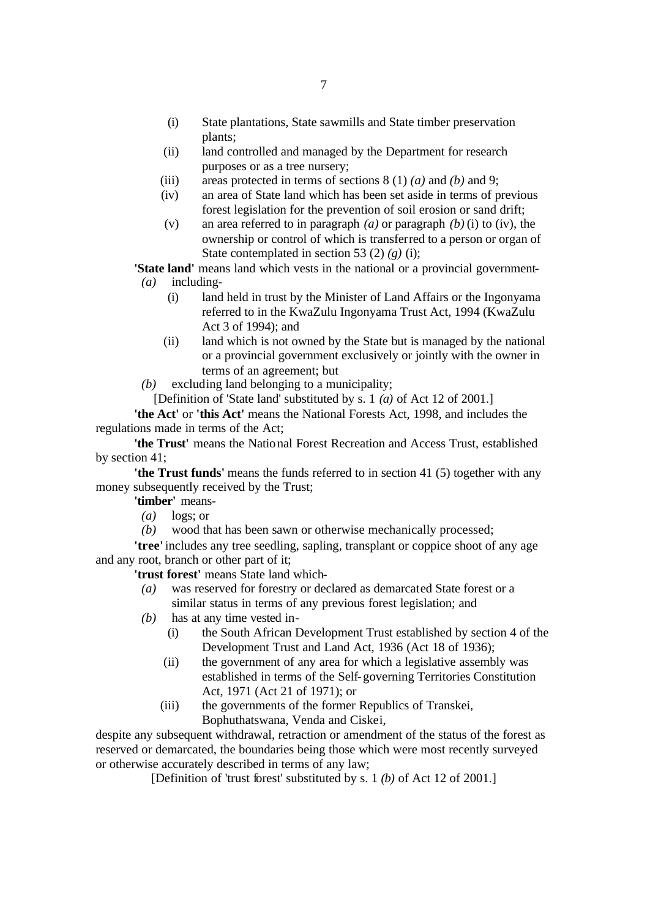(i) State plantations, State sawmills and State timber preservation plants;

(ii) land controlled and managed by the Department for research purposes or as a tree nursery;

(iii) areas protected in terms of sections 8 (1) *(a)* and *(b)* and 9;

(iv) an area of State land which has been set aside in terms of previous forest legislation for the prevention of soil erosion or sand drift;

(v) an area referred to in paragraph *(a)* or paragraph *(b)* (i) to (iv), the ownership or control of which is transferred to a person or organ of State contemplated in section 53 (2) *(g)* (i);

**'State land'** means land which vests in the national or a provincial government-

*(a)* including-

(i) land held in trust by the Minister of Land Affairs or the Ingonyama referred to in the KwaZulu Ingonyama Trust Act, 1994 (KwaZulu Act 3 of 1994); and

(ii) land which is not owned by the State but is managed by the national or a provincial government exclusively or jointly with the owner in terms of an agreement; but

*(b)* excluding land belonging to a municipality;

[Definition of 'State land' substituted by s. 1 *(a)* of Act 12 of 2001.]

**'the Act'** or **'this Act'** means the National Forests Act, 1998, and includes the regulations made in terms of the Act;

**'the Trust'** means the National Forest Recreation and Access Trust, established by section 41;

**'the Trust funds'** means the funds referred to in section 41 (5) together with any money subsequently received by the Trust;

**'timber'** means-

*(a)* logs; or

*(b)* wood that has been sawn or otherwise mechanically processed;

**'tree'** includes any tree seedling, sapling, transplant or coppice shoot of any age and any root, branch or other part of it;

**'trust forest'** means State land which-

*(a)* was reserved for forestry or declared as demarcated State forest or a similar status in terms of any previous forest legislation; and

*(b)* has at any time vested in-

(i) the South African Development Trust established by section 4 of the Development Trust and Land Act, 1936 (Act 18 of 1936);

(ii) the government of any area for which a legislative assembly was established in terms of the Self-governing Territories Constitution Act, 1971 (Act 21 of 1971); or

(iii) the governments of the former Republics of Transkei, Bophuthatswana, Venda and Ciskei,

despite any subsequent withdrawal, retraction or amendment of the status of the forest as reserved or demarcated, the boundaries being those which were most recently surveyed or otherwise accurately described in terms of any law;

[Definition of 'trust forest' substituted by s. 1 *(b)* of Act 12 of 2001.]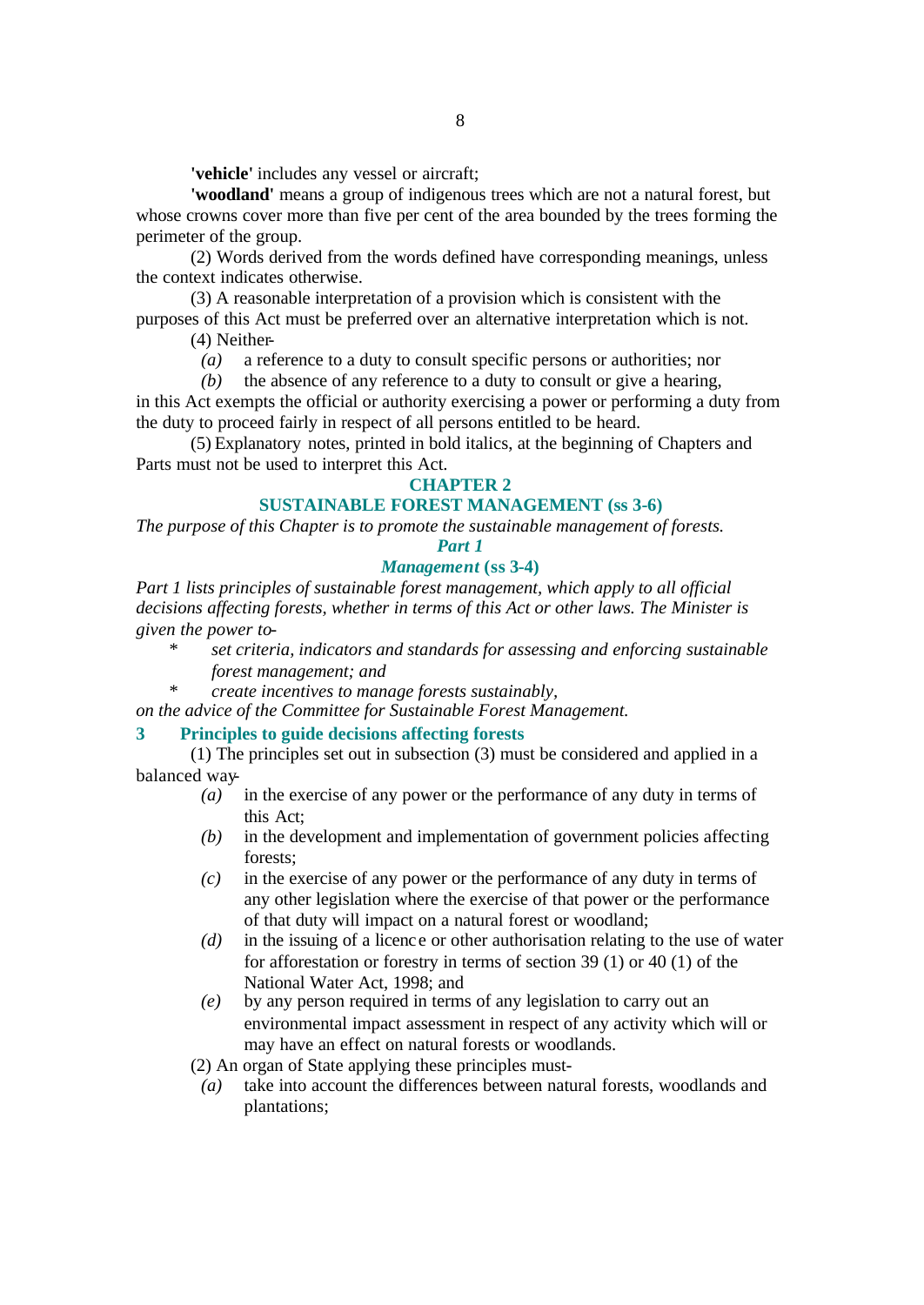**'vehicle'** includes any vessel or aircraft;

**'woodland'** means a group of indigenous trees which are not a natural forest, but whose crowns cover more than five per cent of the area bounded by the trees forming the perimeter of the group.

(2) Words derived from the words defined have corresponding meanings, unless the context indicates otherwise.

(3) A reasonable interpretation of a provision which is consistent with the purposes of this Act must be preferred over an alternative interpretation which is not.

(4) Neither-

*(a)* a reference to a duty to consult specific persons or authorities; nor

*(b)* the absence of any reference to a duty to consult or give a hearing,

in this Act exempts the official or authority exercising a power or performing a duty from the duty to proceed fairly in respect of all persons entitled to be heard.

(5) Explanatory notes, printed in bold italics, at the beginning of Chapters and Parts must not be used to interpret this Act.

## CHAPTER 2

## SUSTAINABLE FOREST MANAGEMENT (ss 3-6)

*The purpose of this Chapter is to promote the sustainable management of forests.*

### *Part 1*

### *Management* (ss 3-4)

*Part 1 lists principles of sustainable forest management, which apply to all official decisions affecting forests, whether in terms of this Act or other laws. The Minister is given the power to-*

* *set criteria, indicators and standards for assessing and enforcing sustainable forest management; and*
* *create incentives to manage forests sustainably,*

*on the advice of the Committee for Sustainable Forest Management.*

### 3 Principles to guide decisions affecting forests

(1) The principles set out in subsection (3) must be considered and applied in a balanced way-

*(a)* in the exercise of any power or the performance of any duty in terms of this Act;

*(b)* in the development and implementation of government policies affecting forests;

*(c)* in the exercise of any power or the performance of any duty in terms of any other legislation where the exercise of that power or the performance of that duty will impact on a natural forest or woodland;

*(d)* in the issuing of a licence or other authorisation relating to the use of water for afforestation or forestry in terms of section 39 (1) or 40 (1) of the National Water Act, 1998; and

*(e)* by any person required in terms of any legislation to carry out an environmental impact assessment in respect of any activity which will or may have an effect on natural forests or woodlands.

(2) An organ of State applying these principles must-

*(a)* take into account the differences between natural forests, woodlands and plantations;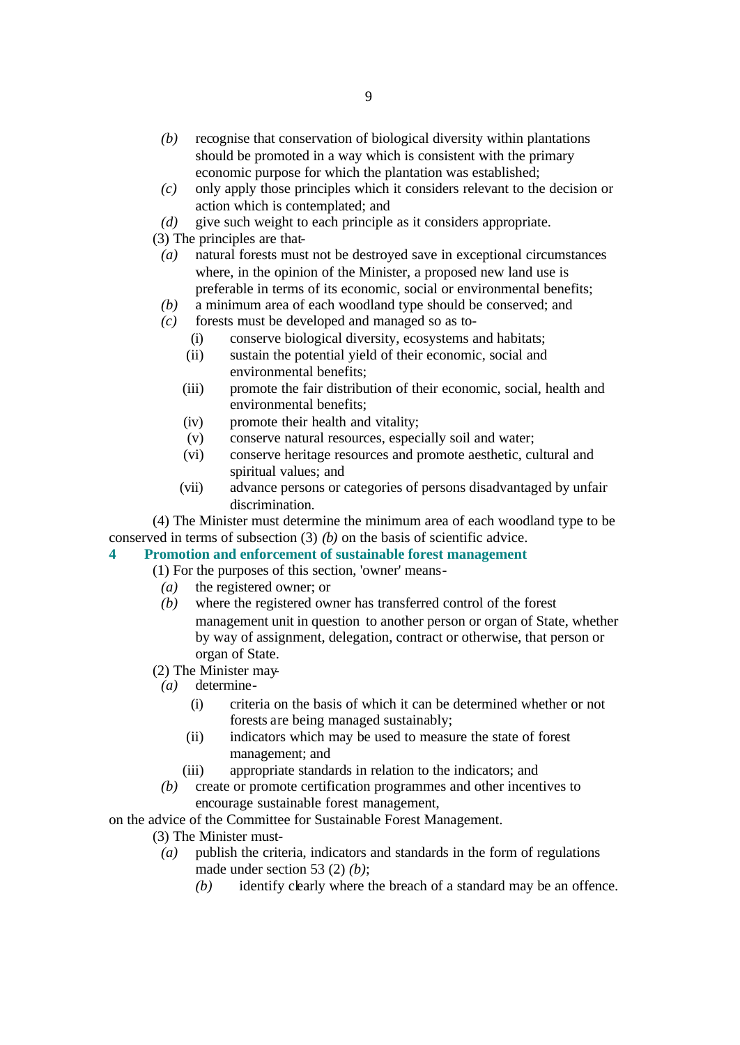(b) recognise that conservation of biological diversity within plantations should be promoted in a way which is consistent with the primary economic purpose for which the plantation was established;

(c) only apply those principles which it considers relevant to the decision or action which is contemplated; and

(d) give such weight to each principle as it considers appropriate.

(3) The principles are that-

(a) natural forests must not be destroyed save in exceptional circumstances where, in the opinion of the Minister, a proposed new land use is preferable in terms of its economic, social or environmental benefits;

(b) a minimum area of each woodland type should be conserved; and

(c) forests must be developed and managed so as to-

(i) conserve biological diversity, ecosystems and habitats;

(ii) sustain the potential yield of their economic, social and environmental benefits;

(iii) promote the fair distribution of their economic, social, health and environmental benefits;

(iv) promote their health and vitality;

(v) conserve natural resources, especially soil and water;

(vi) conserve heritage resources and promote aesthetic, cultural and spiritual values; and

(vii) advance persons or categories of persons disadvantaged by unfair discrimination.

(4) The Minister must determine the minimum area of each woodland type to be conserved in terms of subsection (3) *(b)* on the basis of scientific advice.

### 4 Promotion and enforcement of sustainable forest management

(1) For the purposes of this section, 'owner' means-

(a) the registered owner; or

(b) where the registered owner has transferred control of the forest management unit in question to another person or organ of State, whether by way of assignment, delegation, contract or otherwise, that person or organ of State.

(2) The Minister may-

(a) determine-

(i) criteria on the basis of which it can be determined whether or not forests are being managed sustainably;

(ii) indicators which may be used to measure the state of forest management; and

(iii) appropriate standards in relation to the indicators; and

(b) create or promote certification programmes and other incentives to encourage sustainable forest management,

on the advice of the Committee for Sustainable Forest Management.

(3) The Minister must-

(a) publish the criteria, indicators and standards in the form of regulations made under section 53 (2) *(b)*;

(b) identify clearly where the breach of a standard may be an offence.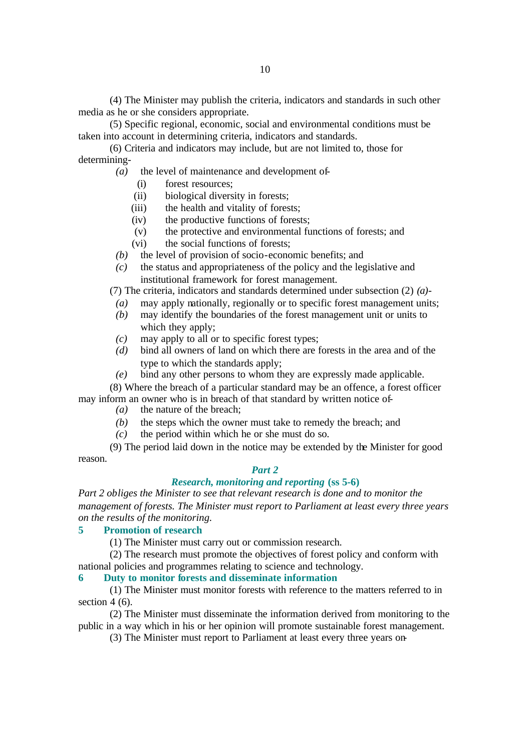(4) The Minister may publish the criteria, indicators and standards in such other media as he or she considers appropriate.

(5) Specific regional, economic, social and environmental conditions must be taken into account in determining criteria, indicators and standards.

(6) Criteria and indicators may include, but are not limited to, those for determining-

*(a)* the level of maintenance and development of-

(i) forest resources;

(ii) biological diversity in forests;

(iii) the health and vitality of forests;

(iv) the productive functions of forests;

(v) the protective and environmental functions of forests; and

(vi) the social functions of forests;

*(b)* the level of provision of socio-economic benefits; and

*(c)* the status and appropriateness of the policy and the legislative and institutional framework for forest management.

(7) The criteria, indicators and standards determined under subsection (2) *(a)*-

*(a)* may apply nationally, regionally or to specific forest management units;

*(b)* may identify the boundaries of the forest management unit or units to which they apply;

*(c)* may apply to all or to specific forest types;

*(d)* bind all owners of land on which there are forests in the area and of the type to which the standards apply;

*(e)* bind any other persons to whom they are expressly made applicable.

(8) Where the breach of a particular standard may be an offence, a forest officer may inform an owner who is in breach of that standard by written notice of-

*(a)* the nature of the breach;

*(b)* the steps which the owner must take to remedy the breach; and

*(c)* the period within which he or she must do so.

(9) The period laid down in the notice may be extended by the Minister for good reason.

## *Part 2*

## *Research, monitoring and reporting* (ss 5-6)

*Part 2 obliges the Minister to see that relevant research is done and to monitor the management of forests. The Minister must report to Parliament at least every three years on the results of the monitoring.*

### 5 Promotion of research

(1) The Minister must carry out or commission research.

(2) The research must promote the objectives of forest policy and conform with national policies and programmes relating to science and technology.

### 6 Duty to monitor forests and disseminate information

(1) The Minister must monitor forests with reference to the matters referred to in section 4 (6).

(2) The Minister must disseminate the information derived from monitoring to the public in a way which in his or her opinion will promote sustainable forest management.

(3) The Minister must report to Parliament at least every three years on-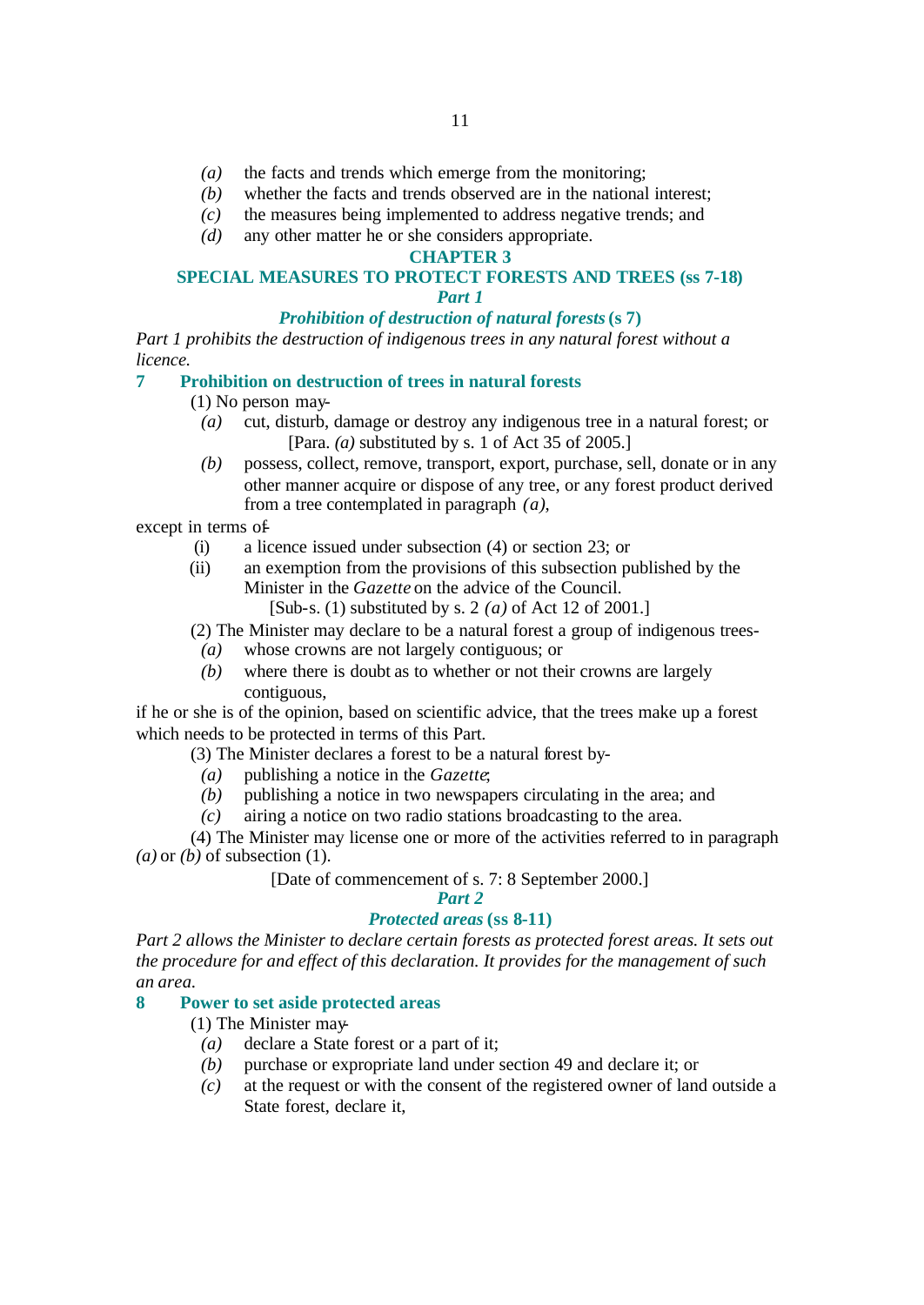*(a)* the facts and trends which emerge from the monitoring;

*(b)* whether the facts and trends observed are in the national interest;

*(c)* the measures being implemented to address negative trends; and

*(d)* any other matter he or she considers appropriate.

## CHAPTER 3

## SPECIAL MEASURES TO PROTECT FORESTS AND TREES (ss 7-18)

### *Part 1*

### *Prohibition of destruction of natural forests* (s 7)

*Part 1 prohibits the destruction of indigenous trees in any natural forest without a licence.*

#### 7 Prohibition on destruction of trees in natural forests

(1) No person may-

*(a)* cut, disturb, damage or destroy any indigenous tree in a natural forest; or

[Para. *(a)* substituted by s. 1 of Act 35 of 2005.]

*(b)* possess, collect, remove, transport, export, purchase, sell, donate or in any other manner acquire or dispose of any tree, or any forest product derived from a tree contemplated in paragraph *(a)*,

except in terms of-

(i) a licence issued under subsection (4) or section 23; or

(ii) an exemption from the provisions of this subsection published by the Minister in the *Gazette* on the advice of the Council.

[Sub-s. (1) substituted by s. 2 *(a)* of Act 12 of 2001.]

(2) The Minister may declare to be a natural forest a group of indigenous trees-

*(a)* whose crowns are not largely contiguous; or

*(b)* where there is doubt as to whether or not their crowns are largely contiguous,

if he or she is of the opinion, based on scientific advice, that the trees make up a forest which needs to be protected in terms of this Part.

(3) The Minister declares a forest to be a natural forest by-

*(a)* publishing a notice in the *Gazette*;

*(b)* publishing a notice in two newspapers circulating in the area; and

*(c)* airing a notice on two radio stations broadcasting to the area.

(4) The Minister may license one or more of the activities referred to in paragraph *(a)* or *(b)* of subsection (1).

[Date of commencement of s. 7: 8 September 2000.]

### *Part 2*

### *Protected areas* (ss 8-11)

*Part 2 allows the Minister to declare certain forests as protected forest areas. It sets out the procedure for and effect of this declaration. It provides for the management of such an area.*

#### 8 Power to set aside protected areas

(1) The Minister may-

*(a)* declare a State forest or a part of it;

*(b)* purchase or expropriate land under section 49 and declare it; or

*(c)* at the request or with the consent of the registered owner of land outside a State forest, declare it,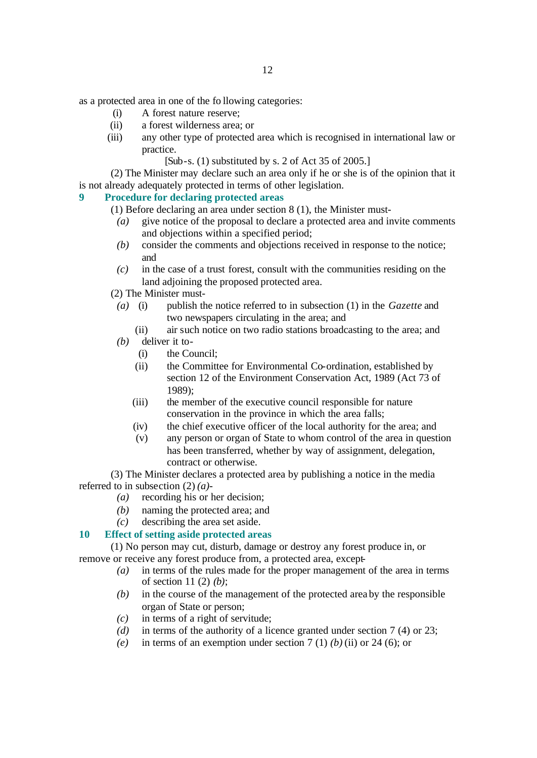as a protected area in one of the following categories:

- (i) A forest nature reserve;
- (ii) a forest wilderness area; or
- (iii) any other type of protected area which is recognised in international law or practice.

[Sub-s. (1) substituted by s. 2 of Act 35 of 2005.]

(2) The Minister may declare such an area only if he or she is of the opinion that it is not already adequately protected in terms of other legislation.

### 9 Procedure for declaring protected areas

(1) Before declaring an area under section 8 (1), the Minister must-

- *(a)* give notice of the proposal to declare a protected area and invite comments and objections within a specified period;
- *(b)* consider the comments and objections received in response to the notice; and
- *(c)* in the case of a trust forest, consult with the communities residing on the land adjoining the proposed protected area.

(2) The Minister must-

- *(a)* (i) publish the notice referred to in subsection (1) in the *Gazette* and two newspapers circulating in the area; and
  - (ii) air such notice on two radio stations broadcasting to the area; and
- *(b)* deliver it to-
  - (i) the Council;
  - (ii) the Committee for Environmental Co-ordination, established by section 12 of the Environment Conservation Act, 1989 (Act 73 of 1989);
  - (iii) the member of the executive council responsible for nature conservation in the province in which the area falls;
  - (iv) the chief executive officer of the local authority for the area; and
  - (v) any person or organ of State to whom control of the area in question has been transferred, whether by way of assignment, delegation, contract or otherwise.

(3) The Minister declares a protected area by publishing a notice in the media referred to in subsection (2) *(a)*-

- *(a)* recording his or her decision;
- *(b)* naming the protected area; and
- *(c)* describing the area set aside.

### 10 Effect of setting aside protected areas

(1) No person may cut, disturb, damage or destroy any forest produce in, or remove or receive any forest produce from, a protected area, except-

- *(a)* in terms of the rules made for the proper management of the area in terms of section 11 (2) *(b)*;
- *(b)* in the course of the management of the protected area by the responsible organ of State or person;
- *(c)* in terms of a right of servitude;
- *(d)* in terms of the authority of a licence granted under section 7 (4) or 23;
- *(e)* in terms of an exemption under section 7 (1) *(b)* (ii) or 24 (6); or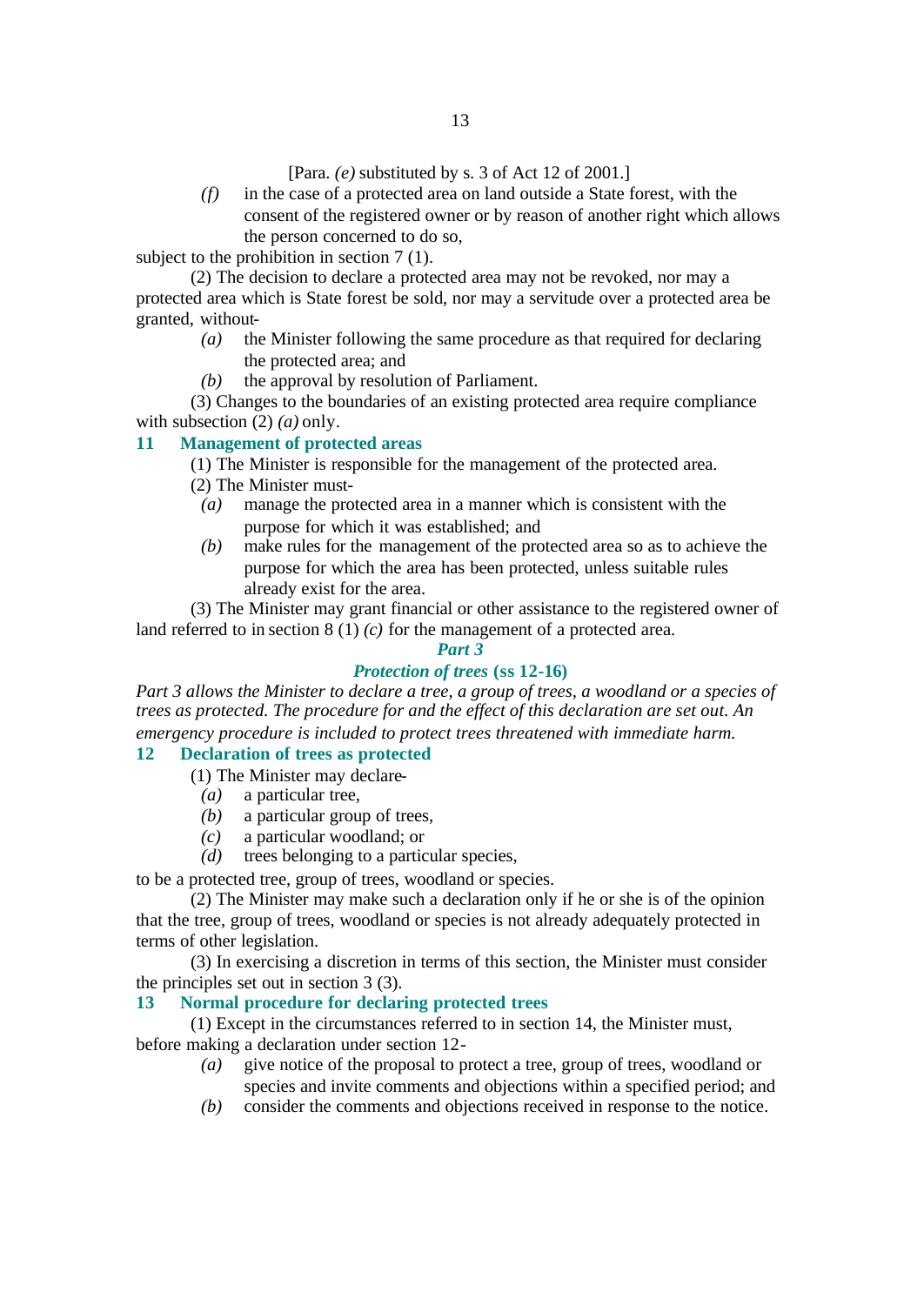[Para. *(e)* substituted by s. 3 of Act 12 of 2001.]

*(f)* in the case of a protected area on land outside a State forest, with the consent of the registered owner or by reason of another right which allows the person concerned to do so,

subject to the prohibition in section 7 (1).

(2) The decision to declare a protected area may not be revoked, nor may a protected area which is State forest be sold, nor may a servitude over a protected area be granted, without-

*(a)* the Minister following the same procedure as that required for declaring the protected area; and

*(b)* the approval by resolution of Parliament.

(3) Changes to the boundaries of an existing protected area require compliance with subsection (2) *(a)* only.

### 11 Management of protected areas

(1) The Minister is responsible for the management of the protected area.

(2) The Minister must-

*(a)* manage the protected area in a manner which is consistent with the purpose for which it was established; and

*(b)* make rules for the management of the protected area so as to achieve the purpose for which the area has been protected, unless suitable rules already exist for the area.

(3) The Minister may grant financial or other assistance to the registered owner of land referred to in section 8 (1) *(c)* for the management of a protected area.

## *Part 3*

## *Protection of trees* (ss 12-16)

*Part 3 allows the Minister to declare a tree, a group of trees, a woodland or a species of trees as protected. The procedure for and the effect of this declaration are set out. An emergency procedure is included to protect trees threatened with immediate harm.*

### 12 Declaration of trees as protected

(1) The Minister may declare-

*(a)* a particular tree,

*(b)* a particular group of trees,

*(c)* a particular woodland; or

*(d)* trees belonging to a particular species,

to be a protected tree, group of trees, woodland or species.

(2) The Minister may make such a declaration only if he or she is of the opinion that the tree, group of trees, woodland or species is not already adequately protected in terms of other legislation.

(3) In exercising a discretion in terms of this section, the Minister must consider the principles set out in section 3 (3).

### 13 Normal procedure for declaring protected trees

(1) Except in the circumstances referred to in section 14, the Minister must, before making a declaration under section 12-

*(a)* give notice of the proposal to protect a tree, group of trees, woodland or species and invite comments and objections within a specified period; and

*(b)* consider the comments and objections received in response to the notice.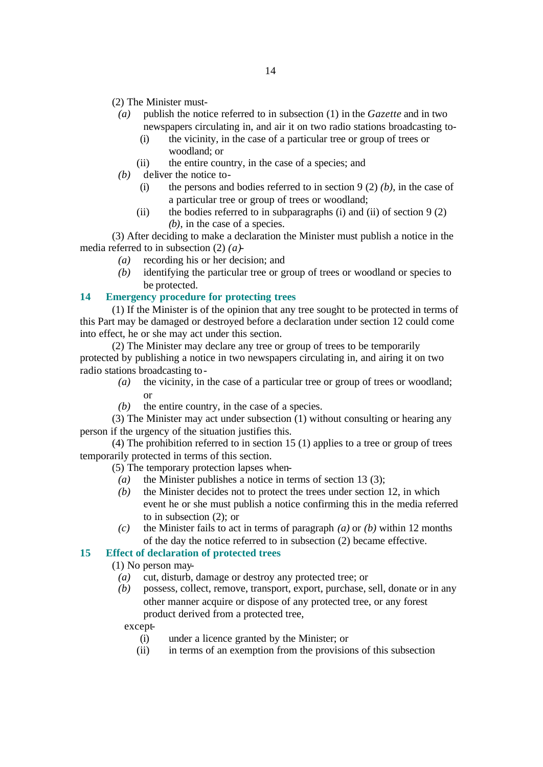(2) The Minister must-

*(a)* publish the notice referred to in subsection (1) in the *Gazette* and in two newspapers circulating in, and air it on two radio stations broadcasting to-

(i) the vicinity, in the case of a particular tree or group of trees or woodland; or

(ii) the entire country, in the case of a species; and

*(b)* deliver the notice to-

(i) the persons and bodies referred to in section 9 (2) *(b)*, in the case of a particular tree or group of trees or woodland;

(ii) the bodies referred to in subparagraphs (i) and (ii) of section 9 (2) *(b)*, in the case of a species.

(3) After deciding to make a declaration the Minister must publish a notice in the media referred to in subsection (2) *(a)*-

*(a)* recording his or her decision; and

*(b)* identifying the particular tree or group of trees or woodland or species to be protected.

### 14 Emergency procedure for protecting trees

(1) If the Minister is of the opinion that any tree sought to be protected in terms of this Part may be damaged or destroyed before a declaration under section 12 could come into effect, he or she may act under this section.

(2) The Minister may declare any tree or group of trees to be temporarily protected by publishing a notice in two newspapers circulating in, and airing it on two radio stations broadcasting to-

*(a)* the vicinity, in the case of a particular tree or group of trees or woodland; or

*(b)* the entire country, in the case of a species.

(3) The Minister may act under subsection (1) without consulting or hearing any person if the urgency of the situation justifies this.

(4) The prohibition referred to in section 15 (1) applies to a tree or group of trees temporarily protected in terms of this section.

(5) The temporary protection lapses when-

*(a)* the Minister publishes a notice in terms of section 13 (3);

*(b)* the Minister decides not to protect the trees under section 12, in which event he or she must publish a notice confirming this in the media referred to in subsection (2); or

*(c)* the Minister fails to act in terms of paragraph *(a)* or *(b)* within 12 months of the day the notice referred to in subsection (2) became effective.

### 15 Effect of declaration of protected trees

(1) No person may-

*(a)* cut, disturb, damage or destroy any protected tree; or

*(b)* possess, collect, remove, transport, export, purchase, sell, donate or in any other manner acquire or dispose of any protected tree, or any forest product derived from a protected tree,

except-

(i) under a licence granted by the Minister; or

(ii) in terms of an exemption from the provisions of this subsection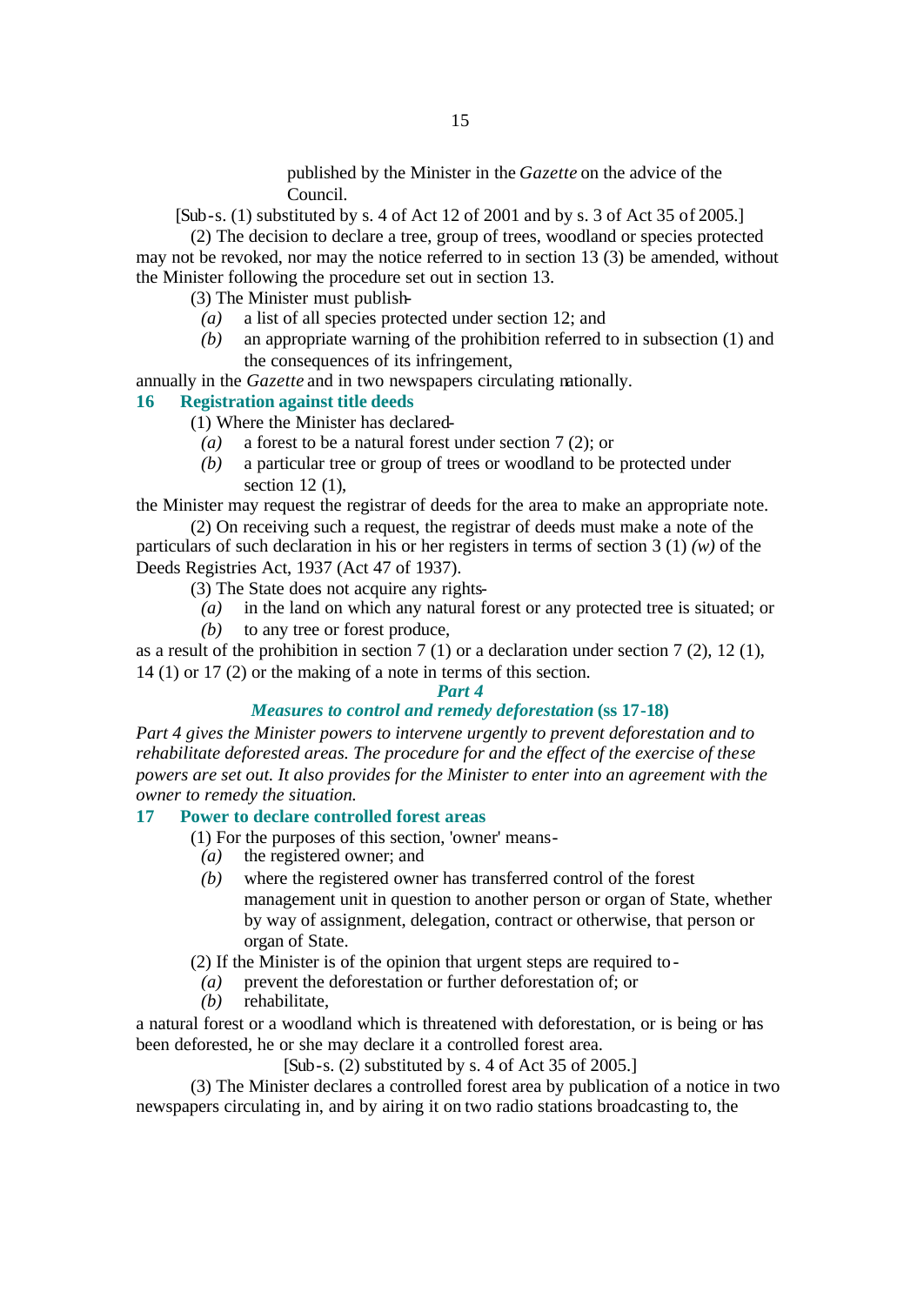published by the Minister in the *Gazette* on the advice of the Council.

[Sub-s. (1) substituted by s. 4 of Act 12 of 2001 and by s. 3 of Act 35 of 2005.]

(2) The decision to declare a tree, group of trees, woodland or species protected may not be revoked, nor may the notice referred to in section 13 (3) be amended, without the Minister following the procedure set out in section 13.

(3) The Minister must publish-

*(a)* a list of all species protected under section 12; and

*(b)* an appropriate warning of the prohibition referred to in subsection (1) and the consequences of its infringement,

annually in the *Gazette* and in two newspapers circulating nationally.

### 16 Registration against title deeds

(1) Where the Minister has declared-

*(a)* a forest to be a natural forest under section 7 (2); or

*(b)* a particular tree or group of trees or woodland to be protected under section 12 (1),

the Minister may request the registrar of deeds for the area to make an appropriate note.

(2) On receiving such a request, the registrar of deeds must make a note of the particulars of such declaration in his or her registers in terms of section 3 (1) *(w)* of the Deeds Registries Act, 1937 (Act 47 of 1937).

(3) The State does not acquire any rights-

*(a)* in the land on which any natural forest or any protected tree is situated; or

*(b)* to any tree or forest produce,

as a result of the prohibition in section 7 (1) or a declaration under section 7 (2), 12 (1), 14 (1) or 17 (2) or the making of a note in terms of this section.

## *Part 4*

## *Measures to control and remedy deforestation* (ss 17-18)

*Part 4 gives the Minister powers to intervene urgently to prevent deforestation and to rehabilitate deforested areas. The procedure for and the effect of the exercise of these powers are set out. It also provides for the Minister to enter into an agreement with the owner to remedy the situation.*

### 17 Power to declare controlled forest areas

(1) For the purposes of this section, 'owner' means-

*(a)* the registered owner; and

*(b)* where the registered owner has transferred control of the forest management unit in question to another person or organ of State, whether by way of assignment, delegation, contract or otherwise, that person or organ of State.

(2) If the Minister is of the opinion that urgent steps are required to-

*(a)* prevent the deforestation or further deforestation of; or

*(b)* rehabilitate,

a natural forest or a woodland which is threatened with deforestation, or is being or has been deforested, he or she may declare it a controlled forest area.

[Sub-s. (2) substituted by s. 4 of Act 35 of 2005.]

(3) The Minister declares a controlled forest area by publication of a notice in two newspapers circulating in, and by airing it on two radio stations broadcasting to, the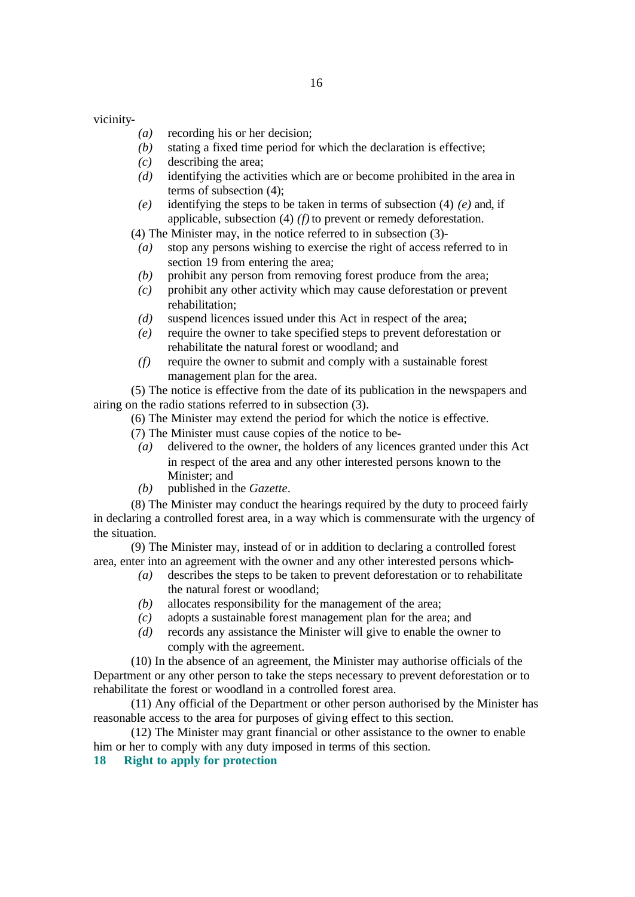vicinity-

*(a)* recording his or her decision;

*(b)* stating a fixed time period for which the declaration is effective;

*(c)* describing the area;

*(d)* identifying the activities which are or become prohibited in the area in terms of subsection (4);

*(e)* identifying the steps to be taken in terms of subsection (4) *(e)* and, if applicable, subsection (4) *(f)* to prevent or remedy deforestation.

(4) The Minister may, in the notice referred to in subsection (3)-

*(a)* stop any persons wishing to exercise the right of access referred to in section 19 from entering the area;

*(b)* prohibit any person from removing forest produce from the area;

*(c)* prohibit any other activity which may cause deforestation or prevent rehabilitation;

*(d)* suspend licences issued under this Act in respect of the area;

*(e)* require the owner to take specified steps to prevent deforestation or rehabilitate the natural forest or woodland; and

*(f)* require the owner to submit and comply with a sustainable forest management plan for the area.

(5) The notice is effective from the date of its publication in the newspapers and airing on the radio stations referred to in subsection (3).

(6) The Minister may extend the period for which the notice is effective.

(7) The Minister must cause copies of the notice to be-

*(a)* delivered to the owner, the holders of any licences granted under this Act in respect of the area and any other interested persons known to the Minister; and

*(b)* published in the *Gazette*.

(8) The Minister may conduct the hearings required by the duty to proceed fairly in declaring a controlled forest area, in a way which is commensurate with the urgency of the situation.

(9) The Minister may, instead of or in addition to declaring a controlled forest area, enter into an agreement with the owner and any other interested persons which-

*(a)* describes the steps to be taken to prevent deforestation or to rehabilitate the natural forest or woodland;

*(b)* allocates responsibility for the management of the area;

*(c)* adopts a sustainable forest management plan for the area; and

*(d)* records any assistance the Minister will give to enable the owner to comply with the agreement.

(10) In the absence of an agreement, the Minister may authorise officials of the Department or any other person to take the steps necessary to prevent deforestation or to rehabilitate the forest or woodland in a controlled forest area.

(11) Any official of the Department or other person authorised by the Minister has reasonable access to the area for purposes of giving effect to this section.

(12) The Minister may grant financial or other assistance to the owner to enable him or her to comply with any duty imposed in terms of this section.

**18 Right to apply for protection**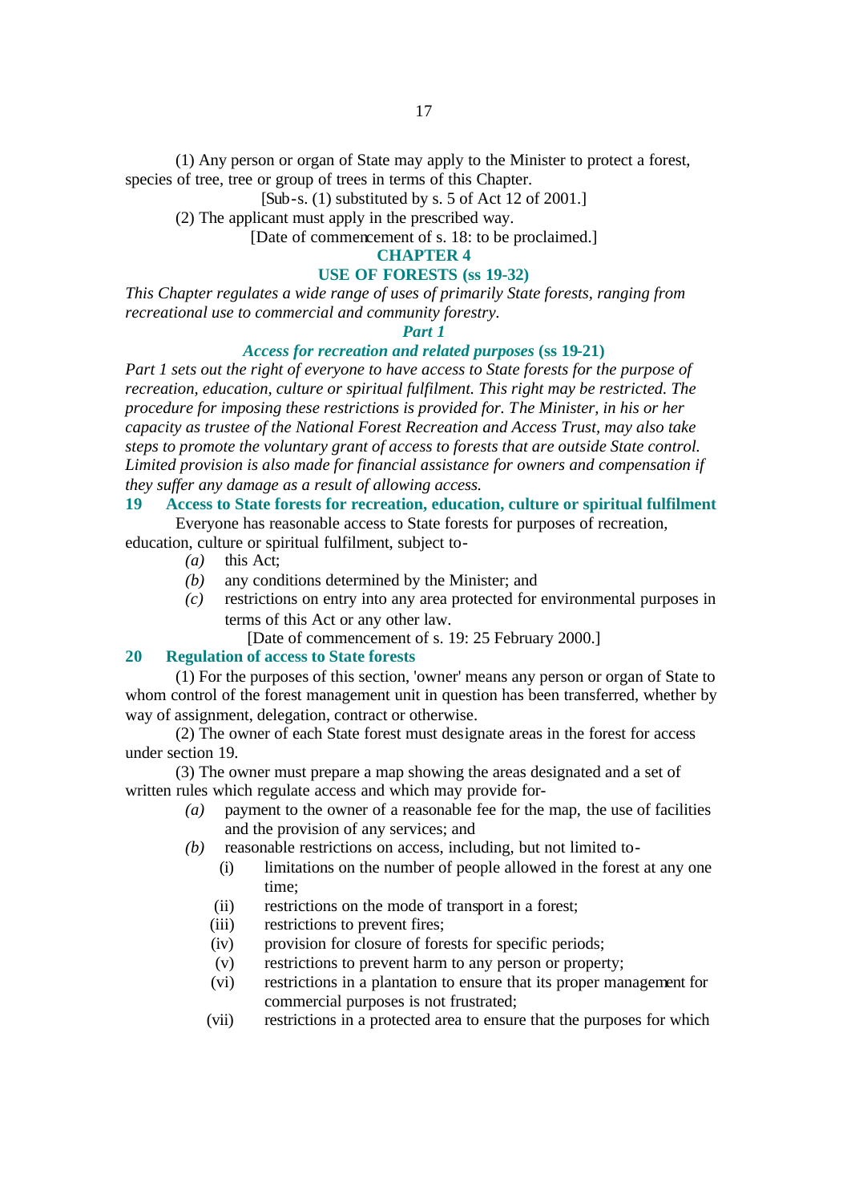(1) Any person or organ of State may apply to the Minister to protect a forest, species of tree, tree or group of trees in terms of this Chapter.

[Sub-s. (1) substituted by s. 5 of Act 12 of 2001.]

(2) The applicant must apply in the prescribed way.

[Date of commencement of s. 18: to be proclaimed.]

## CHAPTER 4

## USE OF FORESTS (ss 19-32)

*This Chapter regulates a wide range of uses of primarily State forests, ranging from recreational use to commercial and community forestry.*

### *Part 1*

### *Access for recreation and related purposes* (ss 19-21)

*Part 1 sets out the right of everyone to have access to State forests for the purpose of recreation, education, culture or spiritual fulfilment. This right may be restricted. The procedure for imposing these restrictions is provided for. The Minister, in his or her capacity as trustee of the National Forest Recreation and Access Trust, may also take steps to promote the voluntary grant of access to forests that are outside State control. Limited provision is also made for financial assistance for owners and compensation if they suffer any damage as a result of allowing access.*

#### 19 Access to State forests for recreation, education, culture or spiritual fulfilment

Everyone has reasonable access to State forests for purposes of recreation, education, culture or spiritual fulfilment, subject to-

*(a)* this Act;

*(b)* any conditions determined by the Minister; and

*(c)* restrictions on entry into any area protected for environmental purposes in terms of this Act or any other law.

[Date of commencement of s. 19: 25 February 2000.]

#### 20 Regulation of access to State forests

(1) For the purposes of this section, 'owner' means any person or organ of State to whom control of the forest management unit in question has been transferred, whether by way of assignment, delegation, contract or otherwise.

(2) The owner of each State forest must designate areas in the forest for access under section 19.

(3) The owner must prepare a map showing the areas designated and a set of written rules which regulate access and which may provide for-

*(a)* payment to the owner of a reasonable fee for the map, the use of facilities and the provision of any services; and

*(b)* reasonable restrictions on access, including, but not limited to-

(i) limitations on the number of people allowed in the forest at any one time;

(ii) restrictions on the mode of transport in a forest;

(iii) restrictions to prevent fires;

(iv) provision for closure of forests for specific periods;

(v) restrictions to prevent harm to any person or property;

(vi) restrictions in a plantation to ensure that its proper management for commercial purposes is not frustrated;

(vii) restrictions in a protected area to ensure that the purposes for which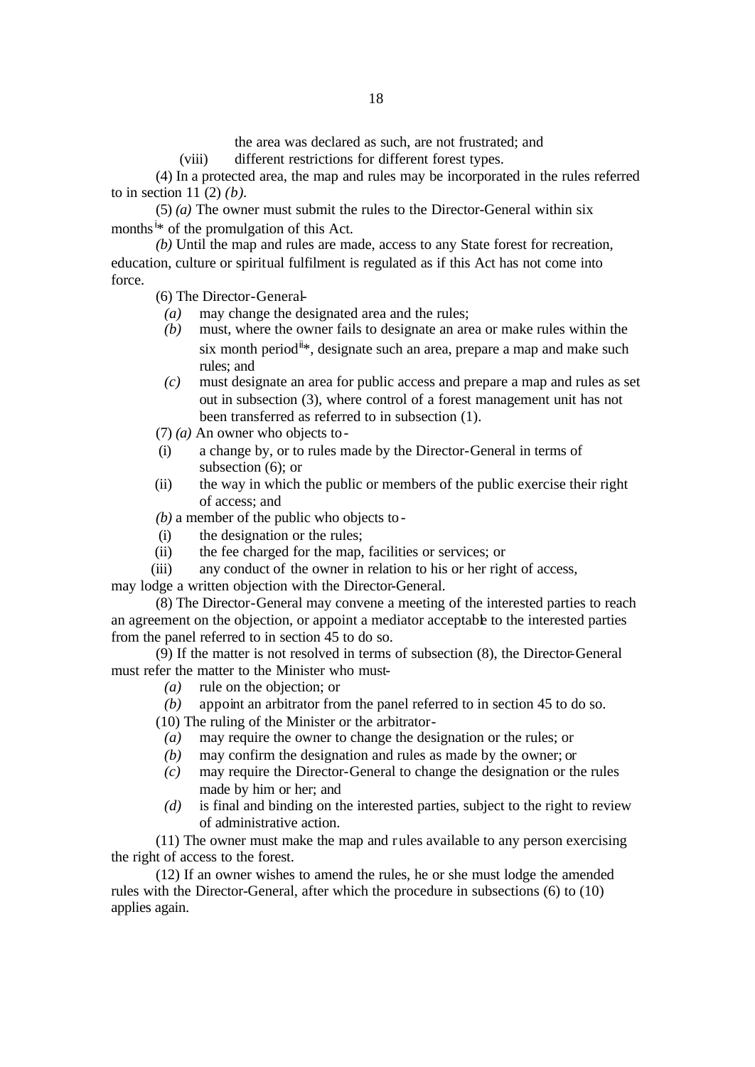the area was declared as such, are not frustrated; and

(viii) different restrictions for different forest types.

(4) In a protected area, the map and rules may be incorporated in the rules referred to in section 11 (2) *(b)*.

(5) *(a)* The owner must submit the rules to the Director-General within six months[i]* of the promulgation of this Act.

*(b)* Until the map and rules are made, access to any State forest for recreation, education, culture or spiritual fulfilment is regulated as if this Act has not come into force.

(6) The Director-General-

*(a)* may change the designated area and the rules;

*(b)* must, where the owner fails to designate an area or make rules within the six month period[ii]*, designate such an area, prepare a map and make such rules; and

*(c)* must designate an area for public access and prepare a map and rules as set out in subsection (3), where control of a forest management unit has not been transferred as referred to in subsection (1).

(7) *(a)* An owner who objects to-

(i) a change by, or to rules made by the Director-General in terms of subsection (6); or

(ii) the way in which the public or members of the public exercise their right of access; and

*(b)* a member of the public who objects to-

(i) the designation or the rules;

(ii) the fee charged for the map, facilities or services; or

(iii) any conduct of the owner in relation to his or her right of access,

may lodge a written objection with the Director-General.

(8) The Director-General may convene a meeting of the interested parties to reach an agreement on the objection, or appoint a mediator acceptable to the interested parties from the panel referred to in section 45 to do so.

(9) If the matter is not resolved in terms of subsection (8), the Director-General must refer the matter to the Minister who must-

*(a)* rule on the objection; or

*(b)* appoint an arbitrator from the panel referred to in section 45 to do so.

(10) The ruling of the Minister or the arbitrator-

*(a)* may require the owner to change the designation or the rules; or

*(b)* may confirm the designation and rules as made by the owner; or

*(c)* may require the Director-General to change the designation or the rules made by him or her; and

*(d)* is final and binding on the interested parties, subject to the right to review of administrative action.

(11) The owner must make the map and rules available to any person exercising the right of access to the forest.

(12) If an owner wishes to amend the rules, he or she must lodge the amended rules with the Director-General, after which the procedure in subsections (6) to (10) applies again.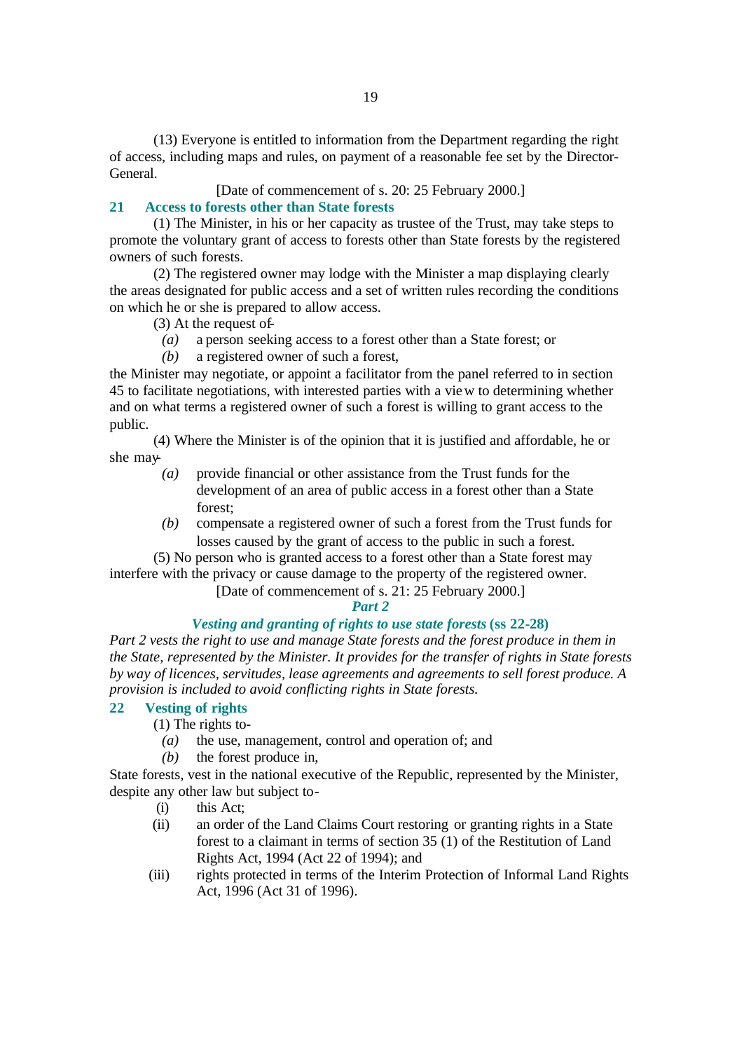(13) Everyone is entitled to information from the Department regarding the right of access, including maps and rules, on payment of a reasonable fee set by the Director-General.

[Date of commencement of s. 20: 25 February 2000.]

### 21 Access to forests other than State forests

(1) The Minister, in his or her capacity as trustee of the Trust, may take steps to promote the voluntary grant of access to forests other than State forests by the registered owners of such forests.

(2) The registered owner may lodge with the Minister a map displaying clearly the areas designated for public access and a set of written rules recording the conditions on which he or she is prepared to allow access.

(3) At the request of-

*(a)* a person seeking access to a forest other than a State forest; or

*(b)* a registered owner of such a forest,

the Minister may negotiate, or appoint a facilitator from the panel referred to in section 45 to facilitate negotiations, with interested parties with a view to determining whether and on what terms a registered owner of such a forest is willing to grant access to the public.

(4) Where the Minister is of the opinion that it is justified and affordable, he or she may-

*(a)* provide financial or other assistance from the Trust funds for the development of an area of public access in a forest other than a State forest;

*(b)* compensate a registered owner of such a forest from the Trust funds for losses caused by the grant of access to the public in such a forest.

(5) No person who is granted access to a forest other than a State forest may interfere with the privacy or cause damage to the property of the registered owner.

[Date of commencement of s. 21: 25 February 2000.]

## *Part 2*

## *Vesting and granting of rights to use state forests* (ss 22-28)

*Part 2 vests the right to use and manage State forests and the forest produce in them in the State, represented by the Minister. It provides for the transfer of rights in State forests by way of licences, servitudes, lease agreements and agreements to sell forest produce. A provision is included to avoid conflicting rights in State forests.*

### 22 Vesting of rights

(1) The rights to-

*(a)* the use, management, control and operation of; and

*(b)* the forest produce in,

State forests, vest in the national executive of the Republic, represented by the Minister, despite any other law but subject to-

(i) this Act;

(ii) an order of the Land Claims Court restoring or granting rights in a State forest to a claimant in terms of section 35 (1) of the Restitution of Land Rights Act, 1994 (Act 22 of 1994); and

(iii) rights protected in terms of the Interim Protection of Informal Land Rights Act, 1996 (Act 31 of 1996).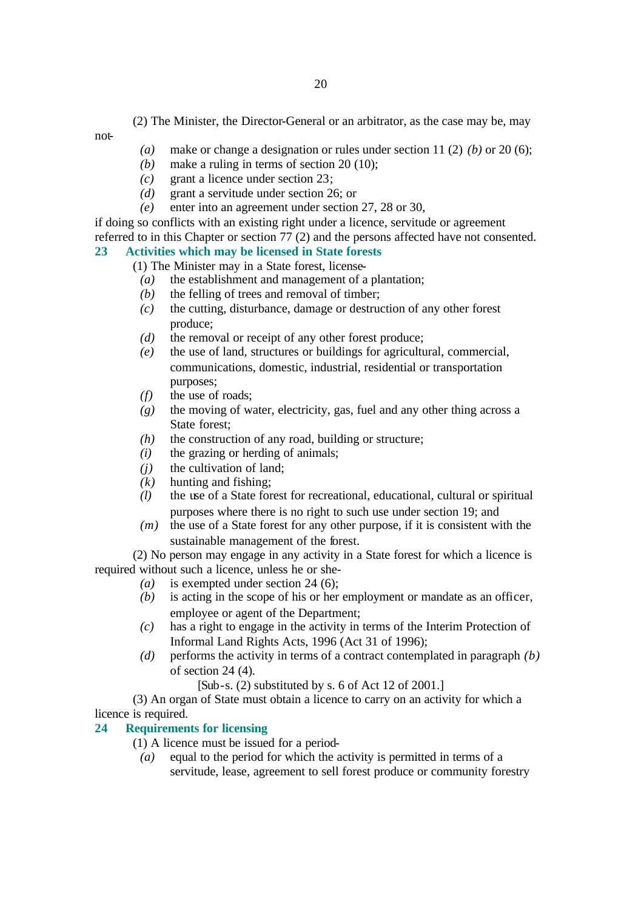(2) The Minister, the Director-General or an arbitrator, as the case may be, may not-

*(a)* make or change a designation or rules under section 11 (2) *(b)* or 20 (6);

*(b)* make a ruling in terms of section 20 (10);

*(c)* grant a licence under section 23;

*(d)* grant a servitude under section 26; or

*(e)* enter into an agreement under section 27, 28 or 30,

if doing so conflicts with an existing right under a licence, servitude or agreement referred to in this Chapter or section 77 (2) and the persons affected have not consented.

## 23 Activities which may be licensed in State forests

(1) The Minister may in a State forest, license-

*(a)* the establishment and management of a plantation;

*(b)* the felling of trees and removal of timber;

*(c)* the cutting, disturbance, damage or destruction of any other forest produce;

*(d)* the removal or receipt of any other forest produce;

*(e)* the use of land, structures or buildings for agricultural, commercial, communications, domestic, industrial, residential or transportation purposes;

*(f)* the use of roads;

*(g)* the moving of water, electricity, gas, fuel and any other thing across a State forest;

*(h)* the construction of any road, building or structure;

*(i)* the grazing or herding of animals;

*(j)* the cultivation of land;

*(k)* hunting and fishing;

*(l)* the use of a State forest for recreational, educational, cultural or spiritual purposes where there is no right to such use under section 19; and

*(m)* the use of a State forest for any other purpose, if it is consistent with the sustainable management of the forest.

(2) No person may engage in any activity in a State forest for which a licence is required without such a licence, unless he or she-

*(a)* is exempted under section 24 (6);

*(b)* is acting in the scope of his or her employment or mandate as an officer, employee or agent of the Department;

*(c)* has a right to engage in the activity in terms of the Interim Protection of Informal Land Rights Acts, 1996 (Act 31 of 1996);

*(d)* performs the activity in terms of a contract contemplated in paragraph *(b)* of section 24 (4).

[Sub-s. (2) substituted by s. 6 of Act 12 of 2001.]

(3) An organ of State must obtain a licence to carry on an activity for which a licence is required.

## 24 Requirements for licensing

(1) A licence must be issued for a period-

*(a)* equal to the period for which the activity is permitted in terms of a servitude, lease, agreement to sell forest produce or community forestry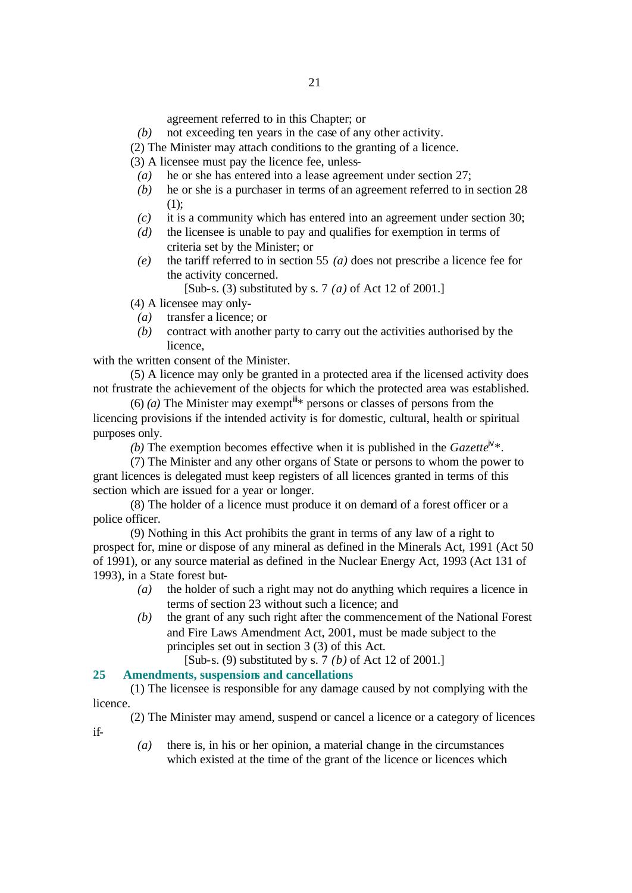agreement referred to in this Chapter; or

*(b)* not exceeding ten years in the case of any other activity.

(2) The Minister may attach conditions to the granting of a licence.

(3) A licensee must pay the licence fee, unless-

*(a)* he or she has entered into a lease agreement under section 27;

*(b)* he or she is a purchaser in terms of an agreement referred to in section 28 (1);

*(c)* it is a community which has entered into an agreement under section 30;

*(d)* the licensee is unable to pay and qualifies for exemption in terms of criteria set by the Minister; or

*(e)* the tariff referred to in section 55 *(a)* does not prescribe a licence fee for the activity concerned.

[Sub-s. (3) substituted by s. 7 *(a)* of Act 12 of 2001.]

(4) A licensee may only-

*(a)* transfer a licence; or

*(b)* contract with another party to carry out the activities authorised by the licence,

with the written consent of the Minister.

(5) A licence may only be granted in a protected area if the licensed activity does not frustrate the achievement of the objects for which the protected area was established.

(6) *(a)* The Minister may exempt[iii]* persons or classes of persons from the licencing provisions if the intended activity is for domestic, cultural, health or spiritual purposes only.

*(b)* The exemption becomes effective when it is published in the *Gazette*[iv]*.

(7) The Minister and any other organs of State or persons to whom the power to grant licences is delegated must keep registers of all licences granted in terms of this section which are issued for a year or longer.

(8) The holder of a licence must produce it on demand of a forest officer or a police officer.

(9) Nothing in this Act prohibits the grant in terms of any law of a right to prospect for, mine or dispose of any mineral as defined in the Minerals Act, 1991 (Act 50 of 1991), or any source material as defined in the Nuclear Energy Act, 1993 (Act 131 of 1993), in a State forest but-

*(a)* the holder of such a right may not do anything which requires a licence in terms of section 23 without such a licence; and

*(b)* the grant of any such right after the commencement of the National Forest and Fire Laws Amendment Act, 2001, must be made subject to the principles set out in section 3 (3) of this Act.

[Sub-s. (9) substituted by s. 7 *(b)* of Act 12 of 2001.]

### 25 Amendments, suspensions and cancellations

(1) The licensee is responsible for any damage caused by not complying with the licence.

(2) The Minister may amend, suspend or cancel a licence or a category of licences if-

*(a)* there is, in his or her opinion, a material change in the circumstances which existed at the time of the grant of the licence or licences which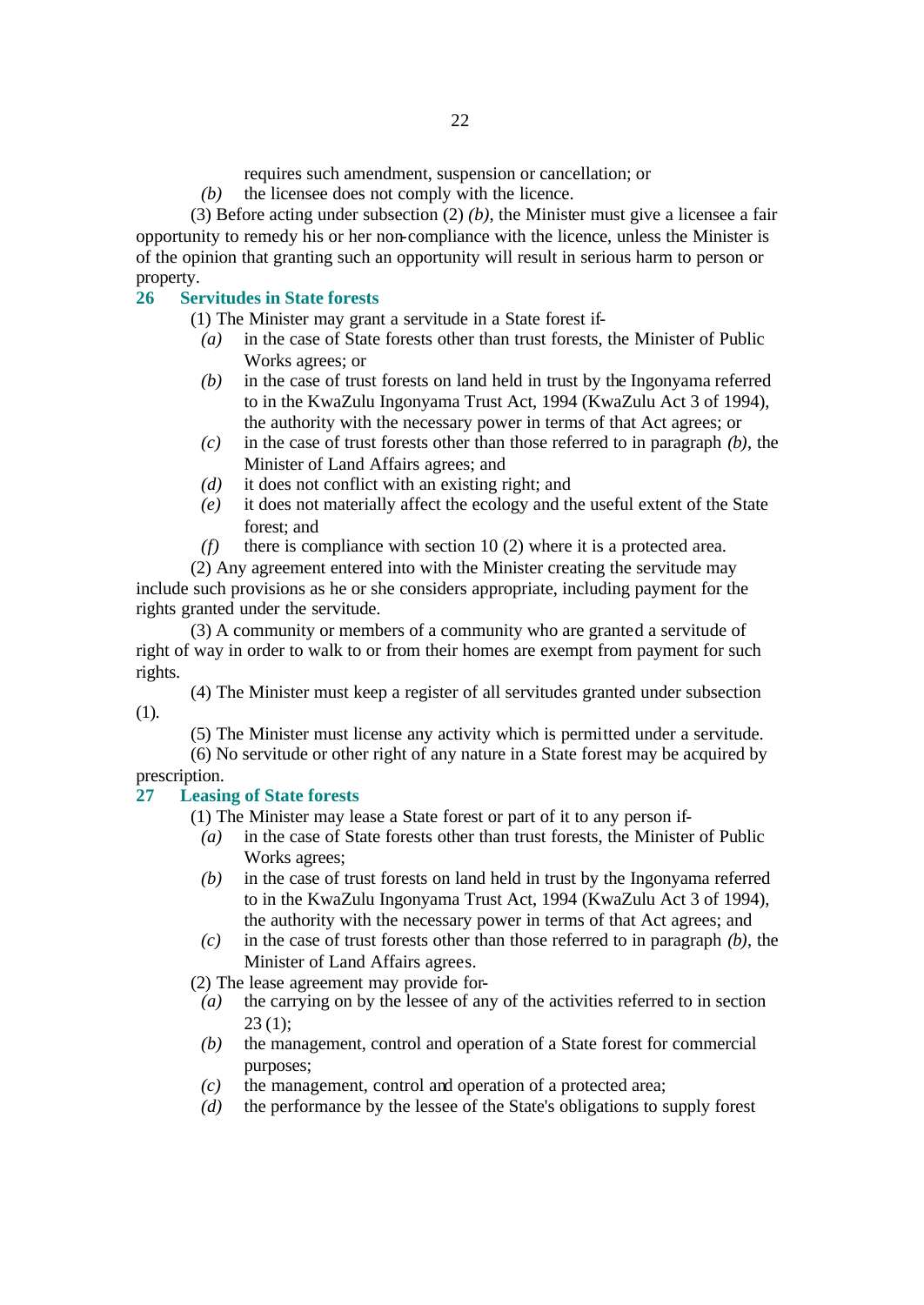requires such amendment, suspension or cancellation; or

*(b)* the licensee does not comply with the licence.

(3) Before acting under subsection (2) *(b)*, the Minister must give a licensee a fair opportunity to remedy his or her non-compliance with the licence, unless the Minister is of the opinion that granting such an opportunity will result in serious harm to person or property.

## 26 Servitudes in State forests

(1) The Minister may grant a servitude in a State forest if-

*(a)* in the case of State forests other than trust forests, the Minister of Public Works agrees; or

*(b)* in the case of trust forests on land held in trust by the Ingonyama referred to in the KwaZulu Ingonyama Trust Act, 1994 (KwaZulu Act 3 of 1994), the authority with the necessary power in terms of that Act agrees; or

*(c)* in the case of trust forests other than those referred to in paragraph *(b)*, the Minister of Land Affairs agrees; and

*(d)* it does not conflict with an existing right; and

*(e)* it does not materially affect the ecology and the useful extent of the State forest; and

*(f)* there is compliance with section 10 (2) where it is a protected area.

(2) Any agreement entered into with the Minister creating the servitude may include such provisions as he or she considers appropriate, including payment for the rights granted under the servitude.

(3) A community or members of a community who are granted a servitude of right of way in order to walk to or from their homes are exempt from payment for such rights.

(4) The Minister must keep a register of all servitudes granted under subsection (1).

(5) The Minister must license any activity which is permitted under a servitude.

(6) No servitude or other right of any nature in a State forest may be acquired by prescription.

## 27 Leasing of State forests

(1) The Minister may lease a State forest or part of it to any person if-

*(a)* in the case of State forests other than trust forests, the Minister of Public Works agrees;

*(b)* in the case of trust forests on land held in trust by the Ingonyama referred to in the KwaZulu Ingonyama Trust Act, 1994 (KwaZulu Act 3 of 1994), the authority with the necessary power in terms of that Act agrees; and

*(c)* in the case of trust forests other than those referred to in paragraph *(b)*, the Minister of Land Affairs agrees.

(2) The lease agreement may provide for-

*(a)* the carrying on by the lessee of any of the activities referred to in section 23 (1);

*(b)* the management, control and operation of a State forest for commercial purposes;

*(c)* the management, control and operation of a protected area;

*(d)* the performance by the lessee of the State's obligations to supply forest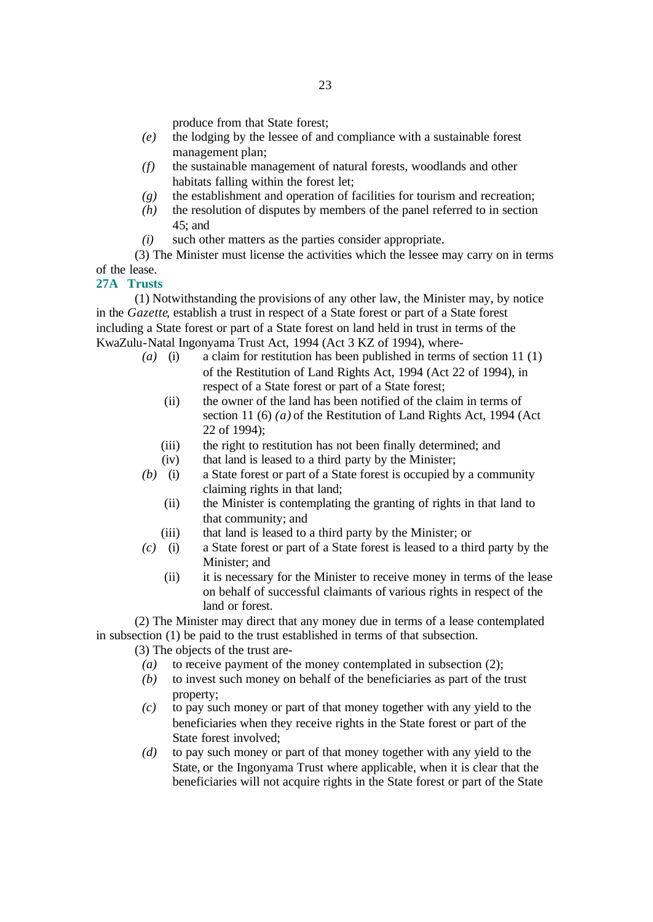produce from that State forest;

*(e)* the lodging by the lessee of and compliance with a sustainable forest management plan;

*(f)* the sustainable management of natural forests, woodlands and other habitats falling within the forest let;

*(g)* the establishment and operation of facilities for tourism and recreation;

*(h)* the resolution of disputes by members of the panel referred to in section 45; and

*(i)* such other matters as the parties consider appropriate.

(3) The Minister must license the activities which the lessee may carry on in terms of the lease.

**27A Trusts**

(1) Notwithstanding the provisions of any other law, the Minister may, by notice in the *Gazette*, establish a trust in respect of a State forest or part of a State forest including a State forest or part of a State forest on land held in trust in terms of the KwaZulu-Natal Ingonyama Trust Act, 1994 (Act 3 KZ of 1994), where-

*(a)* (i) a claim for restitution has been published in terms of section 11 (1) of the Restitution of Land Rights Act, 1994 (Act 22 of 1994), in respect of a State forest or part of a State forest;

(ii) the owner of the land has been notified of the claim in terms of section 11 (6) *(a)* of the Restitution of Land Rights Act, 1994 (Act 22 of 1994);

(iii) the right to restitution has not been finally determined; and

(iv) that land is leased to a third party by the Minister;

*(b)* (i) a State forest or part of a State forest is occupied by a community claiming rights in that land;

(ii) the Minister is contemplating the granting of rights in that land to that community; and

(iii) that land is leased to a third party by the Minister; or

*(c)* (i) a State forest or part of a State forest is leased to a third party by the Minister; and

(ii) it is necessary for the Minister to receive money in terms of the lease on behalf of successful claimants of various rights in respect of the land or forest.

(2) The Minister may direct that any money due in terms of a lease contemplated in subsection (1) be paid to the trust established in terms of that subsection.

(3) The objects of the trust are-

*(a)* to receive payment of the money contemplated in subsection (2);

*(b)* to invest such money on behalf of the beneficiaries as part of the trust property;

*(c)* to pay such money or part of that money together with any yield to the beneficiaries when they receive rights in the State forest or part of the State forest involved;

*(d)* to pay such money or part of that money together with any yield to the State, or the Ingonyama Trust where applicable, when it is clear that the beneficiaries will not acquire rights in the State forest or part of the State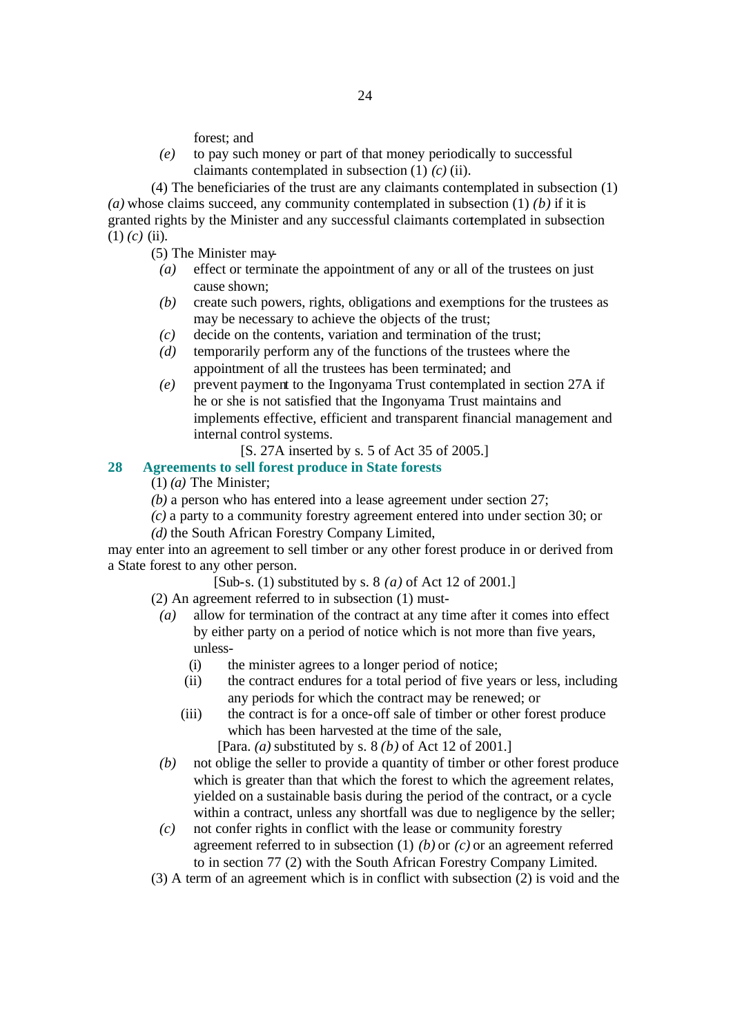forest; and

*(e)* to pay such money or part of that money periodically to successful claimants contemplated in subsection (1) *(c)* (ii).

(4) The beneficiaries of the trust are any claimants contemplated in subsection (1) *(a)* whose claims succeed, any community contemplated in subsection (1) *(b)* if it is granted rights by the Minister and any successful claimants contemplated in subsection (1) *(c)* (ii).

(5) The Minister may-

*(a)* effect or terminate the appointment of any or all of the trustees on just cause shown;

*(b)* create such powers, rights, obligations and exemptions for the trustees as may be necessary to achieve the objects of the trust;

*(c)* decide on the contents, variation and termination of the trust;

*(d)* temporarily perform any of the functions of the trustees where the appointment of all the trustees has been terminated; and

*(e)* prevent payment to the Ingonyama Trust contemplated in section 27A if he or she is not satisfied that the Ingonyama Trust maintains and implements effective, efficient and transparent financial management and internal control systems.

[S. 27A inserted by s. 5 of Act 35 of 2005.]

## 28 Agreements to sell forest produce in State forests

(1) *(a)* The Minister;

*(b)* a person who has entered into a lease agreement under section 27;

*(c)* a party to a community forestry agreement entered into under section 30; or

*(d)* the South African Forestry Company Limited,

may enter into an agreement to sell timber or any other forest produce in or derived from a State forest to any other person.

[Sub-s. (1) substituted by s. 8 *(a)* of Act 12 of 2001.]

(2) An agreement referred to in subsection (1) must-

*(a)* allow for termination of the contract at any time after it comes into effect by either party on a period of notice which is not more than five years, unless-

(i) the minister agrees to a longer period of notice;

(ii) the contract endures for a total period of five years or less, including any periods for which the contract may be renewed; or

(iii) the contract is for a once-off sale of timber or other forest produce which has been harvested at the time of the sale,

[Para. *(a)* substituted by s. 8 *(b)* of Act 12 of 2001.]

*(b)* not oblige the seller to provide a quantity of timber or other forest produce which is greater than that which the forest to which the agreement relates, yielded on a sustainable basis during the period of the contract, or a cycle within a contract, unless any shortfall was due to negligence by the seller;

*(c)* not confer rights in conflict with the lease or community forestry agreement referred to in subsection (1) *(b)* or *(c)* or an agreement referred to in section 77 (2) with the South African Forestry Company Limited.

(3) A term of an agreement which is in conflict with subsection (2) is void and the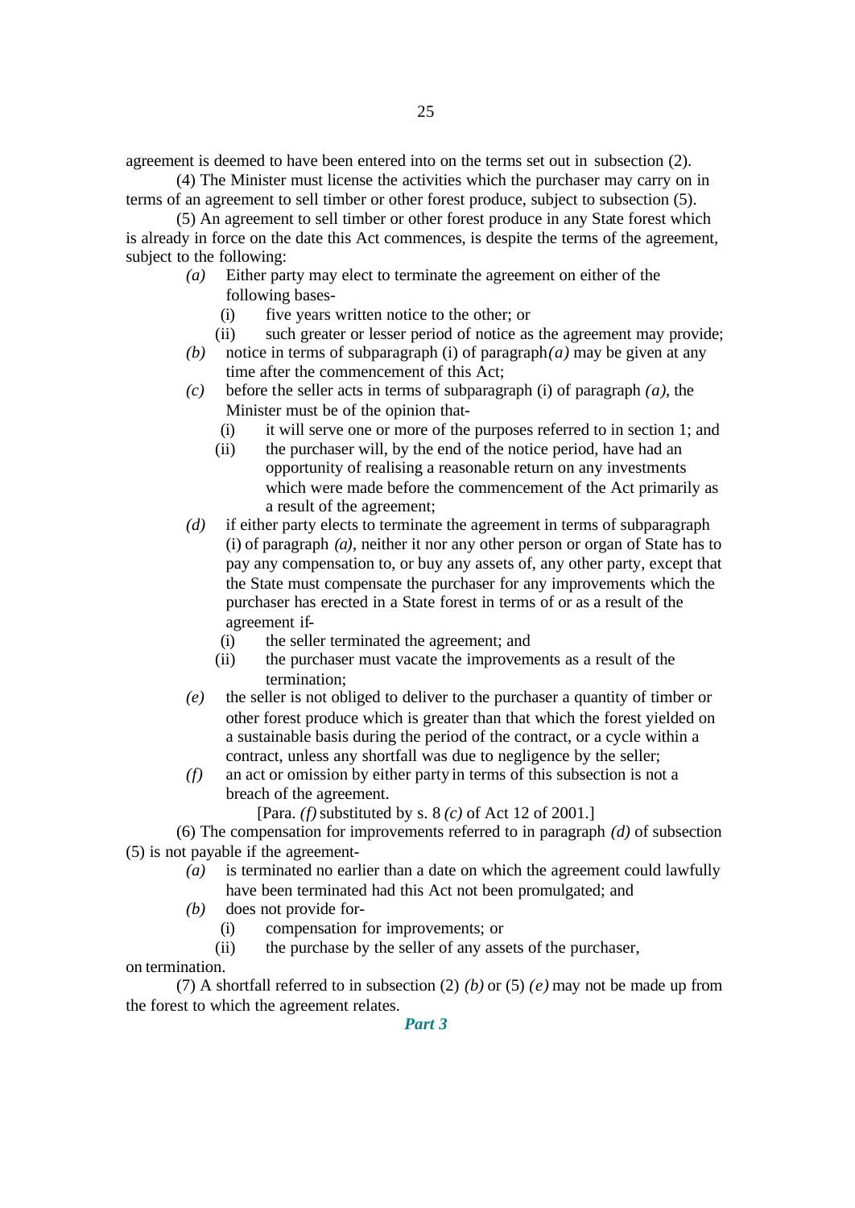agreement is deemed to have been entered into on the terms set out in subsection (2).

(4) The Minister must license the activities which the purchaser may carry on in terms of an agreement to sell timber or other forest produce, subject to subsection (5).

(5) An agreement to sell timber or other forest produce in any State forest which is already in force on the date this Act commences, is despite the terms of the agreement, subject to the following:

*(a)* Either party may elect to terminate the agreement on either of the following bases-

(i) five years written notice to the other; or

(ii) such greater or lesser period of notice as the agreement may provide;

*(b)* notice in terms of subparagraph (i) of paragraph *(a)* may be given at any time after the commencement of this Act;

*(c)* before the seller acts in terms of subparagraph (i) of paragraph *(a)*, the Minister must be of the opinion that-

(i) it will serve one or more of the purposes referred to in section 1; and

(ii) the purchaser will, by the end of the notice period, have had an opportunity of realising a reasonable return on any investments which were made before the commencement of the Act primarily as a result of the agreement;

*(d)* if either party elects to terminate the agreement in terms of subparagraph (i) of paragraph *(a)*, neither it nor any other person or organ of State has to pay any compensation to, or buy any assets of, any other party, except that the State must compensate the purchaser for any improvements which the purchaser has erected in a State forest in terms of or as a result of the agreement if-

(i) the seller terminated the agreement; and

(ii) the purchaser must vacate the improvements as a result of the termination;

*(e)* the seller is not obliged to deliver to the purchaser a quantity of timber or other forest produce which is greater than that which the forest yielded on a sustainable basis during the period of the contract, or a cycle within a contract, unless any shortfall was due to negligence by the seller;

*(f)* an act or omission by either party in terms of this subsection is not a breach of the agreement.

[Para. *(f)* substituted by s. 8 *(c)* of Act 12 of 2001.]

(6) The compensation for improvements referred to in paragraph *(d)* of subsection (5) is not payable if the agreement-

*(a)* is terminated no earlier than a date on which the agreement could lawfully have been terminated had this Act not been promulgated; and

*(b)* does not provide for-

(i) compensation for improvements; or

(ii) the purchase by the seller of any assets of the purchaser,

on termination.

(7) A shortfall referred to in subsection (2) *(b)* or (5) *(e)* may not be made up from the forest to which the agreement relates.

## *Part 3*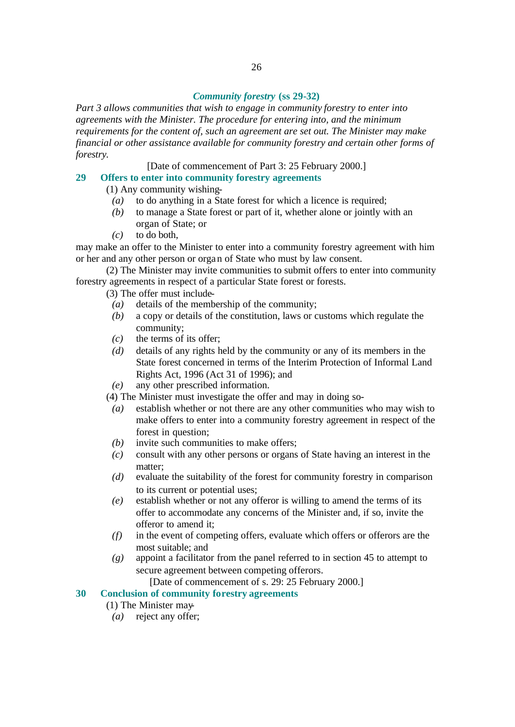### *Community forestry* (ss 29-32)

*Part 3 allows communities that wish to engage in community forestry to enter into agreements with the Minister. The procedure for entering into, and the minimum requirements for the content of, such an agreement are set out. The Minister may make financial or other assistance available for community forestry and certain other forms of forestry.*

[Date of commencement of Part 3: 25 February 2000.]

### 29 Offers to enter into community forestry agreements

(1) Any community wishing-

*(a)* to do anything in a State forest for which a licence is required;

*(b)* to manage a State forest or part of it, whether alone or jointly with an organ of State; or

*(c)* to do both,

may make an offer to the Minister to enter into a community forestry agreement with him or her and any other person or organ of State who must by law consent.

(2) The Minister may invite communities to submit offers to enter into community forestry agreements in respect of a particular State forest or forests.

(3) The offer must include-

*(a)* details of the membership of the community;

*(b)* a copy or details of the constitution, laws or customs which regulate the community;

*(c)* the terms of its offer;

*(d)* details of any rights held by the community or any of its members in the State forest concerned in terms of the Interim Protection of Informal Land Rights Act, 1996 (Act 31 of 1996); and

*(e)* any other prescribed information.

(4) The Minister must investigate the offer and may in doing so-

*(a)* establish whether or not there are any other communities who may wish to make offers to enter into a community forestry agreement in respect of the forest in question;

*(b)* invite such communities to make offers;

*(c)* consult with any other persons or organs of State having an interest in the matter;

*(d)* evaluate the suitability of the forest for community forestry in comparison to its current or potential uses;

*(e)* establish whether or not any offeror is willing to amend the terms of its offer to accommodate any concerns of the Minister and, if so, invite the offeror to amend it;

*(f)* in the event of competing offers, evaluate which offers or offerors are the most suitable; and

*(g)* appoint a facilitator from the panel referred to in section 45 to attempt to secure agreement between competing offerors.

[Date of commencement of s. 29: 25 February 2000.]

### 30 Conclusion of community forestry agreements

(1) The Minister may-

*(a)* reject any offer;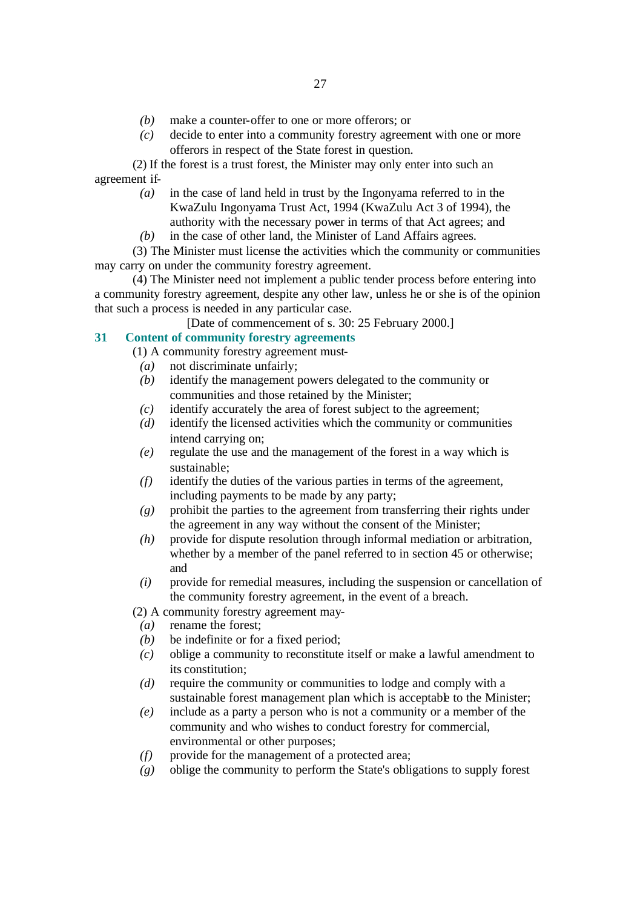*(b)* make a counter-offer to one or more offerors; or

*(c)* decide to enter into a community forestry agreement with one or more offerors in respect of the State forest in question.

(2) If the forest is a trust forest, the Minister may only enter into such an agreement if-

*(a)* in the case of land held in trust by the Ingonyama referred to in the KwaZulu Ingonyama Trust Act, 1994 (KwaZulu Act 3 of 1994), the authority with the necessary power in terms of that Act agrees; and

*(b)* in the case of other land, the Minister of Land Affairs agrees.

(3) The Minister must license the activities which the community or communities may carry on under the community forestry agreement.

(4) The Minister need not implement a public tender process before entering into a community forestry agreement, despite any other law, unless he or she is of the opinion that such a process is needed in any particular case.

[Date of commencement of s. 30: 25 February 2000.]

## 31 Content of community forestry agreements

(1) A community forestry agreement must-

*(a)* not discriminate unfairly;

*(b)* identify the management powers delegated to the community or communities and those retained by the Minister;

*(c)* identify accurately the area of forest subject to the agreement;

*(d)* identify the licensed activities which the community or communities intend carrying on;

*(e)* regulate the use and the management of the forest in a way which is sustainable;

*(f)* identify the duties of the various parties in terms of the agreement, including payments to be made by any party;

*(g)* prohibit the parties to the agreement from transferring their rights under the agreement in any way without the consent of the Minister;

*(h)* provide for dispute resolution through informal mediation or arbitration, whether by a member of the panel referred to in section 45 or otherwise; and

*(i)* provide for remedial measures, including the suspension or cancellation of the community forestry agreement, in the event of a breach.

(2) A community forestry agreement may-

*(a)* rename the forest;

*(b)* be indefinite or for a fixed period;

*(c)* oblige a community to reconstitute itself or make a lawful amendment to its constitution;

*(d)* require the community or communities to lodge and comply with a sustainable forest management plan which is acceptable to the Minister;

*(e)* include as a party a person who is not a community or a member of the community and who wishes to conduct forestry for commercial, environmental or other purposes;

*(f)* provide for the management of a protected area;

*(g)* oblige the community to perform the State's obligations to supply forest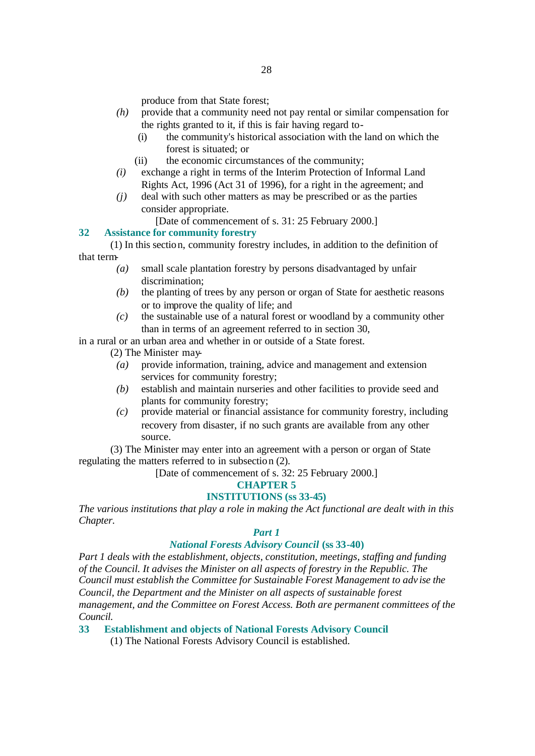produce from that State forest;

*(h)* provide that a community need not pay rental or similar compensation for the rights granted to it, if this is fair having regard to-
  - (i) the community's historical association with the land on which the forest is situated; or
  - (ii) the economic circumstances of the community;

*(i)* exchange a right in terms of the Interim Protection of Informal Land Rights Act, 1996 (Act 31 of 1996), for a right in the agreement; and

*(j)* deal with such other matters as may be prescribed or as the parties consider appropriate.

[Date of commencement of s. 31: 25 February 2000.]

### 32 Assistance for community forestry

(1) In this section, community forestry includes, in addition to the definition of that term-

*(a)* small scale plantation forestry by persons disadvantaged by unfair discrimination;

*(b)* the planting of trees by any person or organ of State for aesthetic reasons or to improve the quality of life; and

*(c)* the sustainable use of a natural forest or woodland by a community other than in terms of an agreement referred to in section 30,

in a rural or an urban area and whether in or outside of a State forest.

(2) The Minister may-

*(a)* provide information, training, advice and management and extension services for community forestry;

*(b)* establish and maintain nurseries and other facilities to provide seed and plants for community forestry;

*(c)* provide material or financial assistance for community forestry, including recovery from disaster, if no such grants are available from any other source.

(3) The Minister may enter into an agreement with a person or organ of State regulating the matters referred to in subsection (2).

[Date of commencement of s. 32: 25 February 2000.]

## CHAPTER 5
## INSTITUTIONS (ss 33-45)

*The various institutions that play a role in making the Act functional are dealt with in this Chapter.*

### *Part 1*
### *National Forests Advisory Council* (ss 33-40)

*Part 1 deals with the establishment, objects, constitution, meetings, staffing and funding of the Council. It advises the Minister on all aspects of forestry in the Republic. The Council must establish the Committee for Sustainable Forest Management to advise the Council, the Department and the Minister on all aspects of sustainable forest management, and the Committee on Forest Access. Both are permanent committees of the Council.*

### 33 Establishment and objects of National Forests Advisory Council

(1) The National Forests Advisory Council is established.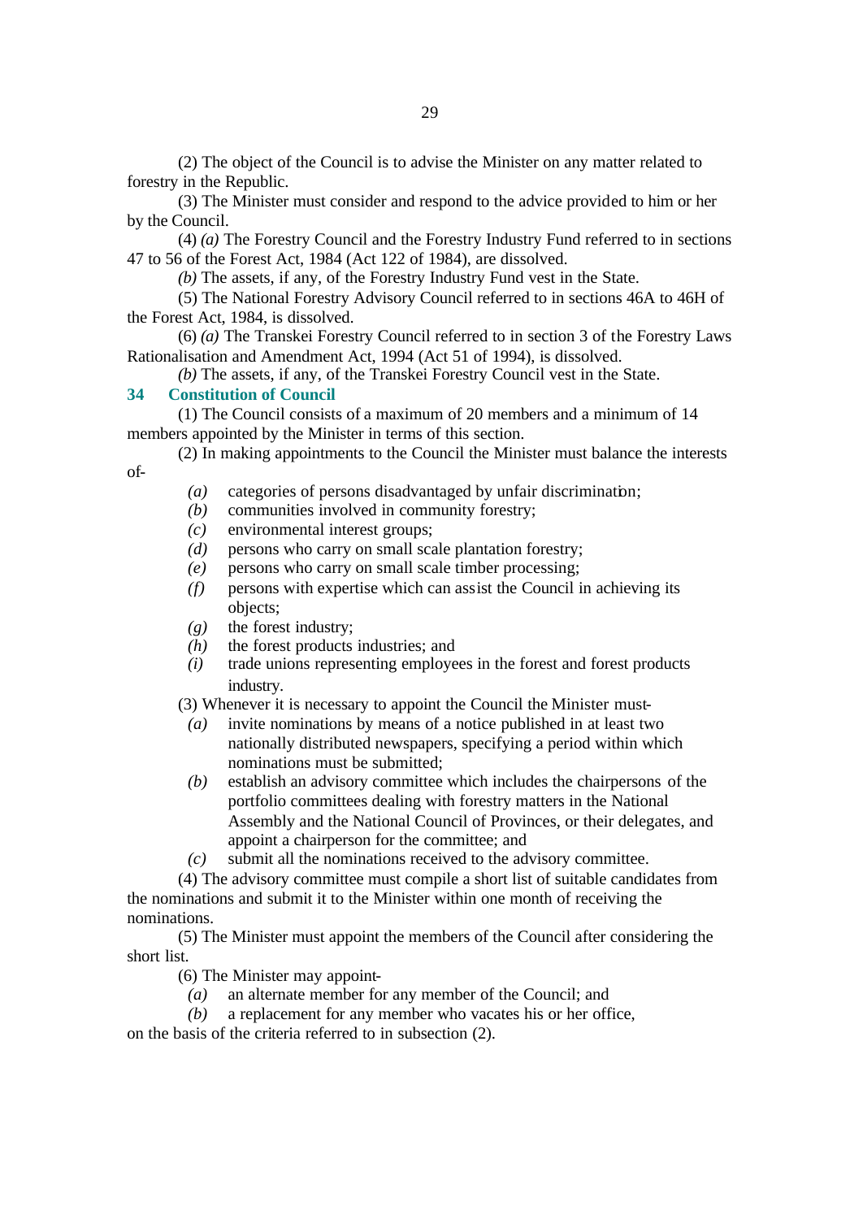(2) The object of the Council is to advise the Minister on any matter related to forestry in the Republic.

(3) The Minister must consider and respond to the advice provided to him or her by the Council.

(4) *(a)* The Forestry Council and the Forestry Industry Fund referred to in sections 47 to 56 of the Forest Act, 1984 (Act 122 of 1984), are dissolved.

*(b)* The assets, if any, of the Forestry Industry Fund vest in the State.

(5) The National Forestry Advisory Council referred to in sections 46A to 46H of the Forest Act, 1984, is dissolved.

(6) *(a)* The Transkei Forestry Council referred to in section 3 of the Forestry Laws Rationalisation and Amendment Act, 1994 (Act 51 of 1994), is dissolved.

*(b)* The assets, if any, of the Transkei Forestry Council vest in the State.

### 34 Constitution of Council

(1) The Council consists of a maximum of 20 members and a minimum of 14 members appointed by the Minister in terms of this section.

(2) In making appointments to the Council the Minister must balance the interests of-

- *(a)* categories of persons disadvantaged by unfair discrimination;
- *(b)* communities involved in community forestry;
- *(c)* environmental interest groups;
- *(d)* persons who carry on small scale plantation forestry;
- *(e)* persons who carry on small scale timber processing;
- *(f)* persons with expertise which can assist the Council in achieving its objects;
- *(g)* the forest industry;
- *(h)* the forest products industries; and
- *(i)* trade unions representing employees in the forest and forest products industry.

(3) Whenever it is necessary to appoint the Council the Minister must-

- *(a)* invite nominations by means of a notice published in at least two nationally distributed newspapers, specifying a period within which nominations must be submitted;
- *(b)* establish an advisory committee which includes the chairpersons of the portfolio committees dealing with forestry matters in the National Assembly and the National Council of Provinces, or their delegates, and appoint a chairperson for the committee; and
- *(c)* submit all the nominations received to the advisory committee.

(4) The advisory committee must compile a short list of suitable candidates from the nominations and submit it to the Minister within one month of receiving the nominations.

(5) The Minister must appoint the members of the Council after considering the short list.

(6) The Minister may appoint-

- *(a)* an alternate member for any member of the Council; and
- *(b)* a replacement for any member who vacates his or her office,

on the basis of the criteria referred to in subsection (2).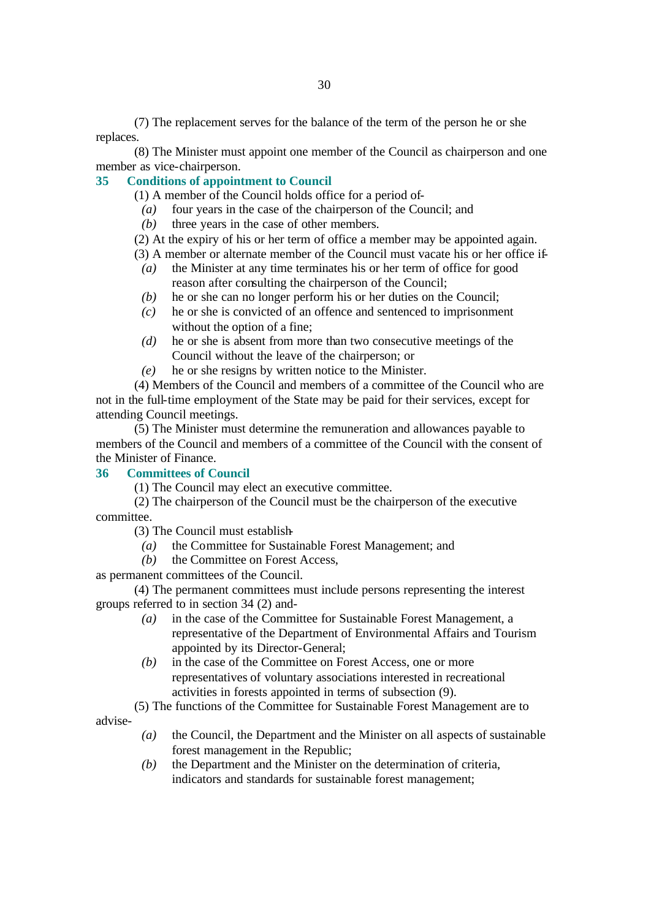(7) The replacement serves for the balance of the term of the person he or she replaces.

(8) The Minister must appoint one member of the Council as chairperson and one member as vice-chairperson.

### 35 Conditions of appointment to Council

(1) A member of the Council holds office for a period of-

*(a)* four years in the case of the chairperson of the Council; and

*(b)* three years in the case of other members.

(2) At the expiry of his or her term of office a member may be appointed again.

(3) A member or alternate member of the Council must vacate his or her office if-

*(a)* the Minister at any time terminates his or her term of office for good reason after consulting the chairperson of the Council;

*(b)* he or she can no longer perform his or her duties on the Council;

*(c)* he or she is convicted of an offence and sentenced to imprisonment without the option of a fine;

*(d)* he or she is absent from more than two consecutive meetings of the Council without the leave of the chairperson; or

*(e)* he or she resigns by written notice to the Minister.

(4) Members of the Council and members of a committee of the Council who are not in the full-time employment of the State may be paid for their services, except for attending Council meetings.

(5) The Minister must determine the remuneration and allowances payable to members of the Council and members of a committee of the Council with the consent of the Minister of Finance.

### 36 Committees of Council

(1) The Council may elect an executive committee.

(2) The chairperson of the Council must be the chairperson of the executive committee.

(3) The Council must establish-

*(a)* the Committee for Sustainable Forest Management; and

*(b)* the Committee on Forest Access,

as permanent committees of the Council.

(4) The permanent committees must include persons representing the interest groups referred to in section 34 (2) and-

*(a)* in the case of the Committee for Sustainable Forest Management, a representative of the Department of Environmental Affairs and Tourism appointed by its Director-General;

*(b)* in the case of the Committee on Forest Access, one or more representatives of voluntary associations interested in recreational activities in forests appointed in terms of subsection (9).

(5) The functions of the Committee for Sustainable Forest Management are to advise-

*(a)* the Council, the Department and the Minister on all aspects of sustainable forest management in the Republic;

*(b)* the Department and the Minister on the determination of criteria, indicators and standards for sustainable forest management;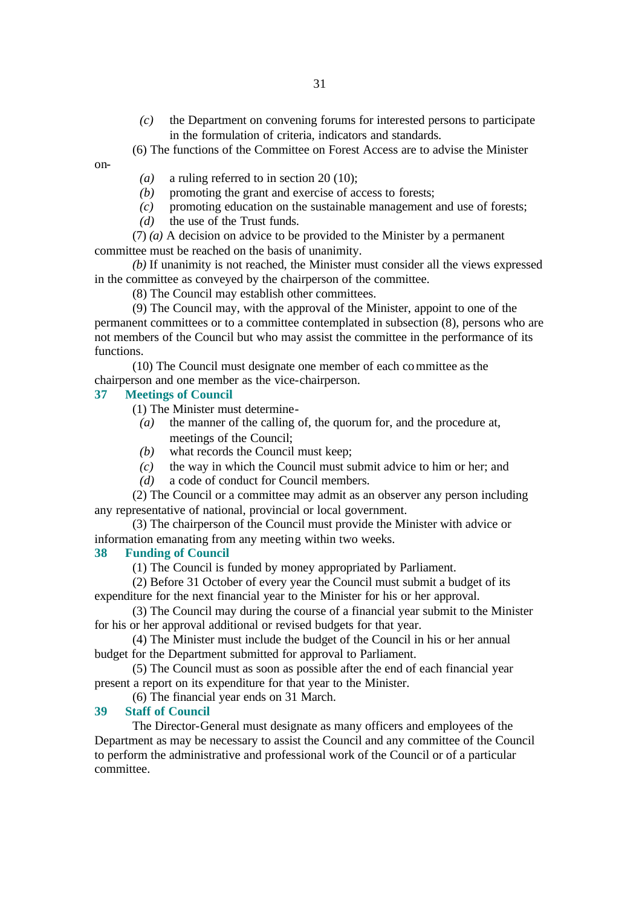*(c)* the Department on convening forums for interested persons to participate in the formulation of criteria, indicators and standards.

(6) The functions of the Committee on Forest Access are to advise the Minister on-

*(a)* a ruling referred to in section 20 (10);

*(b)* promoting the grant and exercise of access to forests;

*(c)* promoting education on the sustainable management and use of forests;

*(d)* the use of the Trust funds.

(7) *(a)* A decision on advice to be provided to the Minister by a permanent committee must be reached on the basis of unanimity.

*(b)* If unanimity is not reached, the Minister must consider all the views expressed in the committee as conveyed by the chairperson of the committee.

(8) The Council may establish other committees.

(9) The Council may, with the approval of the Minister, appoint to one of the permanent committees or to a committee contemplated in subsection (8), persons who are not members of the Council but who may assist the committee in the performance of its functions.

(10) The Council must designate one member of each committee as the chairperson and one member as the vice-chairperson.

### 37 Meetings of Council

(1) The Minister must determine-

*(a)* the manner of the calling of, the quorum for, and the procedure at, meetings of the Council;

*(b)* what records the Council must keep;

*(c)* the way in which the Council must submit advice to him or her; and

*(d)* a code of conduct for Council members.

(2) The Council or a committee may admit as an observer any person including any representative of national, provincial or local government.

(3) The chairperson of the Council must provide the Minister with advice or information emanating from any meeting within two weeks.

### 38 Funding of Council

(1) The Council is funded by money appropriated by Parliament.

(2) Before 31 October of every year the Council must submit a budget of its expenditure for the next financial year to the Minister for his or her approval.

(3) The Council may during the course of a financial year submit to the Minister for his or her approval additional or revised budgets for that year.

(4) The Minister must include the budget of the Council in his or her annual budget for the Department submitted for approval to Parliament.

(5) The Council must as soon as possible after the end of each financial year present a report on its expenditure for that year to the Minister.

(6) The financial year ends on 31 March.

### 39 Staff of Council

The Director-General must designate as many officers and employees of the Department as may be necessary to assist the Council and any committee of the Council to perform the administrative and professional work of the Council or of a particular committee.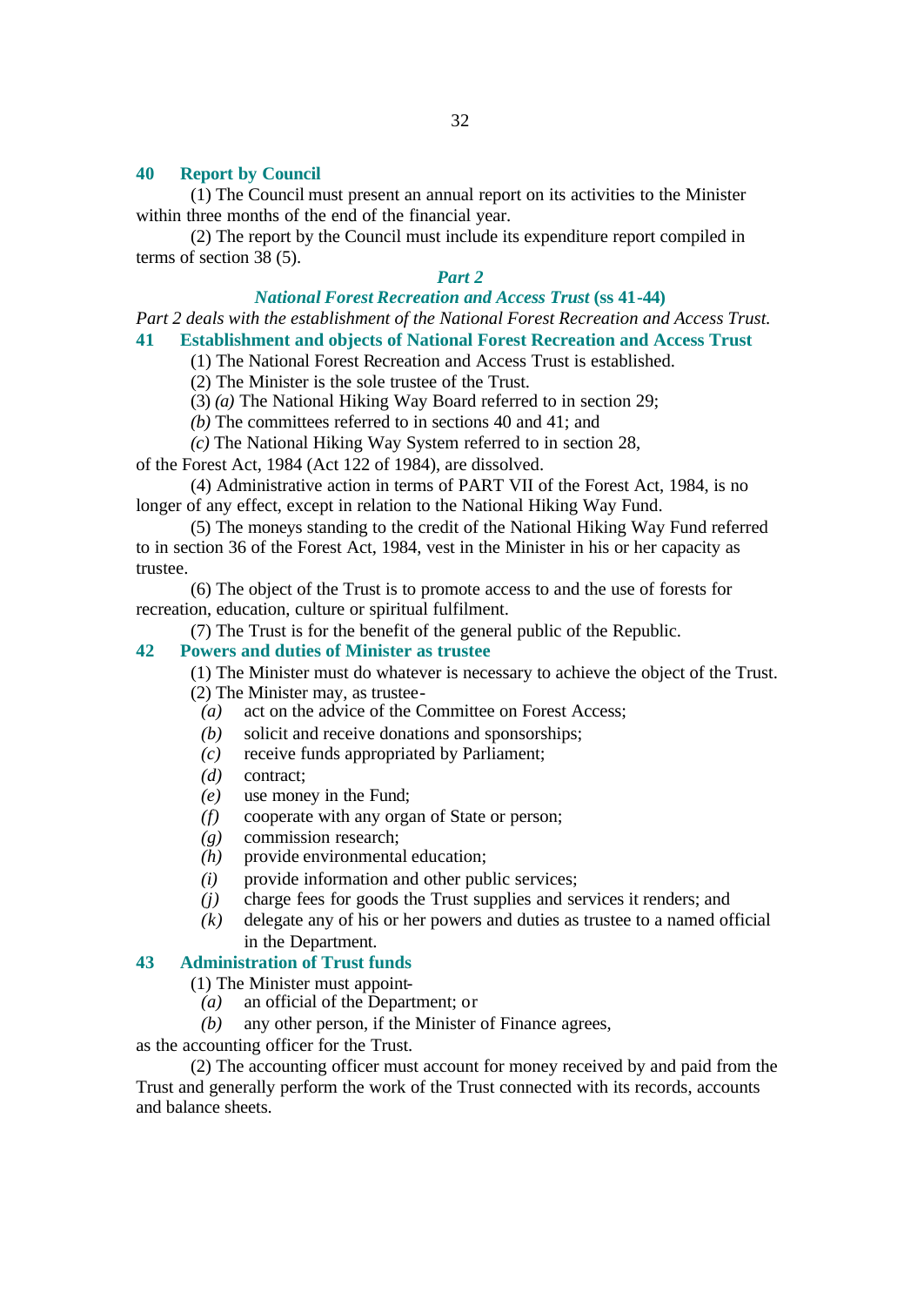**40 Report by Council**

(1) The Council must present an annual report on its activities to the Minister within three months of the end of the financial year.

(2) The report by the Council must include its expenditure report compiled in terms of section 38 (5).

### *Part 2*

### *National Forest Recreation and Access Trust* (ss 41-44)

*Part 2 deals with the establishment of the National Forest Recreation and Access Trust.*

**41 Establishment and objects of National Forest Recreation and Access Trust**

(1) The National Forest Recreation and Access Trust is established.

(2) The Minister is the sole trustee of the Trust.

(3) *(a)* The National Hiking Way Board referred to in section 29;

*(b)* The committees referred to in sections 40 and 41; and

*(c)* The National Hiking Way System referred to in section 28,

of the Forest Act, 1984 (Act 122 of 1984), are dissolved.

(4) Administrative action in terms of PART VII of the Forest Act, 1984, is no longer of any effect, except in relation to the National Hiking Way Fund.

(5) The moneys standing to the credit of the National Hiking Way Fund referred to in section 36 of the Forest Act, 1984, vest in the Minister in his or her capacity as trustee.

(6) The object of the Trust is to promote access to and the use of forests for recreation, education, culture or spiritual fulfilment.

(7) The Trust is for the benefit of the general public of the Republic.

**42 Powers and duties of Minister as trustee**

(1) The Minister must do whatever is necessary to achieve the object of the Trust.

(2) The Minister may, as trustee-

*(a)* act on the advice of the Committee on Forest Access;

*(b)* solicit and receive donations and sponsorships;

*(c)* receive funds appropriated by Parliament;

*(d)* contract;

*(e)* use money in the Fund;

*(f)* cooperate with any organ of State or person;

*(g)* commission research;

*(h)* provide environmental education;

*(i)* provide information and other public services;

*(j)* charge fees for goods the Trust supplies and services it renders; and

*(k)* delegate any of his or her powers and duties as trustee to a named official in the Department.

**43 Administration of Trust funds**

(1) The Minister must appoint-

*(a)* an official of the Department; or

*(b)* any other person, if the Minister of Finance agrees,

as the accounting officer for the Trust.

(2) The accounting officer must account for money received by and paid from the Trust and generally perform the work of the Trust connected with its records, accounts and balance sheets.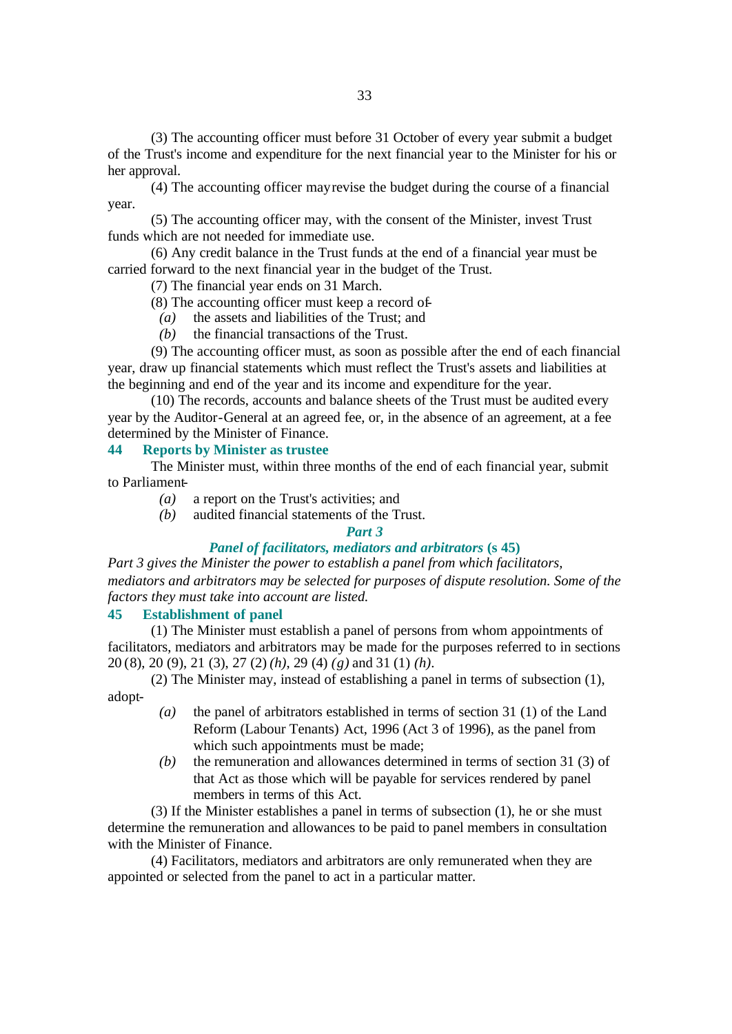(3) The accounting officer must before 31 October of every year submit a budget of the Trust's income and expenditure for the next financial year to the Minister for his or her approval.

(4) The accounting officer may revise the budget during the course of a financial year.

(5) The accounting officer may, with the consent of the Minister, invest Trust funds which are not needed for immediate use.

(6) Any credit balance in the Trust funds at the end of a financial year must be carried forward to the next financial year in the budget of the Trust.

(7) The financial year ends on 31 March.

(8) The accounting officer must keep a record of-

*(a)* the assets and liabilities of the Trust; and

*(b)* the financial transactions of the Trust.

(9) The accounting officer must, as soon as possible after the end of each financial year, draw up financial statements which must reflect the Trust's assets and liabilities at the beginning and end of the year and its income and expenditure for the year.

(10) The records, accounts and balance sheets of the Trust must be audited every year by the Auditor-General at an agreed fee, or, in the absence of an agreement, at a fee determined by the Minister of Finance.

### 44 Reports by Minister as trustee

The Minister must, within three months of the end of each financial year, submit to Parliament-

*(a)* a report on the Trust's activities; and

*(b)* audited financial statements of the Trust.

## *Part 3*

## *Panel of facilitators, mediators and arbitrators* (s 45)

*Part 3 gives the Minister the power to establish a panel from which facilitators, mediators and arbitrators may be selected for purposes of dispute resolution. Some of the factors they must take into account are listed.*

### 45 Establishment of panel

(1) The Minister must establish a panel of persons from whom appointments of facilitators, mediators and arbitrators may be made for the purposes referred to in sections 20 (8), 20 (9), 21 (3), 27 (2) *(h)*, 29 (4) *(g)* and 31 (1) *(h)*.

(2) The Minister may, instead of establishing a panel in terms of subsection (1), adopt-

*(a)* the panel of arbitrators established in terms of section 31 (1) of the Land Reform (Labour Tenants) Act, 1996 (Act 3 of 1996), as the panel from which such appointments must be made;

*(b)* the remuneration and allowances determined in terms of section 31 (3) of that Act as those which will be payable for services rendered by panel members in terms of this Act.

(3) If the Minister establishes a panel in terms of subsection (1), he or she must determine the remuneration and allowances to be paid to panel members in consultation with the Minister of Finance.

(4) Facilitators, mediators and arbitrators are only remunerated when they are appointed or selected from the panel to act in a particular matter.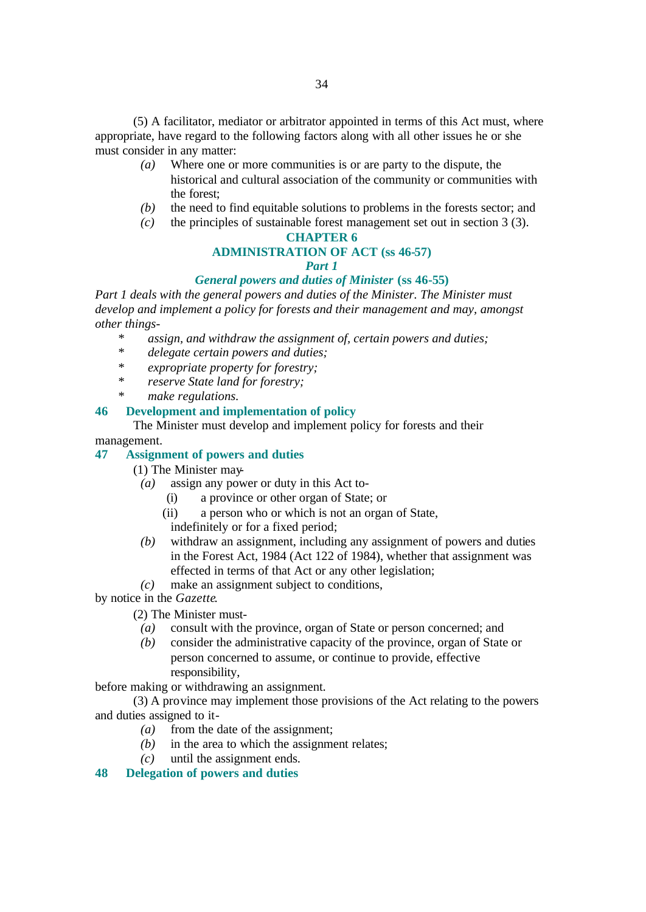(5) A facilitator, mediator or arbitrator appointed in terms of this Act must, where appropriate, have regard to the following factors along with all other issues he or she must consider in any matter:

- *(a)* Where one or more communities is or are party to the dispute, the historical and cultural association of the community or communities with the forest;
- *(b)* the need to find equitable solutions to problems in the forests sector; and
- *(c)* the principles of sustainable forest management set out in section 3 (3).

## CHAPTER 6

## ADMINISTRATION OF ACT (ss 46-57)

### *Part 1*

### *General powers and duties of Minister* (ss 46-55)

*Part 1 deals with the general powers and duties of the Minister. The Minister must develop and implement a policy for forests and their management and may, amongst other things-*

- *assign, and withdraw the assignment of, certain powers and duties;*
- *delegate certain powers and duties;*
- *expropriate property for forestry;*
- *reserve State land for forestry;*
- *make regulations.*

#### 46 Development and implementation of policy

The Minister must develop and implement policy for forests and their management.

#### 47 Assignment of powers and duties

(1) The Minister may-

- *(a)* assign any power or duty in this Act to-
  - (i) a province or other organ of State; or
  - (ii) a person who or which is not an organ of State,

  indefinitely or for a fixed period;
- *(b)* withdraw an assignment, including any assignment of powers and duties in the Forest Act, 1984 (Act 122 of 1984), whether that assignment was effected in terms of that Act or any other legislation;
- *(c)* make an assignment subject to conditions,

by notice in the *Gazette*.

(2) The Minister must-

- *(a)* consult with the province, organ of State or person concerned; and
- *(b)* consider the administrative capacity of the province, organ of State or person concerned to assume, or continue to provide, effective responsibility,

before making or withdrawing an assignment.

(3) A province may implement those provisions of the Act relating to the powers and duties assigned to it-

- *(a)* from the date of the assignment;
- *(b)* in the area to which the assignment relates;
- *(c)* until the assignment ends.

#### 48 Delegation of powers and duties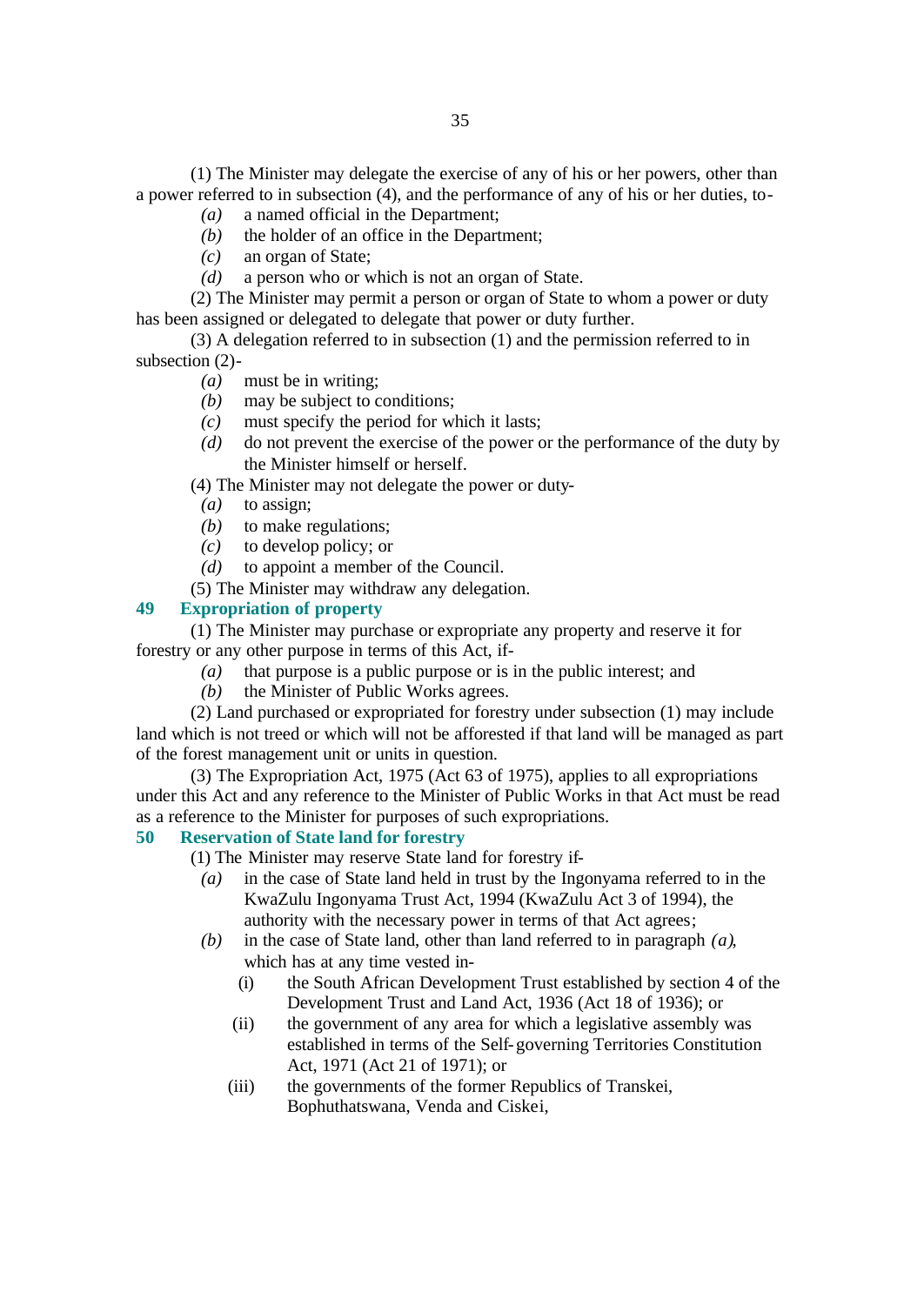(1) The Minister may delegate the exercise of any of his or her powers, other than a power referred to in subsection (4), and the performance of any of his or her duties, to-

*(a)* a named official in the Department;

*(b)* the holder of an office in the Department;

*(c)* an organ of State;

*(d)* a person who or which is not an organ of State.

(2) The Minister may permit a person or organ of State to whom a power or duty has been assigned or delegated to delegate that power or duty further.

(3) A delegation referred to in subsection (1) and the permission referred to in subsection (2)-

*(a)* must be in writing;

*(b)* may be subject to conditions;

*(c)* must specify the period for which it lasts;

*(d)* do not prevent the exercise of the power or the performance of the duty by the Minister himself or herself.

(4) The Minister may not delegate the power or duty-

*(a)* to assign;

*(b)* to make regulations;

*(c)* to develop policy; or

*(d)* to appoint a member of the Council.

(5) The Minister may withdraw any delegation.

### 49 Expropriation of property

(1) The Minister may purchase or expropriate any property and reserve it for forestry or any other purpose in terms of this Act, if-

*(a)* that purpose is a public purpose or is in the public interest; and

*(b)* the Minister of Public Works agrees.

(2) Land purchased or expropriated for forestry under subsection (1) may include land which is not treed or which will not be afforested if that land will be managed as part of the forest management unit or units in question.

(3) The Expropriation Act, 1975 (Act 63 of 1975), applies to all expropriations under this Act and any reference to the Minister of Public Works in that Act must be read as a reference to the Minister for purposes of such expropriations.

### 50 Reservation of State land for forestry

(1) The Minister may reserve State land for forestry if-

*(a)* in the case of State land held in trust by the Ingonyama referred to in the KwaZulu Ingonyama Trust Act, 1994 (KwaZulu Act 3 of 1994), the authority with the necessary power in terms of that Act agrees;

*(b)* in the case of State land, other than land referred to in paragraph *(a)*, which has at any time vested in-

(i) the South African Development Trust established by section 4 of the Development Trust and Land Act, 1936 (Act 18 of 1936); or

(ii) the government of any area for which a legislative assembly was established in terms of the Self-governing Territories Constitution Act, 1971 (Act 21 of 1971); or

(iii) the governments of the former Republics of Transkei, Bophuthatswana, Venda and Ciskei,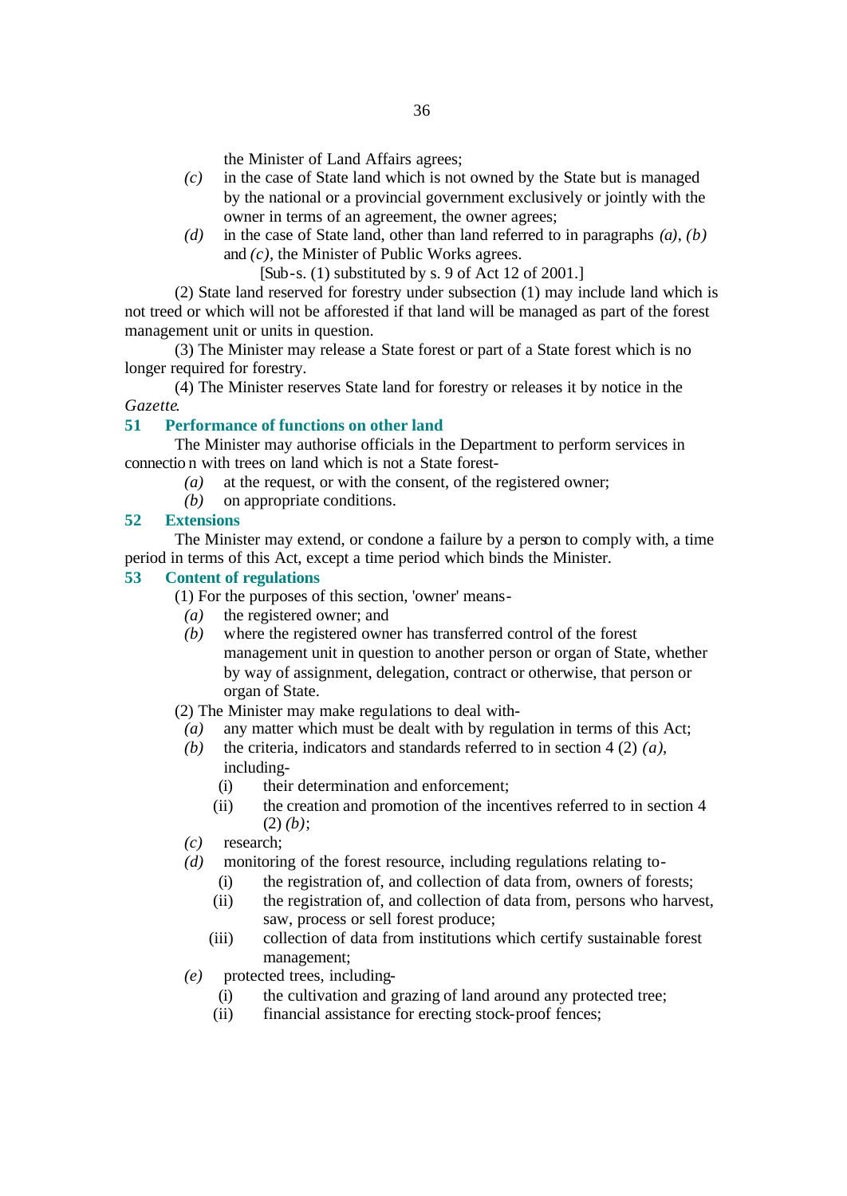the Minister of Land Affairs agrees;

*(c)* in the case of State land which is not owned by the State but is managed by the national or a provincial government exclusively or jointly with the owner in terms of an agreement, the owner agrees;

*(d)* in the case of State land, other than land referred to in paragraphs *(a)*, *(b)* and *(c)*, the Minister of Public Works agrees.

[Sub-s. (1) substituted by s. 9 of Act 12 of 2001.]

(2) State land reserved for forestry under subsection (1) may include land which is not treed or which will not be afforested if that land will be managed as part of the forest management unit or units in question.

(3) The Minister may release a State forest or part of a State forest which is no longer required for forestry.

(4) The Minister reserves State land for forestry or releases it by notice in the *Gazette*.

### 51 Performance of functions on other land

The Minister may authorise officials in the Department to perform services in connection with trees on land which is not a State forest-

*(a)* at the request, or with the consent, of the registered owner;

*(b)* on appropriate conditions.

### 52 Extensions

The Minister may extend, or condone a failure by a person to comply with, a time period in terms of this Act, except a time period which binds the Minister.

### 53 Content of regulations

(1) For the purposes of this section, 'owner' means-

*(a)* the registered owner; and

*(b)* where the registered owner has transferred control of the forest management unit in question to another person or organ of State, whether by way of assignment, delegation, contract or otherwise, that person or organ of State.

(2) The Minister may make regulations to deal with-

*(a)* any matter which must be dealt with by regulation in terms of this Act;

*(b)* the criteria, indicators and standards referred to in section 4 (2) *(a)*, including-

(i) their determination and enforcement;

(ii) the creation and promotion of the incentives referred to in section 4 (2) *(b)*;

*(c)* research;

*(d)* monitoring of the forest resource, including regulations relating to-

(i) the registration of, and collection of data from, owners of forests;

(ii) the registration of, and collection of data from, persons who harvest, saw, process or sell forest produce;

(iii) collection of data from institutions which certify sustainable forest management;

*(e)* protected trees, including-

(i) the cultivation and grazing of land around any protected tree;

(ii) financial assistance for erecting stock-proof fences;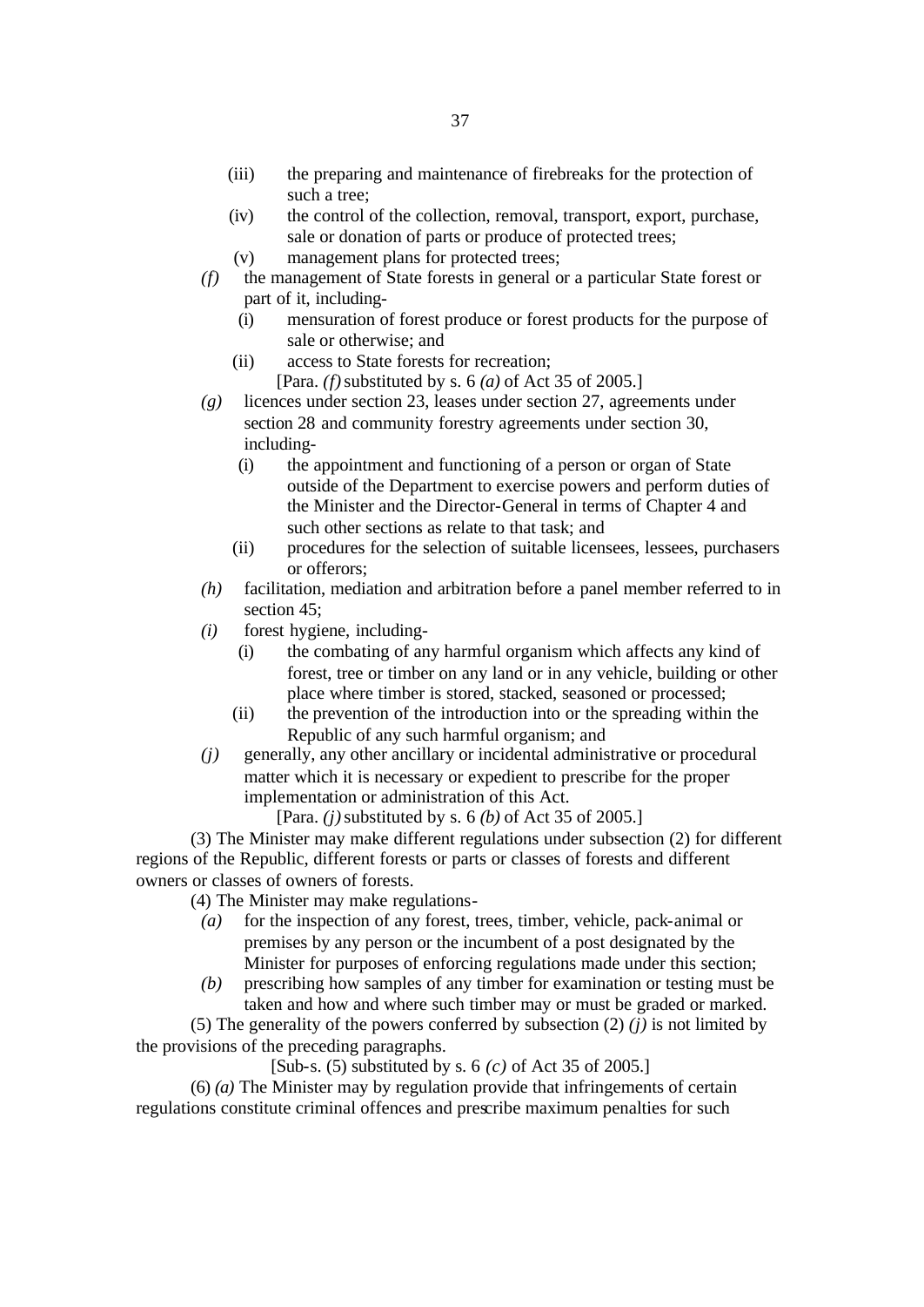(iii) the preparing and maintenance of firebreaks for the protection of such a tree;

(iv) the control of the collection, removal, transport, export, purchase, sale or donation of parts or produce of protected trees;

(v) management plans for protected trees;

*(f)* the management of State forests in general or a particular State forest or part of it, including-

(i) mensuration of forest produce or forest products for the purpose of sale or otherwise; and

(ii) access to State forests for recreation;

[Para. *(f)* substituted by s. 6 *(a)* of Act 35 of 2005.]

*(g)* licences under section 23, leases under section 27, agreements under section 28 and community forestry agreements under section 30, including-

(i) the appointment and functioning of a person or organ of State outside of the Department to exercise powers and perform duties of the Minister and the Director-General in terms of Chapter 4 and such other sections as relate to that task; and

(ii) procedures for the selection of suitable licensees, lessees, purchasers or offerors;

*(h)* facilitation, mediation and arbitration before a panel member referred to in section 45;

*(i)* forest hygiene, including-

(i) the combating of any harmful organism which affects any kind of forest, tree or timber on any land or in any vehicle, building or other place where timber is stored, stacked, seasoned or processed;

(ii) the prevention of the introduction into or the spreading within the Republic of any such harmful organism; and

*(j)* generally, any other ancillary or incidental administrative or procedural matter which it is necessary or expedient to prescribe for the proper implementation or administration of this Act.

[Para. *(j)* substituted by s. 6 *(b)* of Act 35 of 2005.]

(3) The Minister may make different regulations under subsection (2) for different regions of the Republic, different forests or parts or classes of forests and different owners or classes of owners of forests.

(4) The Minister may make regulations-

*(a)* for the inspection of any forest, trees, timber, vehicle, pack-animal or premises by any person or the incumbent of a post designated by the Minister for purposes of enforcing regulations made under this section;

*(b)* prescribing how samples of any timber for examination or testing must be taken and how and where such timber may or must be graded or marked.

(5) The generality of the powers conferred by subsection (2) *(j)* is not limited by the provisions of the preceding paragraphs.

[Sub-s. (5) substituted by s. 6 *(c)* of Act 35 of 2005.]

(6) *(a)* The Minister may by regulation provide that infringements of certain regulations constitute criminal offences and prescribe maximum penalties for such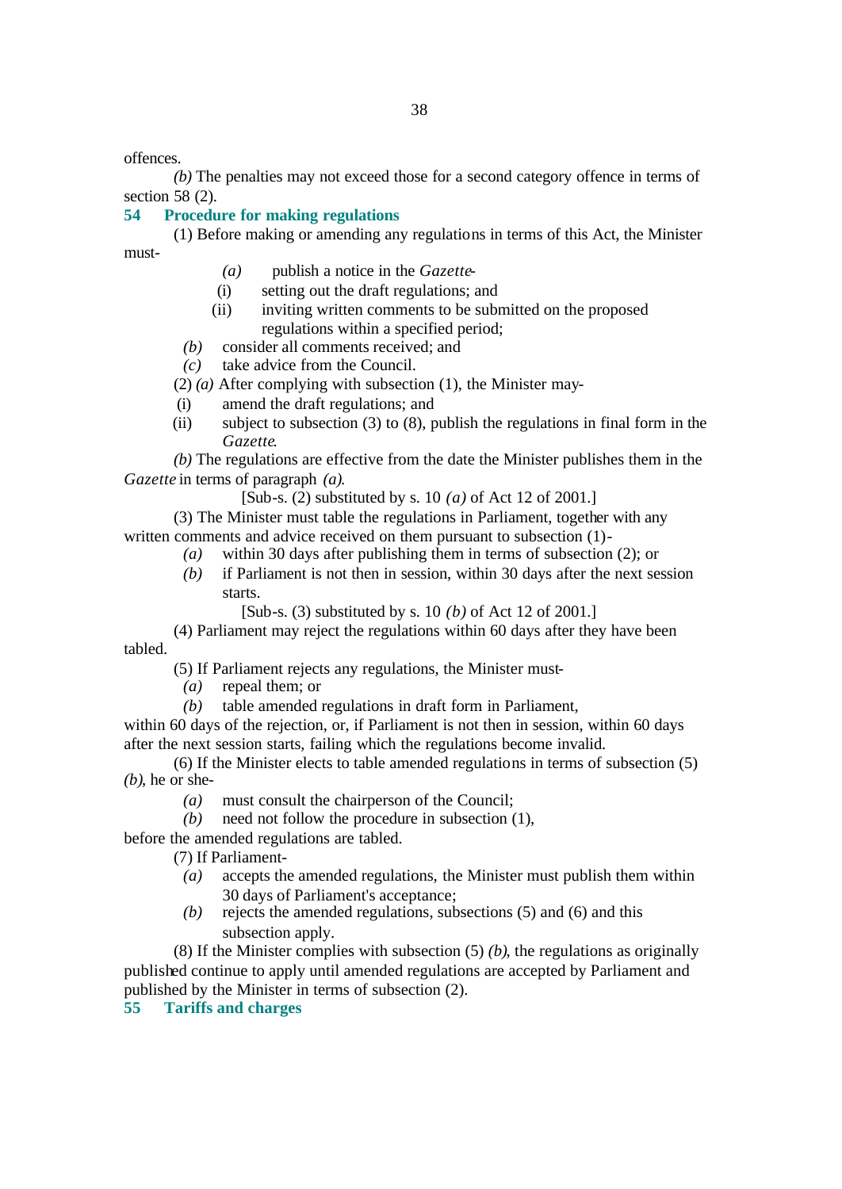offences.

*(b)* The penalties may not exceed those for a second category offence in terms of section 58 (2).

**54 Procedure for making regulations**

(1) Before making or amending any regulations in terms of this Act, the Minister must-

*(a)* publish a notice in the *Gazette*-

(i) setting out the draft regulations; and

(ii) inviting written comments to be submitted on the proposed regulations within a specified period;

*(b)* consider all comments received; and

*(c)* take advice from the Council.

(2) *(a)* After complying with subsection (1), the Minister may-

(i) amend the draft regulations; and

(ii) subject to subsection (3) to (8), publish the regulations in final form in the *Gazette*.

*(b)* The regulations are effective from the date the Minister publishes them in the *Gazette* in terms of paragraph *(a)*.

[Sub-s. (2) substituted by s. 10 *(a)* of Act 12 of 2001.]

(3) The Minister must table the regulations in Parliament, together with any written comments and advice received on them pursuant to subsection (1)-

*(a)* within 30 days after publishing them in terms of subsection (2); or

*(b)* if Parliament is not then in session, within 30 days after the next session starts.

[Sub-s. (3) substituted by s. 10 *(b)* of Act 12 of 2001.]

(4) Parliament may reject the regulations within 60 days after they have been tabled.

(5) If Parliament rejects any regulations, the Minister must-

*(a)* repeal them; or

*(b)* table amended regulations in draft form in Parliament,

within 60 days of the rejection, or, if Parliament is not then in session, within 60 days after the next session starts, failing which the regulations become invalid.

(6) If the Minister elects to table amended regulations in terms of subsection (5) *(b)*, he or she-

*(a)* must consult the chairperson of the Council;

*(b)* need not follow the procedure in subsection (1),

before the amended regulations are tabled.

(7) If Parliament-

*(a)* accepts the amended regulations, the Minister must publish them within 30 days of Parliament's acceptance;

*(b)* rejects the amended regulations, subsections (5) and (6) and this subsection apply.

(8) If the Minister complies with subsection (5) *(b)*, the regulations as originally published continue to apply until amended regulations are accepted by Parliament and published by the Minister in terms of subsection (2).

**55 Tariffs and charges**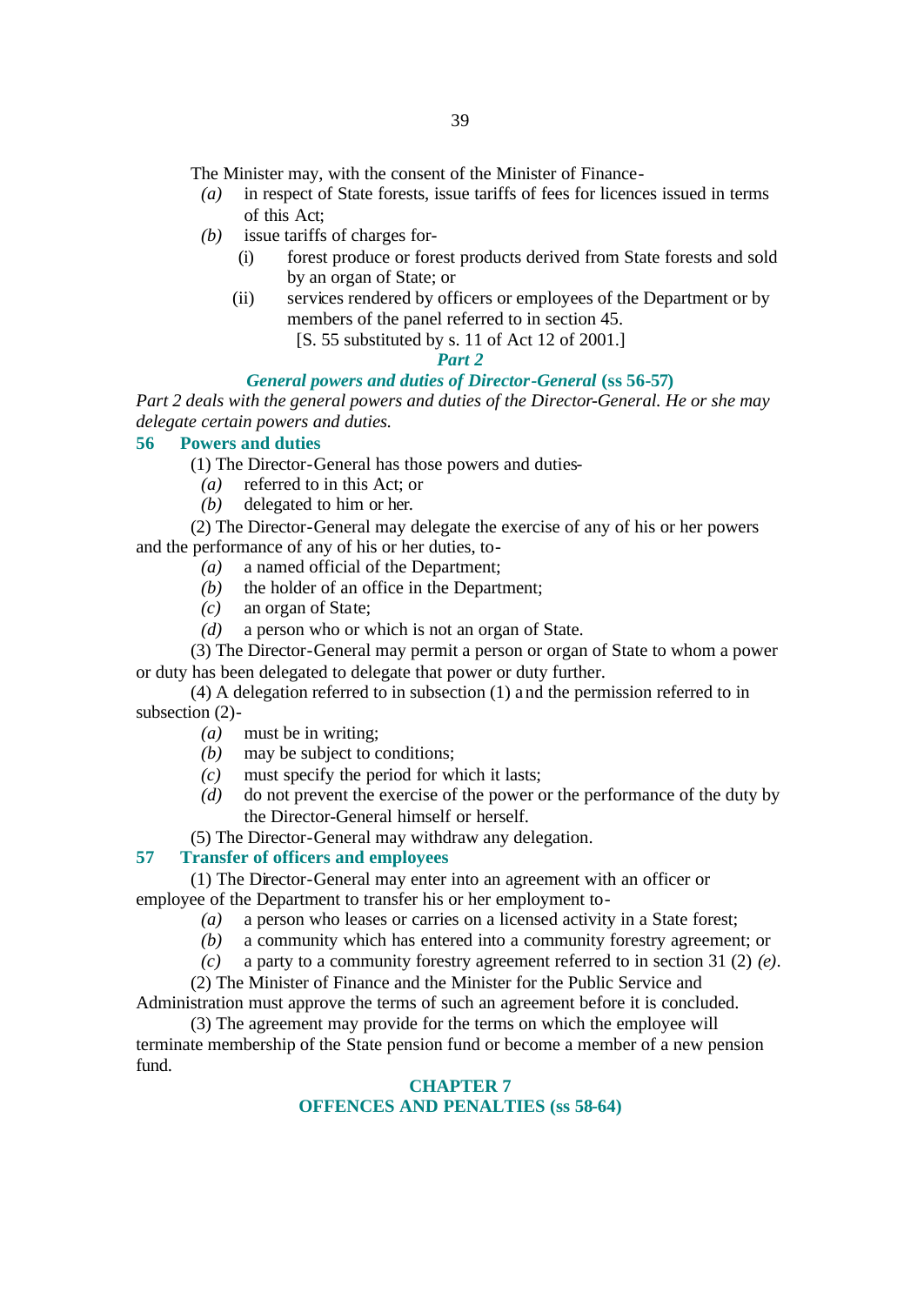The Minister may, with the consent of the Minister of Finance-

*(a)* in respect of State forests, issue tariffs of fees for licences issued in terms of this Act;

*(b)* issue tariffs of charges for-

(i) forest produce or forest products derived from State forests and sold by an organ of State; or

(ii) services rendered by officers or employees of the Department or by members of the panel referred to in section 45.

[S. 55 substituted by s. 11 of Act 12 of 2001.]

## *Part 2*

## *General powers and duties of Director-General* (ss 56-57)

*Part 2 deals with the general powers and duties of the Director-General. He or she may delegate certain powers and duties.*

### 56 Powers and duties

(1) The Director-General has those powers and duties-

*(a)* referred to in this Act; or

*(b)* delegated to him or her.

(2) The Director-General may delegate the exercise of any of his or her powers and the performance of any of his or her duties, to-

*(a)* a named official of the Department;

*(b)* the holder of an office in the Department;

*(c)* an organ of State;

*(d)* a person who or which is not an organ of State.

(3) The Director-General may permit a person or organ of State to whom a power or duty has been delegated to delegate that power or duty further.

(4) A delegation referred to in subsection (1) and the permission referred to in subsection (2)-

*(a)* must be in writing;

*(b)* may be subject to conditions;

*(c)* must specify the period for which it lasts;

*(d)* do not prevent the exercise of the power or the performance of the duty by the Director-General himself or herself.

(5) The Director-General may withdraw any delegation.

### 57 Transfer of officers and employees

(1) The Director-General may enter into an agreement with an officer or employee of the Department to transfer his or her employment to-

*(a)* a person who leases or carries on a licensed activity in a State forest;

*(b)* a community which has entered into a community forestry agreement; or

*(c)* a party to a community forestry agreement referred to in section 31 (2) *(e)*.

(2) The Minister of Finance and the Minister for the Public Service and Administration must approve the terms of such an agreement before it is concluded.

(3) The agreement may provide for the terms on which the employee will terminate membership of the State pension fund or become a member of a new pension fund.

# CHAPTER 7
# OFFENCES AND PENALTIES (ss 58-64)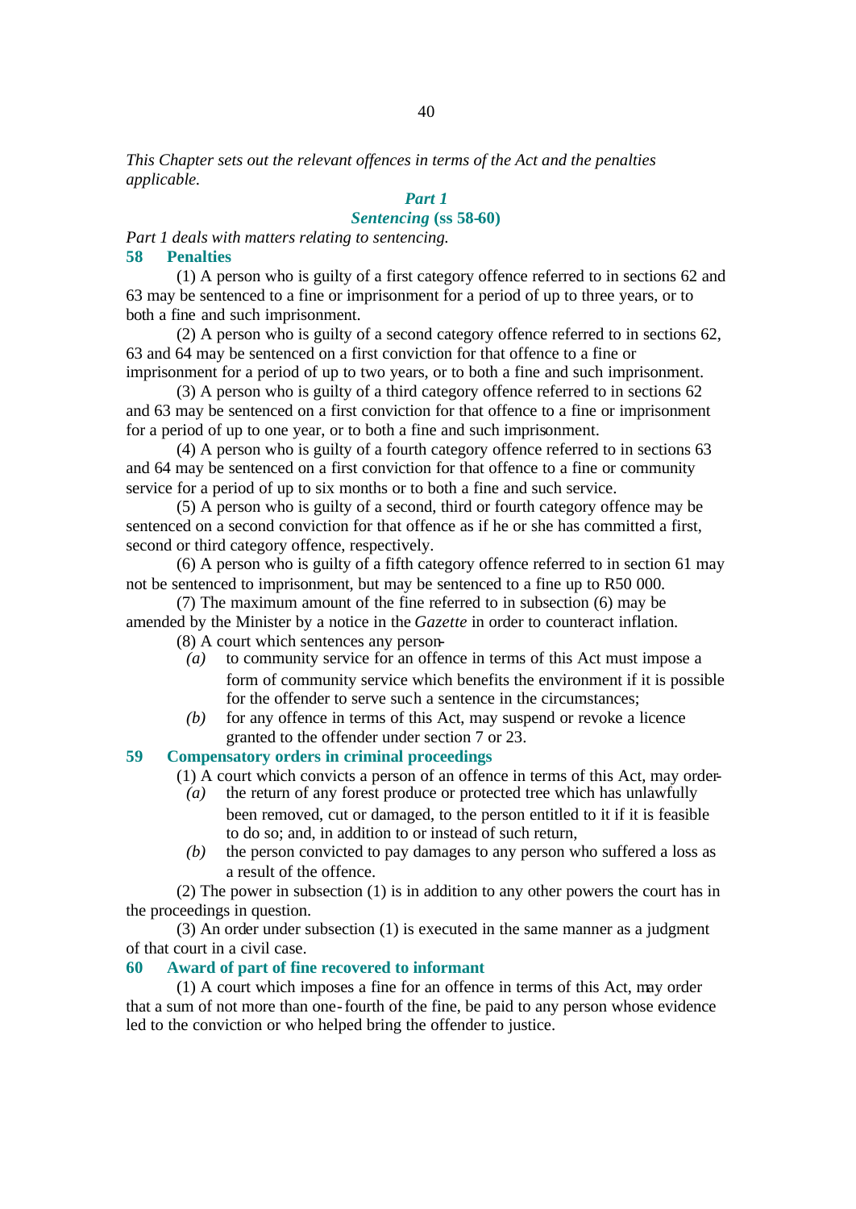*This Chapter sets out the relevant offences in terms of the Act and the penalties applicable.*

## *Part 1*

## *Sentencing* (ss 58-60)

*Part 1 deals with matters relating to sentencing.*

### 58 Penalties

(1) A person who is guilty of a first category offence referred to in sections 62 and 63 may be sentenced to a fine or imprisonment for a period of up to three years, or to both a fine and such imprisonment.

(2) A person who is guilty of a second category offence referred to in sections 62, 63 and 64 may be sentenced on a first conviction for that offence to a fine or imprisonment for a period of up to two years, or to both a fine and such imprisonment.

(3) A person who is guilty of a third category offence referred to in sections 62 and 63 may be sentenced on a first conviction for that offence to a fine or imprisonment for a period of up to one year, or to both a fine and such imprisonment.

(4) A person who is guilty of a fourth category offence referred to in sections 63 and 64 may be sentenced on a first conviction for that offence to a fine or community service for a period of up to six months or to both a fine and such service.

(5) A person who is guilty of a second, third or fourth category offence may be sentenced on a second conviction for that offence as if he or she has committed a first, second or third category offence, respectively.

(6) A person who is guilty of a fifth category offence referred to in section 61 may not be sentenced to imprisonment, but may be sentenced to a fine up to R50 000.

(7) The maximum amount of the fine referred to in subsection (6) may be amended by the Minister by a notice in the *Gazette* in order to counteract inflation.

(8) A court which sentences any person-

*(a)* to community service for an offence in terms of this Act must impose a form of community service which benefits the environment if it is possible for the offender to serve such a sentence in the circumstances;

*(b)* for any offence in terms of this Act, may suspend or revoke a licence granted to the offender under section 7 or 23.

### 59 Compensatory orders in criminal proceedings

(1) A court which convicts a person of an offence in terms of this Act, may order-

*(a)* the return of any forest produce or protected tree which has unlawfully been removed, cut or damaged, to the person entitled to it if it is feasible to do so; and, in addition to or instead of such return,

*(b)* the person convicted to pay damages to any person who suffered a loss as a result of the offence.

(2) The power in subsection (1) is in addition to any other powers the court has in the proceedings in question.

(3) An order under subsection (1) is executed in the same manner as a judgment of that court in a civil case.

### 60 Award of part of fine recovered to informant

(1) A court which imposes a fine for an offence in terms of this Act, may order that a sum of not more than one-fourth of the fine, be paid to any person whose evidence led to the conviction or who helped bring the offender to justice.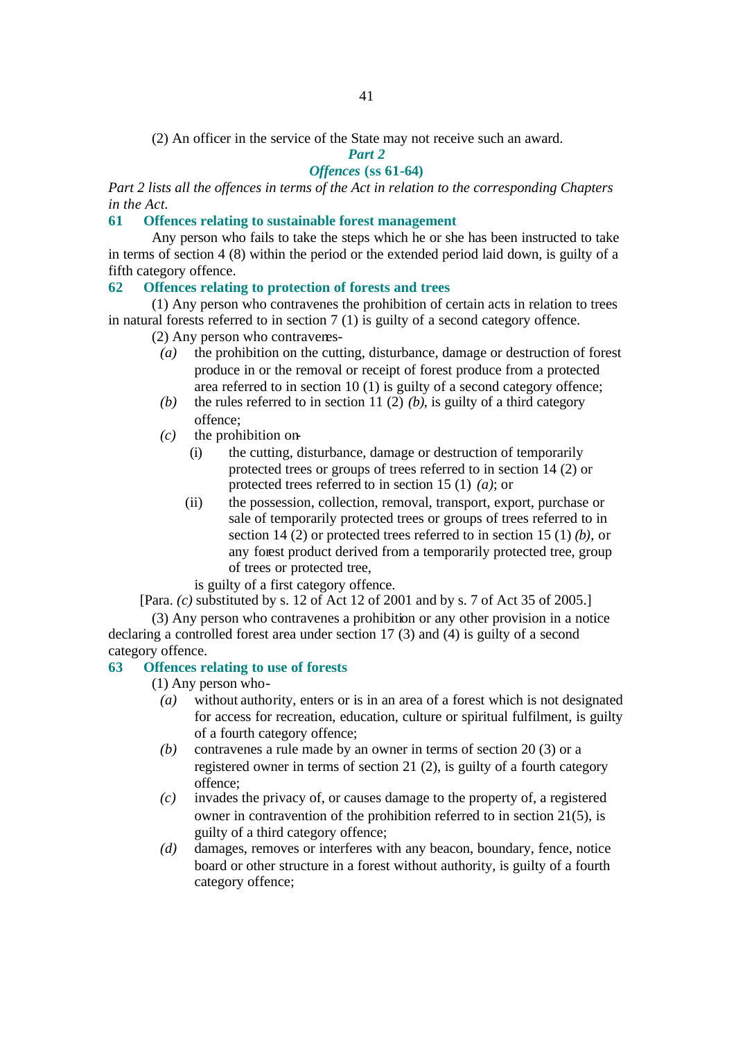(2) An officer in the service of the State may not receive such an award.

## *Part 2*

## *Offences* (ss 61-64)

*Part 2 lists all the offences in terms of the Act in relation to the corresponding Chapters in the Act.*

### 61 Offences relating to sustainable forest management

Any person who fails to take the steps which he or she has been instructed to take in terms of section 4 (8) within the period or the extended period laid down, is guilty of a fifth category offence.

### 62 Offences relating to protection of forests and trees

(1) Any person who contravenes the prohibition of certain acts in relation to trees in natural forests referred to in section 7 (1) is guilty of a second category offence.

(2) Any person who contravenes-

*(a)* the prohibition on the cutting, disturbance, damage or destruction of forest produce in or the removal or receipt of forest produce from a protected area referred to in section 10 (1) is guilty of a second category offence;

*(b)* the rules referred to in section 11 (2) *(b)*, is guilty of a third category offence;

*(c)* the prohibition on-

(i) the cutting, disturbance, damage or destruction of temporarily protected trees or groups of trees referred to in section 14 (2) or protected trees referred to in section 15 (1) *(a)*; or

(ii) the possession, collection, removal, transport, export, purchase or sale of temporarily protected trees or groups of trees referred to in section 14 (2) or protected trees referred to in section 15 (1) *(b)*, or any forest product derived from a temporarily protected tree, group of trees or protected tree,

is guilty of a first category offence.

[Para. *(c)* substituted by s. 12 of Act 12 of 2001 and by s. 7 of Act 35 of 2005.]

(3) Any person who contravenes a prohibition or any other provision in a notice declaring a controlled forest area under section 17 (3) and (4) is guilty of a second category offence.

### 63 Offences relating to use of forests

(1) Any person who-

*(a)* without authority, enters or is in an area of a forest which is not designated for access for recreation, education, culture or spiritual fulfilment, is guilty of a fourth category offence;

*(b)* contravenes a rule made by an owner in terms of section 20 (3) or a registered owner in terms of section 21 (2), is guilty of a fourth category offence;

*(c)* invades the privacy of, or causes damage to the property of, a registered owner in contravention of the prohibition referred to in section 21(5), is guilty of a third category offence;

*(d)* damages, removes or interferes with any beacon, boundary, fence, notice board or other structure in a forest without authority, is guilty of a fourth category offence;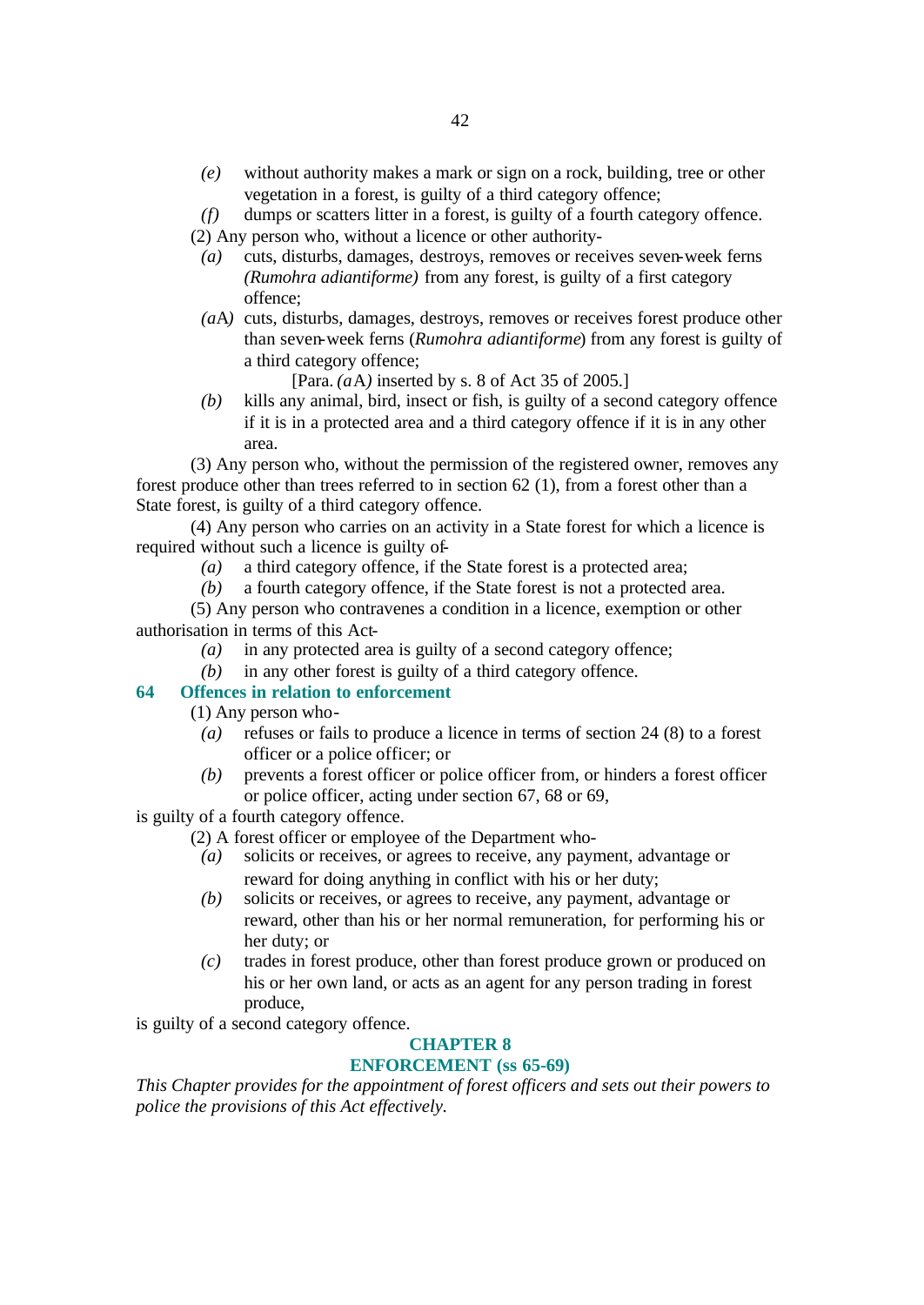*(e)* without authority makes a mark or sign on a rock, building, tree or other vegetation in a forest, is guilty of a third category offence;

*(f)* dumps or scatters litter in a forest, is guilty of a fourth category offence.

(2) Any person who, without a licence or other authority-

*(a)* cuts, disturbs, damages, destroys, removes or receives seven-week ferns *(Rumohra adiantiforme)* from any forest, is guilty of a first category offence;

*(a*A*)* cuts, disturbs, damages, destroys, removes or receives forest produce other than seven-week ferns (*Rumohra adiantiforme*) from any forest is guilty of a third category offence;

[Para. *(a*A*)* inserted by s. 8 of Act 35 of 2005.]

*(b)* kills any animal, bird, insect or fish, is guilty of a second category offence if it is in a protected area and a third category offence if it is in any other area.

(3) Any person who, without the permission of the registered owner, removes any forest produce other than trees referred to in section 62 (1), from a forest other than a State forest, is guilty of a third category offence.

(4) Any person who carries on an activity in a State forest for which a licence is required without such a licence is guilty of-

*(a)* a third category offence, if the State forest is a protected area;

*(b)* a fourth category offence, if the State forest is not a protected area.

(5) Any person who contravenes a condition in a licence, exemption or other authorisation in terms of this Act-

*(a)* in any protected area is guilty of a second category offence;

*(b)* in any other forest is guilty of a third category offence.

### 64 Offences in relation to enforcement

(1) Any person who-

*(a)* refuses or fails to produce a licence in terms of section 24 (8) to a forest officer or a police officer; or

*(b)* prevents a forest officer or police officer from, or hinders a forest officer or police officer, acting under section 67, 68 or 69,

is guilty of a fourth category offence.

(2) A forest officer or employee of the Department who-

*(a)* solicits or receives, or agrees to receive, any payment, advantage or reward for doing anything in conflict with his or her duty;

*(b)* solicits or receives, or agrees to receive, any payment, advantage or reward, other than his or her normal remuneration, for performing his or her duty; or

*(c)* trades in forest produce, other than forest produce grown or produced on his or her own land, or acts as an agent for any person trading in forest produce,

is guilty of a second category offence.

## CHAPTER 8
## ENFORCEMENT (ss 65-69)

*This Chapter provides for the appointment of forest officers and sets out their powers to police the provisions of this Act effectively.*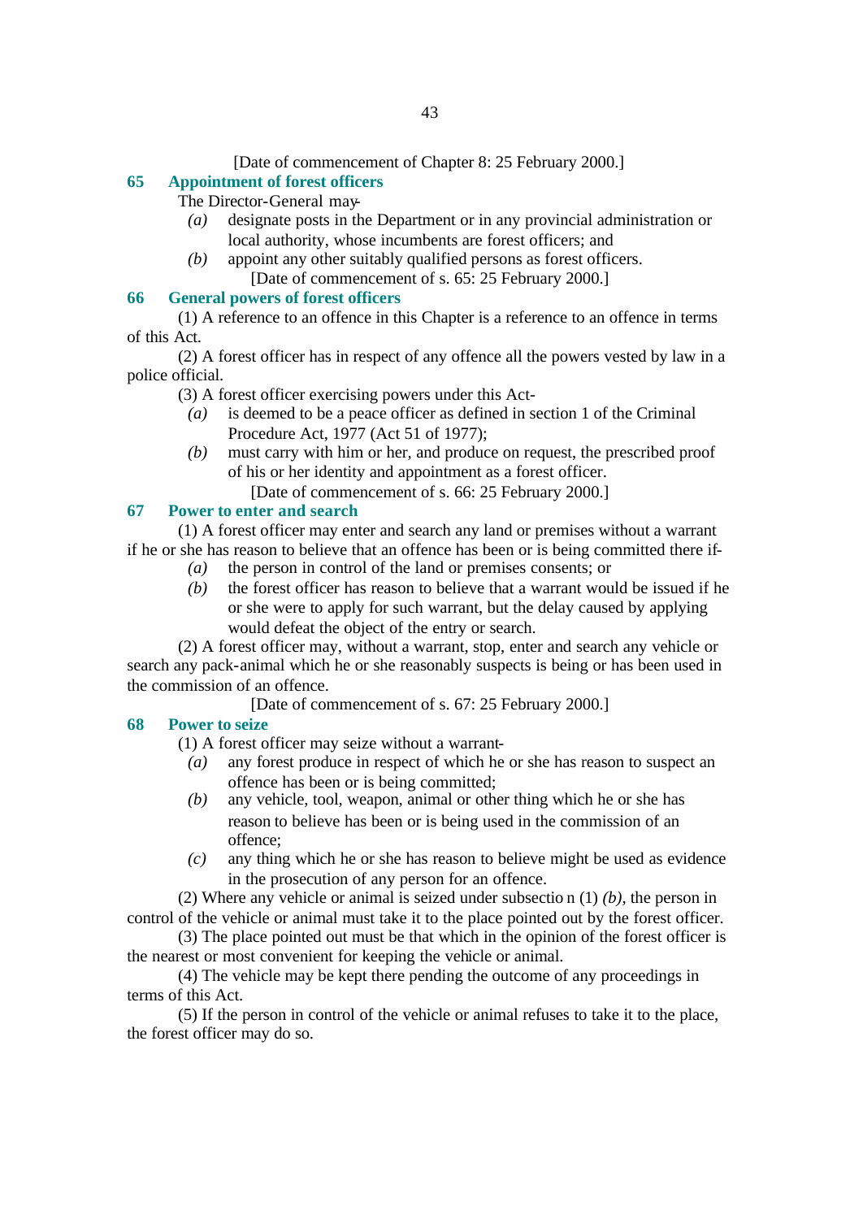[Date of commencement of Chapter 8: 25 February 2000.]

### 65 Appointment of forest officers

The Director-General may-

*(a)* designate posts in the Department or in any provincial administration or local authority, whose incumbents are forest officers; and

*(b)* appoint any other suitably qualified persons as forest officers.

[Date of commencement of s. 65: 25 February 2000.]

### 66 General powers of forest officers

(1) A reference to an offence in this Chapter is a reference to an offence in terms of this Act.

(2) A forest officer has in respect of any offence all the powers vested by law in a police official.

(3) A forest officer exercising powers under this Act-

*(a)* is deemed to be a peace officer as defined in section 1 of the Criminal Procedure Act, 1977 (Act 51 of 1977);

*(b)* must carry with him or her, and produce on request, the prescribed proof of his or her identity and appointment as a forest officer.

[Date of commencement of s. 66: 25 February 2000.]

### 67 Power to enter and search

(1) A forest officer may enter and search any land or premises without a warrant if he or she has reason to believe that an offence has been or is being committed there if-

*(a)* the person in control of the land or premises consents; or

*(b)* the forest officer has reason to believe that a warrant would be issued if he or she were to apply for such warrant, but the delay caused by applying would defeat the object of the entry or search.

(2) A forest officer may, without a warrant, stop, enter and search any vehicle or search any pack-animal which he or she reasonably suspects is being or has been used in the commission of an offence.

[Date of commencement of s. 67: 25 February 2000.]

### 68 Power to seize

(1) A forest officer may seize without a warrant-

*(a)* any forest produce in respect of which he or she has reason to suspect an offence has been or is being committed;

*(b)* any vehicle, tool, weapon, animal or other thing which he or she has reason to believe has been or is being used in the commission of an offence;

*(c)* any thing which he or she has reason to believe might be used as evidence in the prosecution of any person for an offence.

(2) Where any vehicle or animal is seized under subsection (1) *(b)*, the person in control of the vehicle or animal must take it to the place pointed out by the forest officer.

(3) The place pointed out must be that which in the opinion of the forest officer is the nearest or most convenient for keeping the vehicle or animal.

(4) The vehicle may be kept there pending the outcome of any proceedings in terms of this Act.

(5) If the person in control of the vehicle or animal refuses to take it to the place, the forest officer may do so.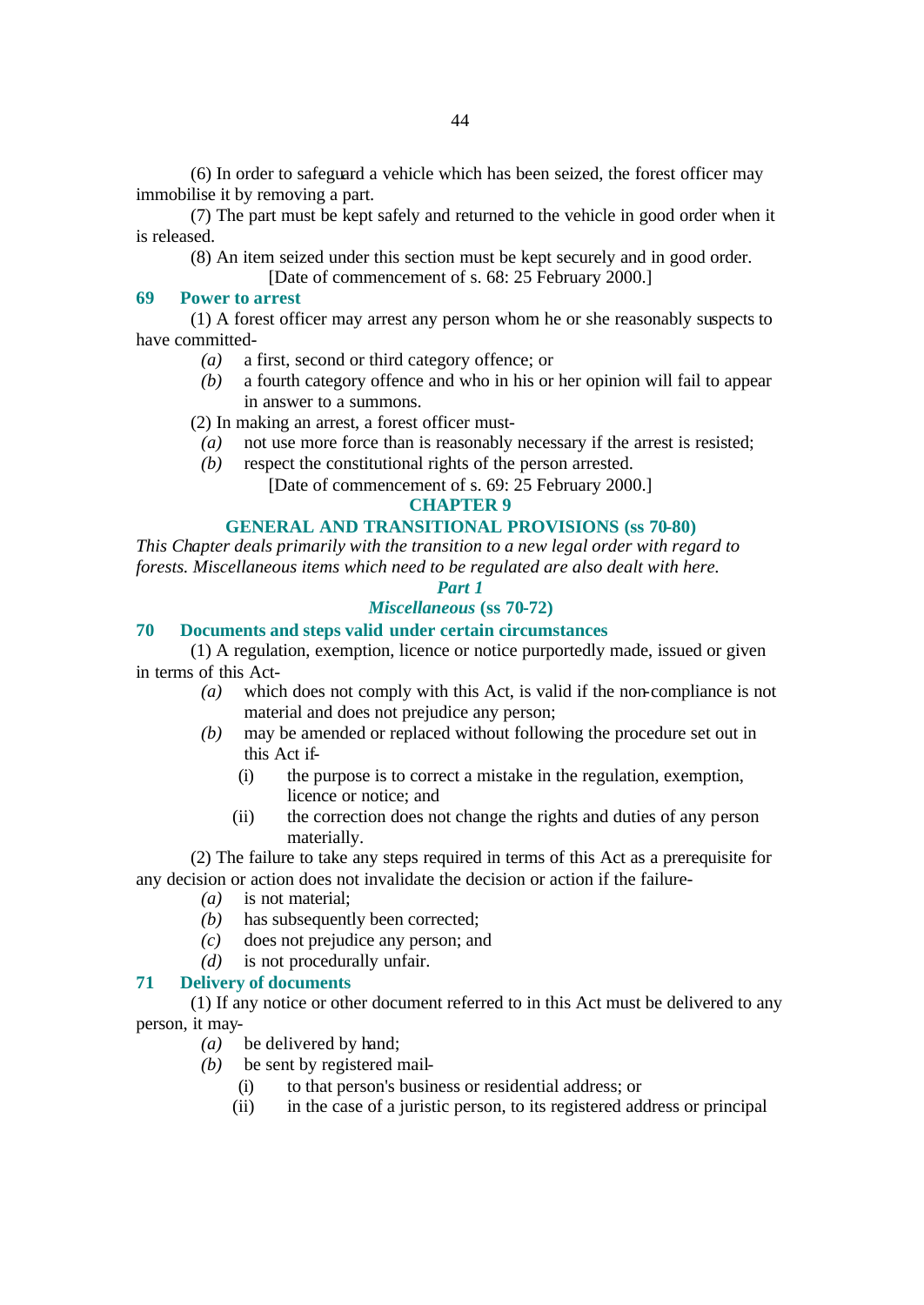(6) In order to safeguard a vehicle which has been seized, the forest officer may immobilise it by removing a part.

(7) The part must be kept safely and returned to the vehicle in good order when it is released.

(8) An item seized under this section must be kept securely and in good order.

[Date of commencement of s. 68: 25 February 2000.]

### 69 Power to arrest

(1) A forest officer may arrest any person whom he or she reasonably suspects to have committed-

*(a)* a first, second or third category offence; or

*(b)* a fourth category offence and who in his or her opinion will fail to appear in answer to a summons.

(2) In making an arrest, a forest officer must-

*(a)* not use more force than is reasonably necessary if the arrest is resisted;

*(b)* respect the constitutional rights of the person arrested.

[Date of commencement of s. 69: 25 February 2000.]

## CHAPTER 9

## GENERAL AND TRANSITIONAL PROVISIONS (ss 70-80)

*This Chapter deals primarily with the transition to a new legal order with regard to forests. Miscellaneous items which need to be regulated are also dealt with here.*

## *Part 1*

## *Miscellaneous* (ss 70-72)

### 70 Documents and steps valid under certain circumstances

(1) A regulation, exemption, licence or notice purportedly made, issued or given in terms of this Act-

*(a)* which does not comply with this Act, is valid if the non-compliance is not material and does not prejudice any person;

*(b)* may be amended or replaced without following the procedure set out in this Act if-

(i) the purpose is to correct a mistake in the regulation, exemption, licence or notice; and

(ii) the correction does not change the rights and duties of any person materially.

(2) The failure to take any steps required in terms of this Act as a prerequisite for any decision or action does not invalidate the decision or action if the failure-

*(a)* is not material;

*(b)* has subsequently been corrected;

*(c)* does not prejudice any person; and

*(d)* is not procedurally unfair.

### 71 Delivery of documents

(1) If any notice or other document referred to in this Act must be delivered to any person, it may-

*(a)* be delivered by hand;

*(b)* be sent by registered mail-

(i) to that person's business or residential address; or

(ii) in the case of a juristic person, to its registered address or principal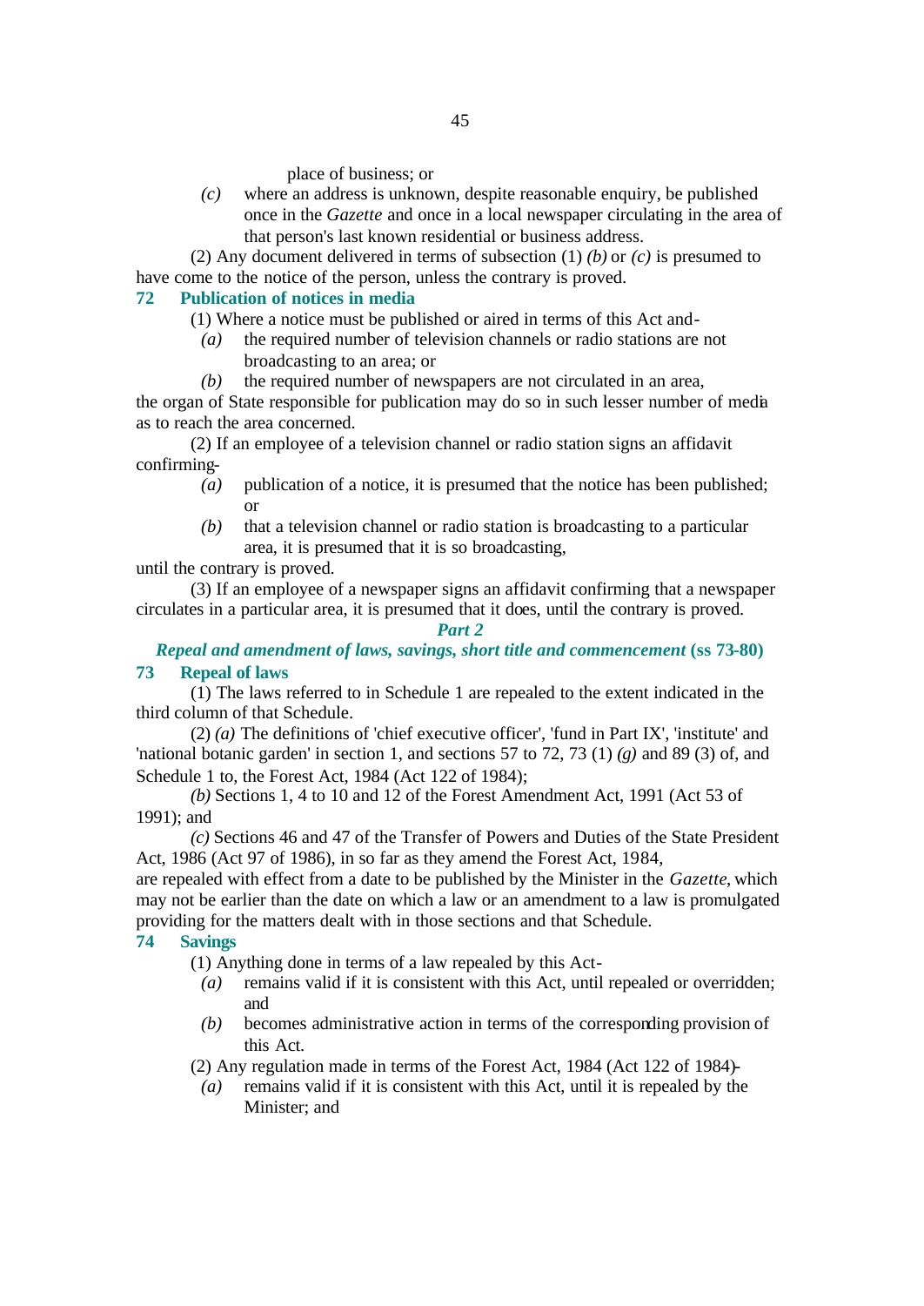place of business; or

*(c)* where an address is unknown, despite reasonable enquiry, be published once in the *Gazette* and once in a local newspaper circulating in the area of that person's last known residential or business address.

(2) Any document delivered in terms of subsection (1) *(b)* or *(c)* is presumed to have come to the notice of the person, unless the contrary is proved.

### 72 Publication of notices in media

(1) Where a notice must be published or aired in terms of this Act and-

*(a)* the required number of television channels or radio stations are not broadcasting to an area; or

*(b)* the required number of newspapers are not circulated in an area,

the organ of State responsible for publication may do so in such lesser number of media as to reach the area concerned.

(2) If an employee of a television channel or radio station signs an affidavit confirming-

*(a)* publication of a notice, it is presumed that the notice has been published; or

*(b)* that a television channel or radio station is broadcasting to a particular area, it is presumed that it is so broadcasting,

until the contrary is proved.

(3) If an employee of a newspaper signs an affidavit confirming that a newspaper circulates in a particular area, it is presumed that it does, until the contrary is proved.

## *Part 2*

## *Repeal and amendment of laws, savings, short title and commencement* (ss 73-80)

### 73 Repeal of laws

(1) The laws referred to in Schedule 1 are repealed to the extent indicated in the third column of that Schedule.

(2) *(a)* The definitions of 'chief executive officer', 'fund in Part IX', 'institute' and 'national botanic garden' in section 1, and sections 57 to 72, 73 (1) *(g)* and 89 (3) of, and Schedule 1 to, the Forest Act, 1984 (Act 122 of 1984);

*(b)* Sections 1, 4 to 10 and 12 of the Forest Amendment Act, 1991 (Act 53 of 1991); and

*(c)* Sections 46 and 47 of the Transfer of Powers and Duties of the State President Act, 1986 (Act 97 of 1986), in so far as they amend the Forest Act, 1984,

are repealed with effect from a date to be published by the Minister in the *Gazette*, which may not be earlier than the date on which a law or an amendment to a law is promulgated providing for the matters dealt with in those sections and that Schedule.

### 74 Savings

(1) Anything done in terms of a law repealed by this Act-

*(a)* remains valid if it is consistent with this Act, until repealed or overridden; and

*(b)* becomes administrative action in terms of the corresponding provision of this Act.

(2) Any regulation made in terms of the Forest Act, 1984 (Act 122 of 1984)-

*(a)* remains valid if it is consistent with this Act, until it is repealed by the Minister; and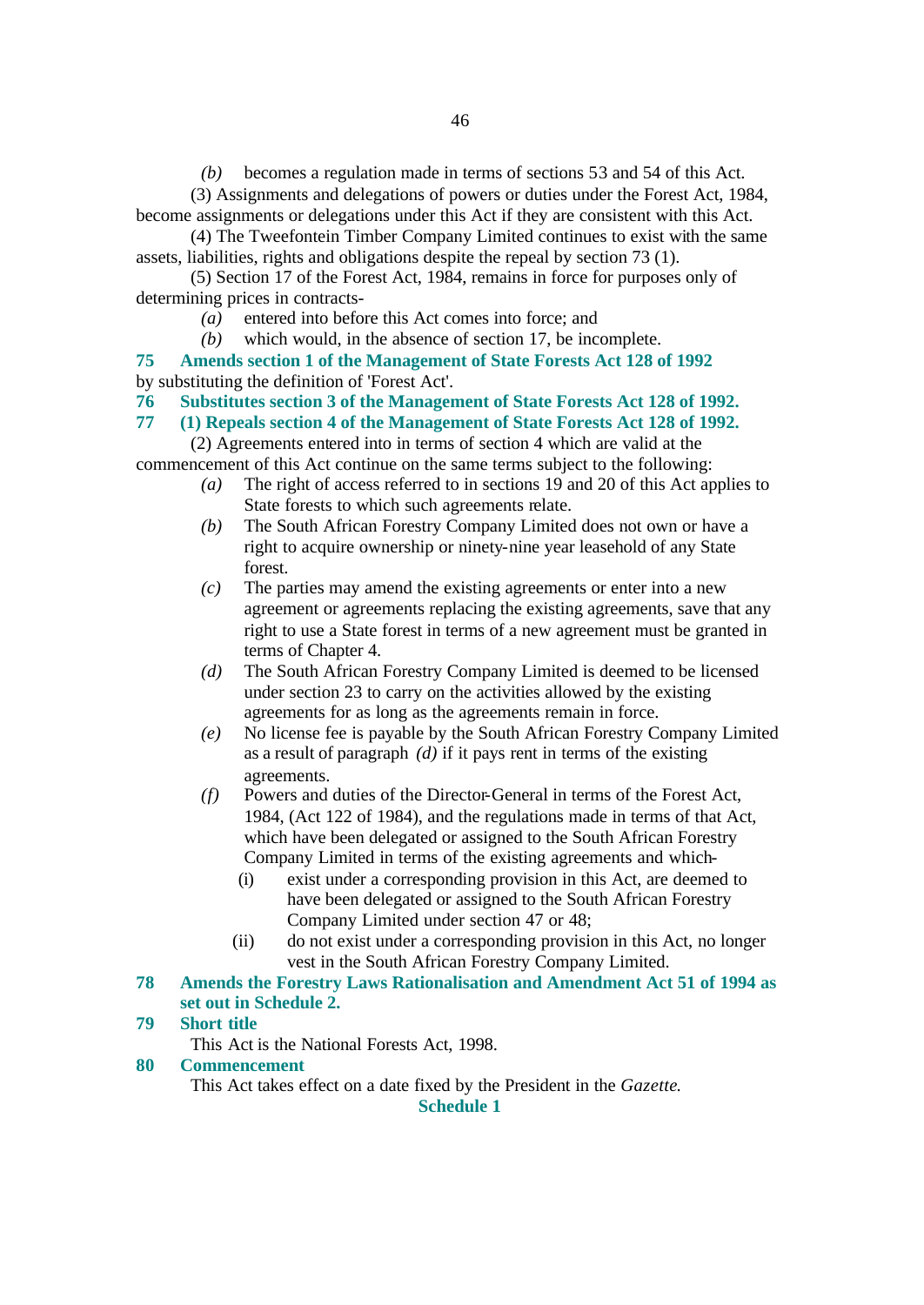*(b)* becomes a regulation made in terms of sections 53 and 54 of this Act.

(3) Assignments and delegations of powers or duties under the Forest Act, 1984, become assignments or delegations under this Act if they are consistent with this Act.

(4) The Tweefontein Timber Company Limited continues to exist with the same assets, liabilities, rights and obligations despite the repeal by section 73 (1).

(5) Section 17 of the Forest Act, 1984, remains in force for purposes only of determining prices in contracts-

*(a)* entered into before this Act comes into force; and

*(b)* which would, in the absence of section 17, be incomplete.

**75 Amends section 1 of the Management of State Forests Act 128 of 1992**

by substituting the definition of 'Forest Act'.

**76 Substitutes section 3 of the Management of State Forests Act 128 of 1992.**

**77 (1) Repeals section 4 of the Management of State Forests Act 128 of 1992.**

(2) Agreements entered into in terms of section 4 which are valid at the commencement of this Act continue on the same terms subject to the following:

*(a)* The right of access referred to in sections 19 and 20 of this Act applies to State forests to which such agreements relate.

*(b)* The South African Forestry Company Limited does not own or have a right to acquire ownership or ninety-nine year leasehold of any State forest.

*(c)* The parties may amend the existing agreements or enter into a new agreement or agreements replacing the existing agreements, save that any right to use a State forest in terms of a new agreement must be granted in terms of Chapter 4.

*(d)* The South African Forestry Company Limited is deemed to be licensed under section 23 to carry on the activities allowed by the existing agreements for as long as the agreements remain in force.

*(e)* No license fee is payable by the South African Forestry Company Limited as a result of paragraph *(d)* if it pays rent in terms of the existing agreements.

*(f)* Powers and duties of the Director-General in terms of the Forest Act, 1984, (Act 122 of 1984), and the regulations made in terms of that Act, which have been delegated or assigned to the South African Forestry Company Limited in terms of the existing agreements and which-

(i) exist under a corresponding provision in this Act, are deemed to have been delegated or assigned to the South African Forestry Company Limited under section 47 or 48;

(ii) do not exist under a corresponding provision in this Act, no longer vest in the South African Forestry Company Limited.

**78 Amends the Forestry Laws Rationalisation and Amendment Act 51 of 1994 as set out in Schedule 2.**

**79 Short title**

This Act is the National Forests Act, 1998.

**80 Commencement**

This Act takes effect on a date fixed by the President in the *Gazette*.

**Schedule 1**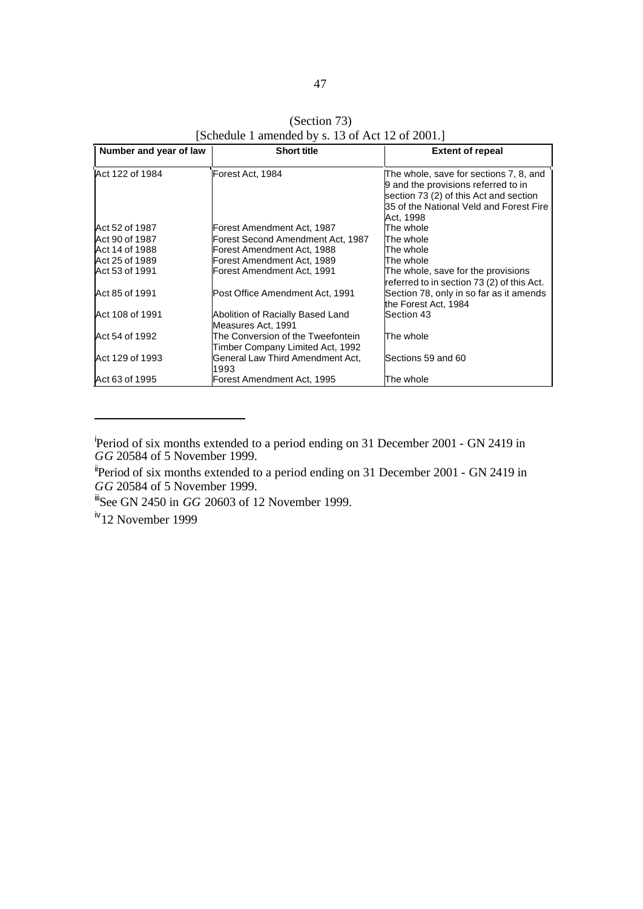(Section 73)
[Schedule 1 amended by s. 13 of Act 12 of 2001.]

| Number and year of law | Short title | Extent of repeal |
|---|---|---|
| Act 122 of 1984 | Forest Act, 1984 | The whole, save for sections 7, 8, and 9 and the provisions referred to in section 73 (2) of this Act and section 35 of the National Veld and Forest Fire Act, 1998 |
| Act 52 of 1987 | Forest Amendment Act, 1987 | The whole |
| Act 90 of 1987 | Forest Second Amendment Act, 1987 | The whole |
| Act 14 of 1988 | Forest Amendment Act, 1988 | The whole |
| Act 25 of 1989 | Forest Amendment Act, 1989 | The whole |
| Act 53 of 1991 | Forest Amendment Act, 1991 | The whole, save for the provisions referred to in section 73 (2) of this Act. |
| Act 85 of 1991 | Post Office Amendment Act, 1991 | Section 78, only in so far as it amends the Forest Act, 1984 |
| Act 108 of 1991 | Abolition of Racially Based Land Measures Act, 1991 | Section 43 |
| Act 54 of 1992 | The Conversion of the Tweefontein Timber Company Limited Act, 1992 | The whole |
| Act 129 of 1993 | General Law Third Amendment Act, 1993 | Sections 59 and 60 |
| Act 63 of 1995 | Forest Amendment Act, 1995 | The whole |

---

[i] Period of six months extended to a period ending on 31 December 2001 - GN 2419 in *GG* 20584 of 5 November 1999.

[ii] Period of six months extended to a period ending on 31 December 2001 - GN 2419 in *GG* 20584 of 5 November 1999.

[iii] See GN 2450 in *GG* 20603 of 12 November 1999.

[iv] 12 November 1999